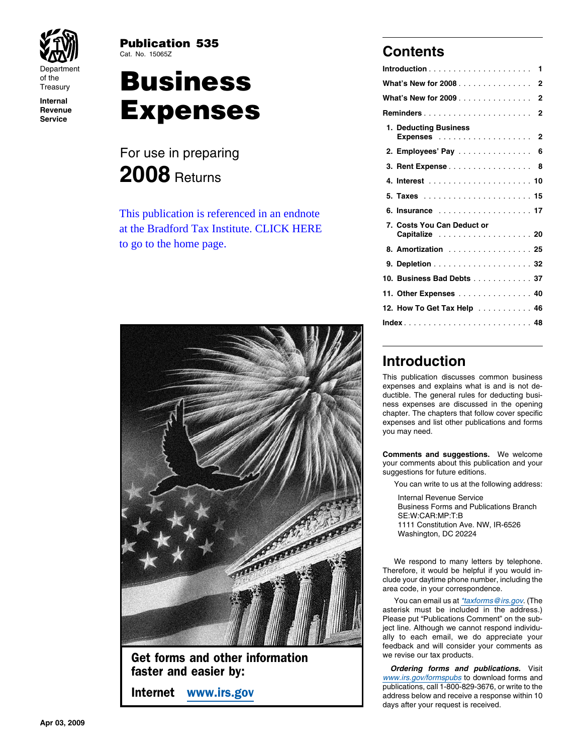Department of the Treasury
Internal Revenue Service

**Publication 535**
Cat. No. 15065Z

# Business Expenses

For use in preparing

**2008** Returns

This publication is referenced in an endnote at the Bradford Tax Institute. CLICK HERE to go to the home page.

**Get forms and other information faster and easier by:**

**Internet www.irs.gov**

## Contents

| | |
|---|---|
| **Introduction** | 1 |
| **What's New for 2008** | 2 |
| **What's New for 2009** | 2 |
| **Reminders** | 2 |
| **1. Deducting Business Expenses** | 2 |
| **2. Employees' Pay** | 6 |
| **3. Rent Expense** | 8 |
| **4. Interest** | 10 |
| **5. Taxes** | 15 |
| **6. Insurance** | 17 |
| **7. Costs You Can Deduct or Capitalize** | 20 |
| **8. Amortization** | 25 |
| **9. Depletion** | 32 |
| **10. Business Bad Debts** | 37 |
| **11. Other Expenses** | 40 |
| **12. How To Get Tax Help** | 46 |
| **Index** | 48 |

## Introduction

This publication discusses common business expenses and explains what is and is not deductible. The general rules for deducting business expenses are discussed in the opening chapter. The chapters that follow cover specific expenses and list other publications and forms you may need.

**Comments and suggestions.** We welcome your comments about this publication and your suggestions for future editions.

You can write to us at the following address:

Internal Revenue Service
Business Forms and Publications Branch
SE:W:CAR:MP:T:B
1111 Constitution Ave. NW, IR-6526
Washington, DC 20224

We respond to many letters by telephone. Therefore, it would be helpful if you would include your daytime phone number, including the area code, in your correspondence.

You can email us at *taxforms@irs.gov. (The asterisk must be included in the address.) Please put "Publications Comment" on the subject line. Although we cannot respond individually to each email, we do appreciate your feedback and will consider your comments as we revise our tax products.

***Ordering forms and publications.*** Visit www.irs.gov/formspubs to download forms and publications, call 1-800-829-3676, or write to the address below and receive a response within 10 days after your request is received.

Apr 03, 2009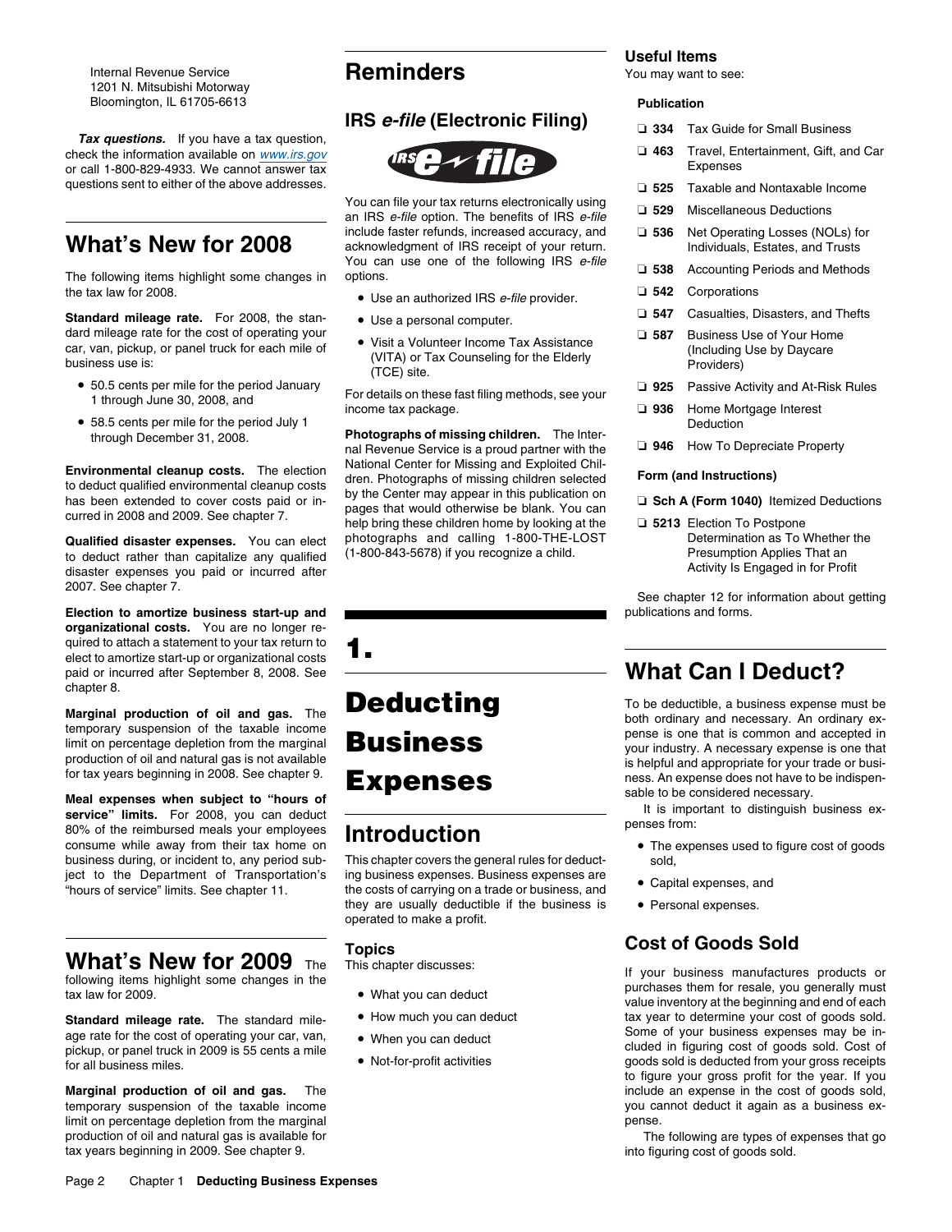Internal Revenue Service
1201 N. Mitsubishi Motorway
Bloomington, IL 61705-6613

***Tax questions.*** If you have a tax question, check the information available on www.irs.gov or call 1-800-829-4933. We cannot answer tax questions sent to either of the above addresses.

## What's New for 2008

The following items highlight some changes in the tax law for 2008.

**Standard mileage rate.** For 2008, the standard mileage rate for the cost of operating your car, van, pickup, or panel truck for each mile of business use is:

- 50.5 cents per mile for the period January 1 through June 30, 2008, and
- 58.5 cents per mile for the period July 1 through December 31, 2008.

**Environmental cleanup costs.** The election to deduct qualified environmental cleanup costs has been extended to cover costs paid or incurred in 2008 and 2009. See chapter 7.

**Qualified disaster expenses.** You can elect to deduct rather than capitalize any qualified disaster expenses you paid or incurred after 2007. See chapter 7.

**Election to amortize business start-up and organizational costs.** You are no longer required to attach a statement to your tax return to elect to amortize start-up or organizational costs paid or incurred after September 8, 2008. See chapter 8.

**Marginal production of oil and gas.** The temporary suspension of the taxable income limit on percentage depletion from the marginal production of oil and natural gas is not available for tax years beginning in 2008. See chapter 9.

**Meal expenses when subject to "hours of service" limits.** For 2008, you can deduct 80% of the reimbursed meals your employees consume while away from their tax home on business during, or incident to, any period subject to the Department of Transportation's "hours of service" limits. See chapter 11.

## What's New for 2009

The following items highlight some changes in the tax law for 2009.

**Standard mileage rate.** The standard mileage rate for the cost of operating your car, van, pickup, or panel truck in 2009 is 55 cents a mile for all business miles.

**Marginal production of oil and gas.** The temporary suspension of the taxable income limit on percentage depletion from the marginal production of oil and natural gas is available for tax years beginning in 2009. See chapter 9.

## Reminders

### IRS *e-file* (Electronic Filing)

You can file your tax returns electronically using an IRS *e-file* option. The benefits of IRS *e-file* include faster refunds, increased accuracy, and acknowledgment of IRS receipt of your return. You can use one of the following IRS *e-file* options.

- Use an authorized IRS *e-file* provider.
- Use a personal computer.
- Visit a Volunteer Income Tax Assistance (VITA) or Tax Counseling for the Elderly (TCE) site.

For details on these fast filing methods, see your income tax package.

**Photographs of missing children.** The Internal Revenue Service is a proud partner with the National Center for Missing and Exploited Children. Photographs of missing children selected by the Center may appear in this publication on pages that would otherwise be blank. You can help bring these children home by looking at the photographs and calling 1-800-THE-LOST (1-800-843-5678) if you recognize a child.

# 1. Deducting Business Expenses

## Introduction

This chapter covers the general rules for deducting business expenses. Business expenses are the costs of carrying on a trade or business, and they are usually deductible if the business is operated to make a profit.

### Topics

This chapter discusses:

- What you can deduct
- How much you can deduct
- When you can deduct
- Not-for-profit activities

### Useful Items

You may want to see:

**Publication**

- ❑ **334** Tax Guide for Small Business
- ❑ **463** Travel, Entertainment, Gift, and Car Expenses
- ❑ **525** Taxable and Nontaxable Income
- ❑ **529** Miscellaneous Deductions
- ❑ **536** Net Operating Losses (NOLs) for Individuals, Estates, and Trusts
- ❑ **538** Accounting Periods and Methods
- ❑ **542** Corporations
- ❑ **547** Casualties, Disasters, and Thefts
- ❑ **587** Business Use of Your Home (Including Use by Daycare Providers)
- ❑ **925** Passive Activity and At-Risk Rules
- ❑ **936** Home Mortgage Interest Deduction
- ❑ **946** How To Depreciate Property

**Form (and Instructions)**

- ❑ **Sch A (Form 1040)** Itemized Deductions
- ❑ **5213** Election To Postpone Determination as To Whether the Presumption Applies That an Activity Is Engaged in for Profit

See chapter 12 for information about getting publications and forms.

## What Can I Deduct?

To be deductible, a business expense must be both ordinary and necessary. An ordinary expense is one that is common and accepted in your industry. A necessary expense is one that is helpful and appropriate for your trade or business. An expense does not have to be indispensable to be considered necessary.

It is important to distinguish business expenses from:

- The expenses used to figure cost of goods sold,
- Capital expenses, and
- Personal expenses.

### Cost of Goods Sold

If your business manufactures products or purchases them for resale, you generally must value inventory at the beginning and end of each tax year to determine your cost of goods sold. Some of your business expenses may be included in figuring cost of goods sold. Cost of goods sold is deducted from your gross receipts to figure your gross profit for the year. If you include an expense in the cost of goods sold, you cannot deduct it again as a business expense.

The following are types of expenses that go into figuring cost of goods sold.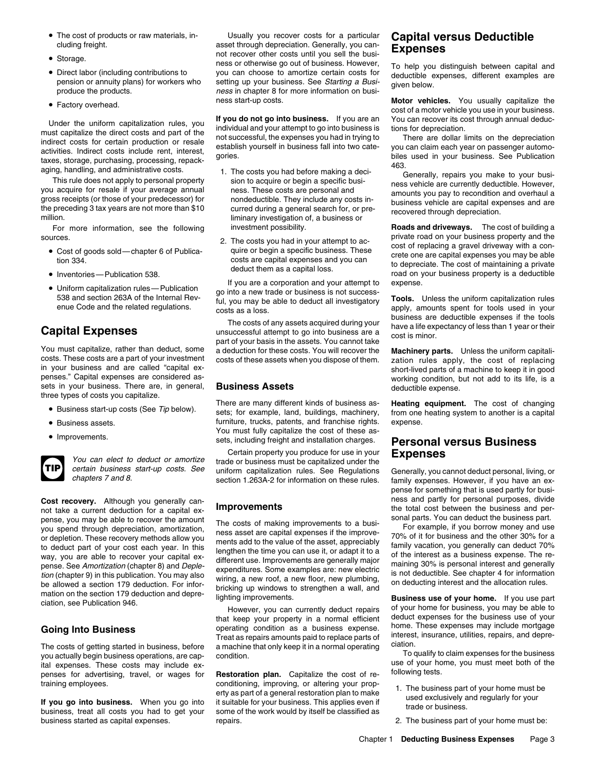- The cost of products or raw materials, including freight.
- Storage.
- Direct labor (including contributions to pension or annuity plans) for workers who produce the products.
- Factory overhead.

Under the uniform capitalization rules, you must capitalize the direct costs and part of the indirect costs for certain production or resale activities. Indirect costs include rent, interest, taxes, storage, purchasing, processing, repackaging, handling, and administrative costs.

This rule does not apply to personal property you acquire for resale if your average annual gross receipts (or those of your predecessor) for the preceding 3 tax years are not more than $10 million.

For more information, see the following sources.

- Cost of goods sold—chapter 6 of Publication 334.
- Inventories—Publication 538.
- Uniform capitalization rules—Publication 538 and section 263A of the Internal Revenue Code and the related regulations.

## Capital Expenses

You must capitalize, rather than deduct, some costs. These costs are a part of your investment in your business and are called "capital expenses." Capital expenses are considered assets in your business. There are, in general, three types of costs you capitalize.

- Business start-up costs (See *Tip* below).
- Business assets.
- Improvements.

**TIP** *You can elect to deduct or amortize certain business start-up costs. See chapters 7 and 8.*

**Cost recovery.** Although you generally cannot take a current deduction for a capital expense, you may be able to recover the amount you spend through depreciation, amortization, or depletion. These recovery methods allow you to deduct part of your cost each year. In this way, you are able to recover your capital expense. See *Amortization* (chapter 8) and *Depletion* (chapter 9) in this publication. You may also be allowed a section 179 deduction. For information on the section 179 deduction and depreciation, see Publication 946.

### Going Into Business

The costs of getting started in business, before you actually begin business operations, are capital expenses. These costs may include expenses for advertising, travel, or wages for training employees.

**If you go into business.** When you go into business, treat all costs you had to get your business started as capital expenses.

Usually you recover costs for a particular asset through depreciation. Generally, you cannot recover other costs until you sell the business or otherwise go out of business. However, you can choose to amortize certain costs for setting up your business. See *Starting a Business* in chapter 8 for more information on business start-up costs.

**If you do not go into business.** If you are an individual and your attempt to go into business is not successful, the expenses you had in trying to establish yourself in business fall into two categories.

1. The costs you had before making a decision to acquire or begin a specific business. These costs are personal and nondeductible. They include any costs incurred during a general search for, or preliminary investigation of, a business or investment possibility.
2. The costs you had in your attempt to acquire or begin a specific business. These costs are capital expenses and you can deduct them as a capital loss.

If you are a corporation and your attempt to go into a new trade or business is not successful, you may be able to deduct all investigatory costs as a loss.

The costs of any assets acquired during your unsuccessful attempt to go into business are a part of your basis in the assets. You cannot take a deduction for these costs. You will recover the costs of these assets when you dispose of them.

### Business Assets

There are many different kinds of business assets; for example, land, buildings, machinery, furniture, trucks, patents, and franchise rights. You must fully capitalize the cost of these assets, including freight and installation charges.

Certain property you produce for use in your trade or business must be capitalized under the uniform capitalization rules. See Regulations section 1.263A-2 for information on these rules.

### Improvements

The costs of making improvements to a business asset are capital expenses if the improvements add to the value of the asset, appreciably lengthen the time you can use it, or adapt it to a different use. Improvements are generally major expenditures. Some examples are: new electric wiring, a new roof, a new floor, new plumbing, bricking up windows to strengthen a wall, and lighting improvements.

However, you can currently deduct repairs that keep your property in a normal efficient operating condition as a business expense. Treat as repairs amounts paid to replace parts of a machine that only keep it in a normal operating condition.

**Restoration plan.** Capitalize the cost of reconditioning, improving, or altering your property as part of a general restoration plan to make it suitable for your business. This applies even if some of the work would by itself be classified as repairs.

## Capital versus Deductible Expenses

To help you distinguish between capital and deductible expenses, different examples are given below.

**Motor vehicles.** You usually capitalize the cost of a motor vehicle you use in your business. You can recover its cost through annual deductions for depreciation.

There are dollar limits on the depreciation you can claim each year on passenger automobiles used in your business. See Publication 463.

Generally, repairs you make to your business vehicle are currently deductible. However, amounts you pay to recondition and overhaul a business vehicle are capital expenses and are recovered through depreciation.

**Roads and driveways.** The cost of building a private road on your business property and the cost of replacing a gravel driveway with a concrete one are capital expenses you may be able to depreciate. The cost of maintaining a private road on your business property is a deductible expense.

**Tools.** Unless the uniform capitalization rules apply, amounts spent for tools used in your business are deductible expenses if the tools have a life expectancy of less than 1 year or their cost is minor.

**Machinery parts.** Unless the uniform capitalization rules apply, the cost of replacing short-lived parts of a machine to keep it in good working condition, but not add to its life, is a deductible expense.

**Heating equipment.** The cost of changing from one heating system to another is a capital expense.

## Personal versus Business Expenses

Generally, you cannot deduct personal, living, or family expenses. However, if you have an expense for something that is used partly for business and partly for personal purposes, divide the total cost between the business and personal parts. You can deduct the business part.

For example, if you borrow money and use 70% of it for business and the other 30% for a family vacation, you generally can deduct 70% of the interest as a business expense. The remaining 30% is personal interest and generally is not deductible. See chapter 4 for information on deducting interest and the allocation rules.

**Business use of your home.** If you use part of your home for business, you may be able to deduct expenses for the business use of your home. These expenses may include mortgage interest, insurance, utilities, repairs, and depreciation.

To qualify to claim expenses for the business use of your home, you must meet both of the following tests.

1. The business part of your home must be used exclusively and regularly for your trade or business.
2. The business part of your home must be: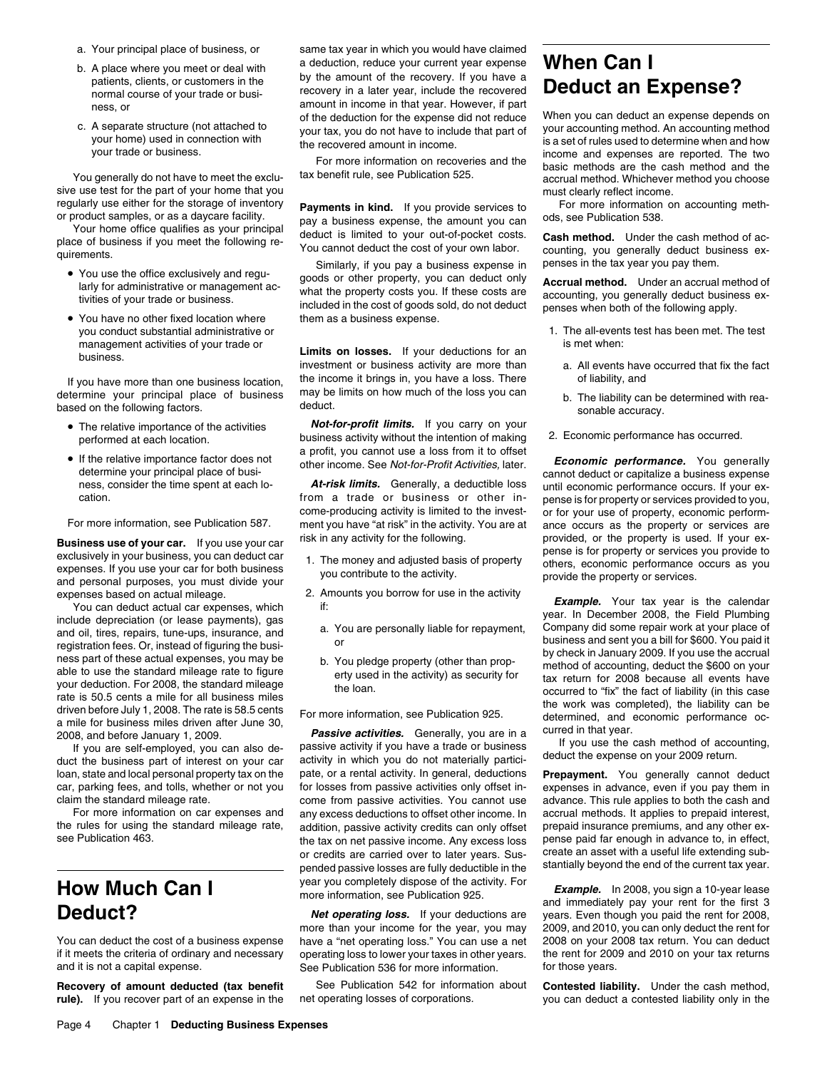a. Your principal place of business, or

b. A place where you meet or deal with patients, clients, or customers in the normal course of your trade or business, or

c. A separate structure (not attached to your home) used in connection with your trade or business.

You generally do not have to meet the exclusive use test for the part of your home that you regularly use either for the storage of inventory or product samples, or as a daycare facility.

Your home office qualifies as your principal place of business if you meet the following requirements.

- You use the office exclusively and regularly for administrative or management activities of your trade or business.
- You have no other fixed location where you conduct substantial administrative or management activities of your trade or business.

If you have more than one business location, determine your principal place of business based on the following factors.

- The relative importance of the activities performed at each location.
- If the relative importance factor does not determine your principal place of business, consider the time spent at each location.

For more information, see Publication 587.

**Business use of your car.** If you use your car exclusively in your business, you can deduct car expenses. If you use your car for both business and personal purposes, you must divide your expenses based on actual mileage.

You can deduct actual car expenses, which include depreciation (or lease payments), gas and oil, tires, repairs, tune-ups, insurance, and registration fees. Or, instead of figuring the business part of these actual expenses, you may be able to use the standard mileage rate to figure your deduction. For 2008, the standard mileage rate is 50.5 cents a mile for all business miles driven before July 1, 2008. The rate is 58.5 cents a mile for business miles driven after June 30, 2008, and before January 1, 2009.

If you are self-employed, you can also deduct the business part of interest on your car loan, state and local personal property tax on the car, parking fees, and tolls, whether or not you claim the standard mileage rate.

For more information on car expenses and the rules for using the standard mileage rate, see Publication 463.

# How Much Can I Deduct?

You can deduct the cost of a business expense if it meets the criteria of ordinary and necessary and it is not a capital expense.

**Recovery of amount deducted (tax benefit rule).** If you recover part of an expense in the same tax year in which you would have claimed a deduction, reduce your current year expense by the amount of the recovery. If you have a recovery in a later year, include the recovered amount in income in that year. However, if part of the deduction for the expense did not reduce your tax, you do not have to include that part of the recovered amount in income.

For more information on recoveries and the tax benefit rule, see Publication 525.

**Payments in kind.** If you provide services to pay a business expense, the amount you can deduct is limited to your out-of-pocket costs. You cannot deduct the cost of your own labor.

Similarly, if you pay a business expense in goods or other property, you can deduct only what the property costs you. If these costs are included in the cost of goods sold, do not deduct them as a business expense.

**Limits on losses.** If your deductions for an investment or business activity are more than the income it brings in, you have a loss. There may be limits on how much of the loss you can deduct.

***Not-for-profit limits.*** If you carry on your business activity without the intention of making a profit, you cannot use a loss from it to offset other income. See *Not-for-Profit Activities,* later.

***At-risk limits.*** Generally, a deductible loss from a trade or business or other income-producing activity is limited to the investment you have "at risk" in the activity. You are at risk in any activity for the following.

1. The money and adjusted basis of property you contribute to the activity.
2. Amounts you borrow for use in the activity if:
   a. You are personally liable for repayment, or
   b. You pledge property (other than property used in the activity) as security for the loan.

For more information, see Publication 925.

***Passive activities.*** Generally, you are in a passive activity if you have a trade or business activity in which you do not materially participate, or a rental activity. In general, deductions for losses from passive activities only offset income from passive activities. You cannot use any excess deductions to offset other income. In addition, passive activity credits can only offset the tax on net passive income. Any excess loss or credits are carried over to later years. Suspended passive losses are fully deductible in the year you completely dispose of the activity. For more information, see Publication 925.

***Net operating loss.*** If your deductions are more than your income for the year, you may have a "net operating loss." You can use a net operating loss to lower your taxes in other years. See Publication 536 for more information.

See Publication 542 for information about net operating losses of corporations.

# When Can I Deduct an Expense?

When you can deduct an expense depends on your accounting method. An accounting method is a set of rules used to determine when and how income and expenses are reported. The two basic methods are the cash method and the accrual method. Whichever method you choose must clearly reflect income.

For more information on accounting methods, see Publication 538.

**Cash method.** Under the cash method of accounting, you generally deduct business expenses in the tax year you pay them.

**Accrual method.** Under an accrual method of accounting, you generally deduct business expenses when both of the following apply.

1. The all-events test has been met. The test is met when:
   a. All events have occurred that fix the fact of liability, and
   b. The liability can be determined with reasonable accuracy.
2. Economic performance has occurred.

***Economic performance.*** You generally cannot deduct or capitalize a business expense until economic performance occurs. If your expense is for property or services provided to you, or for your use of property, economic performance occurs as the property or services are provided, or the property is used. If your expense is for property or services you provide to others, economic performance occurs as you provide the property or services.

***Example.*** Your tax year is the calendar year. In December 2008, the Field Plumbing Company did some repair work at your place of business and sent you a bill for $600. You paid it by check in January 2009. If you use the accrual method of accounting, deduct the $600 on your tax return for 2008 because all events have occurred to "fix" the fact of liability (in this case the work was completed), the liability can be determined, and economic performance occurred in that year.

If you use the cash method of accounting, deduct the expense on your 2009 return.

**Prepayment.** You generally cannot deduct expenses in advance, even if you pay them in advance. This rule applies to both the cash and accrual methods. It applies to prepaid interest, prepaid insurance premiums, and any other expense paid far enough in advance to, in effect, create an asset with a useful life extending substantially beyond the end of the current tax year.

***Example.*** In 2008, you sign a 10-year lease and immediately pay your rent for the first 3 years. Even though you paid the rent for 2008, 2009, and 2010, you can only deduct the rent for 2008 on your 2008 tax return. You can deduct the rent for 2009 and 2010 on your tax returns for those years.

**Contested liability.** Under the cash method, you can deduct a contested liability only in the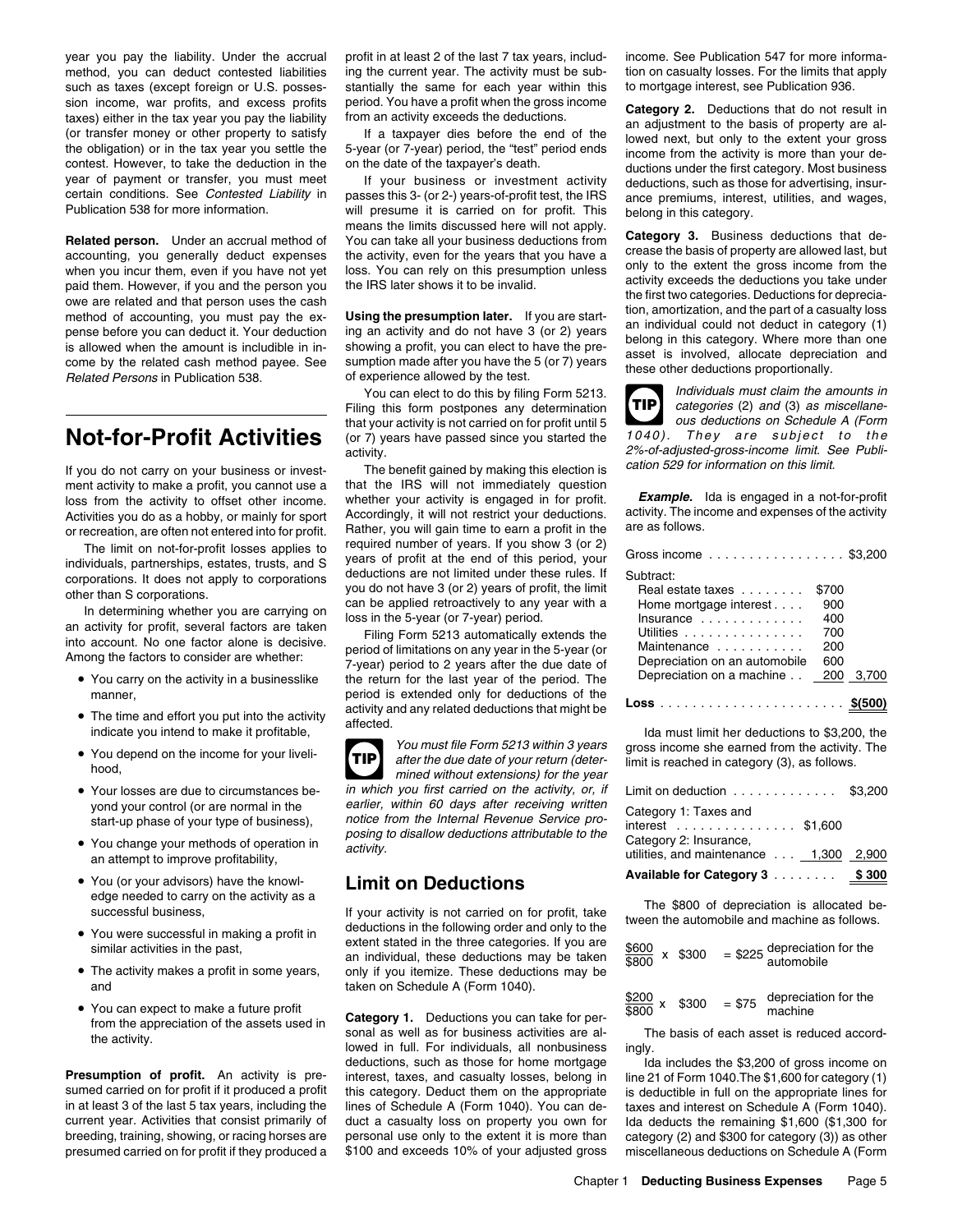year you pay the liability. Under the accrual method, you can deduct contested liabilities such as taxes (except foreign or U.S. possession income, war profits, and excess profits taxes) either in the tax year you pay the liability (or transfer money or other property to satisfy the obligation) or in the tax year you settle the contest. However, to take the deduction in the year of payment or transfer, you must meet certain conditions. See *Contested Liability* in Publication 538 for more information.

**Related person.** Under an accrual method of accounting, you generally deduct expenses when you incur them, even if you have not yet paid them. However, if you and the person you owe are related and that person uses the cash method of accounting, you must pay the expense before you can deduct it. Your deduction is allowed when the amount is includible in income by the related cash method payee. See *Related Persons* in Publication 538.

# Not-for-Profit Activities

If you do not carry on your business or investment activity to make a profit, you cannot use a loss from the activity to offset other income. Activities you do as a hobby, or mainly for sport or recreation, are often not entered into for profit.

The limit on not-for-profit losses applies to individuals, partnerships, estates, trusts, and S corporations. It does not apply to corporations other than S corporations.

In determining whether you are carrying on an activity for profit, several factors are taken into account. No one factor alone is decisive. Among the factors to consider are whether:

- You carry on the activity in a businesslike manner,
- The time and effort you put into the activity indicate you intend to make it profitable,
- You depend on the income for your livelihood,
- Your losses are due to circumstances beyond your control (or are normal in the start-up phase of your type of business),
- You change your methods of operation in an attempt to improve profitability,
- You (or your advisors) have the knowledge needed to carry on the activity as a successful business,
- You were successful in making a profit in similar activities in the past,
- The activity makes a profit in some years, and
- You can expect to make a future profit from the appreciation of the assets used in the activity.

**Presumption of profit.** An activity is presumed carried on for profit if it produced a profit in at least 3 of the last 5 tax years, including the current year. Activities that consist primarily of breeding, training, showing, or racing horses are presumed carried on for profit if they produced a profit in at least 2 of the last 7 tax years, including the current year. The activity must be substantially the same for each year within this period. You have a profit when the gross income from an activity exceeds the deductions.

If a taxpayer dies before the end of the 5-year (or 7-year) period, the "test" period ends on the date of the taxpayer's death.

If your business or investment activity passes this 3- (or 2-) years-of-profit test, the IRS will presume it is carried on for profit. This means the limits discussed here will not apply. You can take all your business deductions from the activity, even for the years that you have a loss. You can rely on this presumption unless the IRS later shows it to be invalid.

**Using the presumption later.** If you are starting an activity and do not have 3 (or 2) years showing a profit, you can elect to have the presumption made after you have the 5 (or 7) years of experience allowed by the test.

You can elect to do this by filing Form 5213. Filing this form postpones any determination that your activity is not carried on for profit until 5 (or 7) years have passed since you started the activity.

The benefit gained by making this election is that the IRS will not immediately question whether your activity is engaged in for profit. Accordingly, it will not restrict your deductions. Rather, you will gain time to earn a profit in the required number of years. If you show 3 (or 2) years of profit at the end of this period, your deductions are not limited under these rules. If you do not have 3 (or 2) years of profit, the limit can be applied retroactively to any year with a loss in the 5-year (or 7-year) period.

Filing Form 5213 automatically extends the period of limitations on any year in the 5-year (or 7-year) period to 2 years after the due date of the return for the last year of the period. The period is extended only for deductions of the activity and any related deductions that might be affected.

**TIP** *You must file Form 5213 within 3 years after the due date of your return (determined without extensions) for the year in which you first carried on the activity, or, if earlier, within 60 days after receiving written notice from the Internal Revenue Service proposing to disallow deductions attributable to the activity.*

## Limit on Deductions

If your activity is not carried on for profit, take deductions in the following order and only to the extent stated in the three categories. If you are an individual, these deductions may be taken only if you itemize. These deductions may be taken on Schedule A (Form 1040).

**Category 1.** Deductions you can take for personal as well as for business activities are allowed in full. For individuals, all nonbusiness deductions, such as those for home mortgage interest, taxes, and casualty losses, belong in this category. Deduct them on the appropriate lines of Schedule A (Form 1040). You can deduct a casualty loss on property you own for personal use only to the extent it is more than $100 and exceeds 10% of your adjusted gross income. See Publication 547 for more information on casualty losses. For the limits that apply to mortgage interest, see Publication 936.

**Category 2.** Deductions that do not result in an adjustment to the basis of property are allowed next, but only to the extent your gross income from the activity is more than your deductions under the first category. Most business deductions, such as those for advertising, insurance premiums, interest, utilities, and wages, belong in this category.

**Category 3.** Business deductions that decrease the basis of property are allowed last, but only to the extent the gross income from the activity exceeds the deductions you take under the first two categories. Deductions for depreciation, amortization, and the part of a casualty loss an individual could not deduct in category (1) belong in this category. Where more than one asset is involved, allocate depreciation and these other deductions proportionally.

**TIP** *Individuals must claim the amounts in categories (2) and (3) as miscellaneous deductions on Schedule A (Form 1040). They are subject to the 2%-of-adjusted-gross-income limit. See Publication 529 for information on this limit.*

***Example.*** Ida is engaged in a not-for-profit activity. The income and expenses of the activity are as follows.

| | | |
|---|---|---|
| Gross income | | $3,200 |
| Subtract: | | |
| Real estate taxes | $700 | |
| Home mortgage interest | 900 | |
| Insurance | 400 | |
| Utilities | 700 | |
| Maintenance | 200 | |
| Depreciation on an automobile | 600 | |
| Depreciation on a machine | 200 | 3,700 |
| **Loss** | | **$(500)** |

Ida must limit her deductions to $3,200, the gross income she earned from the activity. The limit is reached in category (3), as follows.

| | | |
|---|---|---|
| Limit on deduction | | $3,200 |
| Category 1: Taxes and interest | $1,600 | |
| Category 2: Insurance, utilities, and maintenance | 1,300 | 2,900 |
| **Available for Category 3** | | **$ 300** |

The $800 of depreciation is allocated between the automobile and machine as follows.

$$\frac{\$600}{\$800} \times \$300 = \$225 \text{ depreciation for the automobile}$$

$$\frac{\$200}{\$800} \times \$300 = \$75 \text{ depreciation for the machine}$$

The basis of each asset is reduced accordingly.

Ida includes the $3,200 of gross income on line 21 of Form 1040. The $1,600 for category (1) is deductible in full on the appropriate lines for taxes and interest on Schedule A (Form 1040). Ida deducts the remaining $1,600 ($1,300 for category (2) and $300 for category (3)) as other miscellaneous deductions on Schedule A (Form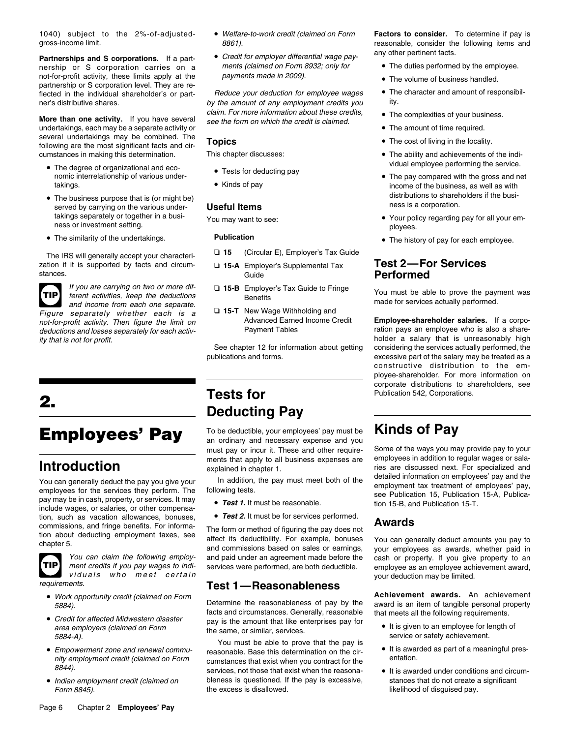1040) subject to the 2%-of-adjusted-gross-income limit.

**Partnerships and S corporations.** If a partnership or S corporation carries on a not-for-profit activity, these limits apply at the partnership or S corporation level. They are reflected in the individual shareholder's or partner's distributive shares.

**More than one activity.** If you have several undertakings, each may be a separate activity or several undertakings may be combined. The following are the most significant facts and circumstances in making this determination.

- The degree of organizational and economic interrelationship of various undertakings.
- The business purpose that is (or might be) served by carrying on the various undertakings separately or together in a business or investment setting.
- The similarity of the undertakings.

The IRS will generally accept your characterization if it is supported by facts and circumstances.

**TIP** *If you are carrying on two or more different activities, keep the deductions and income from each one separate. Figure separately whether each is a not-for-profit activity. Then figure the limit on deductions and losses separately for each activity that is not for profit.*

# 2. Employees' Pay

## Introduction

You can generally deduct the pay you give your employees for the services they perform. The pay may be in cash, property, or services. It may include wages, or salaries, or other compensation, such as vacation allowances, bonuses, commissions, and fringe benefits. For information about deducting employment taxes, see chapter 5.

**TIP** *You can claim the following employment credits if you pay wages to individuals who meet certain requirements.*

- *Work opportunity credit (claimed on Form 5884).*
- *Credit for affected Midwestern disaster area employers (claimed on Form 5884-A).*
- *Empowerment zone and renewal community employment credit (claimed on Form 8844).*
- *Indian employment credit (claimed on Form 8845).*
- *Welfare-to-work credit (claimed on Form 8861).*
- *Credit for employer differential wage payments (claimed on Form 8932; only for payments made in 2009).*

*Reduce your deduction for employee wages by the amount of any employment credits you claim. For more information about these credits, see the form on which the credit is claimed.*

## Topics

This chapter discusses:

- Tests for deducting pay
- Kinds of pay

## Useful Items

You may want to see:

**Publication**

- ❑ **15** (Circular E), Employer's Tax Guide
- ❑ **15-A** Employer's Supplemental Tax Guide
- ❑ **15-B** Employer's Tax Guide to Fringe Benefits
- ❑ **15-T** New Wage Withholding and Advanced Earned Income Credit Payment Tables

See chapter 12 for information about getting publications and forms.

## Tests for Deducting Pay

To be deductible, your employees' pay must be an ordinary and necessary expense and you must pay or incur it. These and other requirements that apply to all business expenses are explained in chapter 1.

In addition, the pay must meet both of the following tests.

- ***Test 1.*** It must be reasonable.
- ***Test 2.*** It must be for services performed.

The form or method of figuring the pay does not affect its deductibility. For example, bonuses and commissions based on sales or earnings, and paid under an agreement made before the services were performed, are both deductible.

### Test 1—Reasonableness

Determine the reasonableness of pay by the facts and circumstances. Generally, reasonable pay is the amount that like enterprises pay for the same, or similar, services.

You must be able to prove that the pay is reasonable. Base this determination on the circumstances that exist when you contract for the services, not those that exist when the reasonableness is questioned. If the pay is excessive, the excess is disallowed.

**Factors to consider.** To determine if pay is reasonable, consider the following items and any other pertinent facts.

- The duties performed by the employee.
- The volume of business handled.
- The character and amount of responsibility.
- The complexities of your business.
- The amount of time required.
- The cost of living in the locality.
- The ability and achievements of the individual employee performing the service.
- The pay compared with the gross and net income of the business, as well as with distributions to shareholders if the business is a corporation.
- Your policy regarding pay for all your employees.
- The history of pay for each employee.

### Test 2—For Services Performed

You must be able to prove the payment was made for services actually performed.

**Employee-shareholder salaries.** If a corporation pays an employee who is also a shareholder a salary that is unreasonably high considering the services actually performed, the excessive part of the salary may be treated as a constructive distribution to the employee-shareholder. For more information on corporate distributions to shareholders, see Publication 542, Corporations.

## Kinds of Pay

Some of the ways you may provide pay to your employees in addition to regular wages or salaries are discussed next. For specialized and detailed information on employees' pay and the employment tax treatment of employees' pay, see Publication 15, Publication 15-A, Publication 15-B, and Publication 15-T.

### Awards

You can generally deduct amounts you pay to your employees as awards, whether paid in cash or property. If you give property to an employee as an employee achievement award, your deduction may be limited.

**Achievement awards.** An achievement award is an item of tangible personal property that meets all the following requirements.

- It is given to an employee for length of service or safety achievement.
- It is awarded as part of a meaningful presentation.
- It is awarded under conditions and circumstances that do not create a significant likelihood of disguised pay.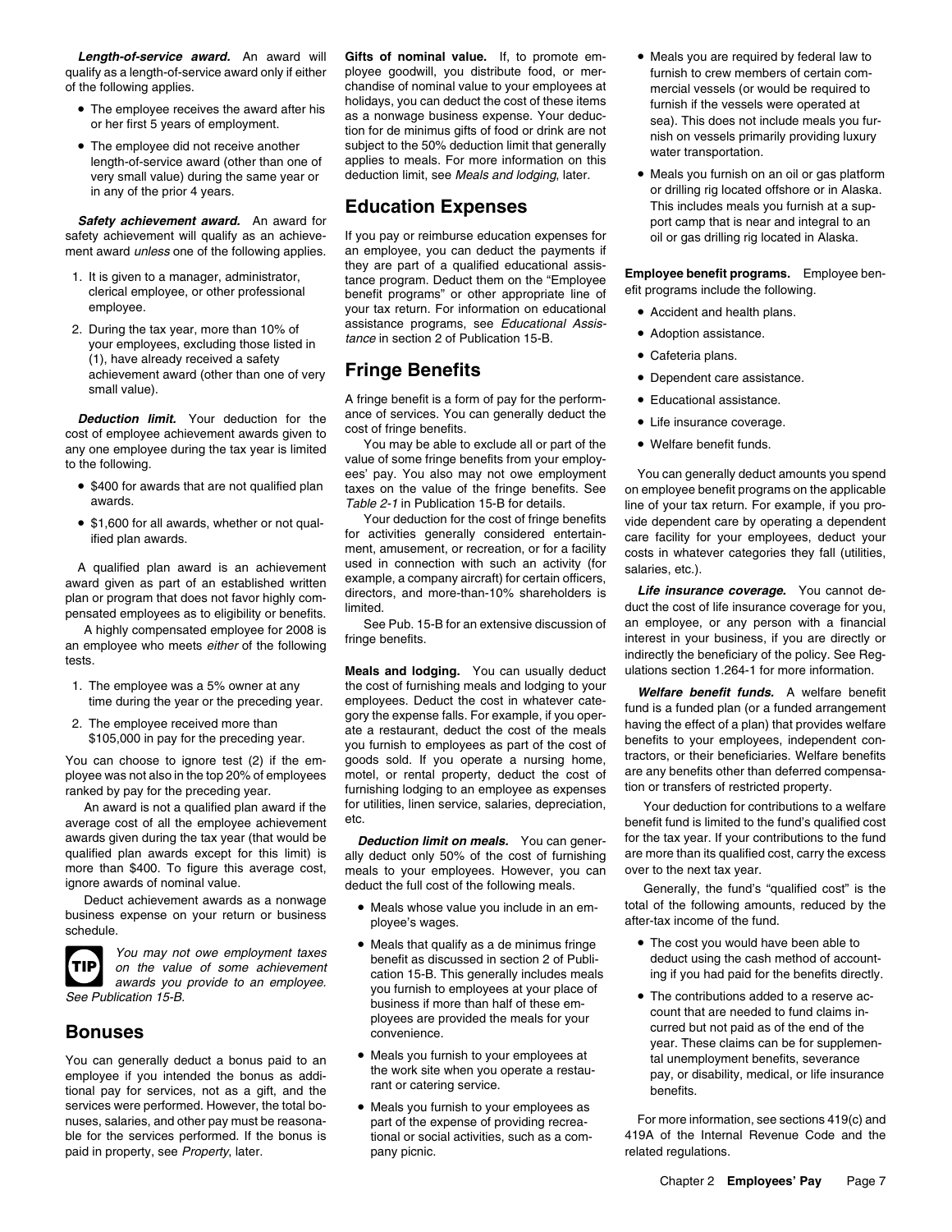***Length-of-service award.*** An award will qualify as a length-of-service award only if either of the following applies.

- The employee receives the award after his or her first 5 years of employment.
- The employee did not receive another length-of-service award (other than one of very small value) during the same year or in any of the prior 4 years.

***Safety achievement award.*** An award for safety achievement will qualify as an achievement award *unless* one of the following applies.

1. It is given to a manager, administrator, clerical employee, or other professional employee.
2. During the tax year, more than 10% of your employees, excluding those listed in (1), have already received a safety achievement award (other than one of very small value).

***Deduction limit.*** Your deduction for the cost of employee achievement awards given to any one employee during the tax year is limited to the following.

- $400 for awards that are not qualified plan awards.
- $1,600 for all awards, whether or not qualified plan awards.

A qualified plan award is an achievement award given as part of an established written plan or program that does not favor highly compensated employees as to eligibility or benefits.

A highly compensated employee for 2008 is an employee who meets *either* of the following tests.

1. The employee was a 5% owner at any time during the year or the preceding year.
2. The employee received more than $105,000 in pay for the preceding year.

You can choose to ignore test (2) if the employee was not also in the top 20% of employees ranked by pay for the preceding year.

An award is not a qualified plan award if the average cost of all the employee achievement awards given during the tax year (that would be qualified plan awards except for this limit) is more than $400. To figure this average cost, ignore awards of nominal value.

Deduct achievement awards as a nonwage business expense on your return or business schedule.

**TIP** *You may not owe employment taxes on the value of some achievement awards you provide to an employee. See Publication 15-B.*

## Bonuses

You can generally deduct a bonus paid to an employee if you intended the bonus as additional pay for services, not as a gift, and the services were performed. However, the total bonuses, salaries, and other pay must be reasonable for the services performed. If the bonus is paid in property, see *Property*, later.

**Gifts of nominal value.** If, to promote employee goodwill, you distribute food, or merchandise of nominal value to your employees at holidays, you can deduct the cost of these items as a nonwage business expense. Your deduction for de minimus gifts of food or drink are not subject to the 50% deduction limit that generally applies to meals. For more information on this deduction limit, see *Meals and lodging*, later.

## Education Expenses

If you pay or reimburse education expenses for an employee, you can deduct the payments if they are part of a qualified educational assistance program. Deduct them on the "Employee benefit programs" or other appropriate line of your tax return. For information on educational assistance programs, see *Educational Assistance* in section 2 of Publication 15-B.

## Fringe Benefits

A fringe benefit is a form of pay for the performance of services. You can generally deduct the cost of fringe benefits.

You may be able to exclude all or part of the value of some fringe benefits from your employees' pay. You also may not owe employment taxes on the value of the fringe benefits. See *Table 2-1* in Publication 15-B for details.

Your deduction for the cost of fringe benefits for activities generally considered entertainment, amusement, or recreation, or for a facility used in connection with such an activity (for example, a company aircraft) for certain officers, directors, and more-than-10% shareholders is limited.

See Pub. 15-B for an extensive discussion of fringe benefits.

**Meals and lodging.** You can usually deduct the cost of furnishing meals and lodging to your employees. Deduct the cost in whatever category the expense falls. For example, if you operate a restaurant, deduct the cost of the meals you furnish to employees as part of the cost of goods sold. If you operate a nursing home, motel, or rental property, deduct the cost of furnishing lodging to an employee as expenses for utilities, linen service, salaries, depreciation, etc.

***Deduction limit on meals.*** You can generally deduct only 50% of the cost of furnishing meals to your employees. However, you can deduct the full cost of the following meals.

- Meals whose value you include in an employee's wages.
- Meals that qualify as a de minimus fringe benefit as discussed in section 2 of Publication 15-B. This generally includes meals you furnish to employees at your place of business if more than half of these employees are provided the meals for your convenience.
- Meals you furnish to your employees at the work site when you operate a restaurant or catering service.
- Meals you furnish to your employees as part of the expense of providing recreational or social activities, such as a company picnic.
- Meals you are required by federal law to furnish to crew members of certain commercial vessels (or would be required to furnish if the vessels were operated at sea). This does not include meals you furnish on vessels primarily providing luxury water transportation.
- Meals you furnish on an oil or gas platform or drilling rig located offshore or in Alaska. This includes meals you furnish at a support camp that is near and integral to an oil or gas drilling rig located in Alaska.

**Employee benefit programs.** Employee benefit programs include the following.

- Accident and health plans.
- Adoption assistance.
- Cafeteria plans.
- Dependent care assistance.
- Educational assistance.
- Life insurance coverage.
- Welfare benefit funds.

You can generally deduct amounts you spend on employee benefit programs on the applicable line of your tax return. For example, if you provide dependent care by operating a dependent care facility for your employees, deduct your costs in whatever categories they fall (utilities, salaries, etc.).

***Life insurance coverage.*** You cannot deduct the cost of life insurance coverage for you, an employee, or any person with a financial interest in your business, if you are directly or indirectly the beneficiary of the policy. See Regulations section 1.264-1 for more information.

***Welfare benefit funds.*** A welfare benefit fund is a funded plan (or a funded arrangement having the effect of a plan) that provides welfare benefits to your employees, independent contractors, or their beneficiaries. Welfare benefits are any benefits other than deferred compensation or transfers of restricted property.

Your deduction for contributions to a welfare benefit fund is limited to the fund's qualified cost for the tax year. If your contributions to the fund are more than its qualified cost, carry the excess over to the next tax year.

Generally, the fund's "qualified cost" is the total of the following amounts, reduced by the after-tax income of the fund.

- The cost you would have been able to deduct using the cash method of accounting if you had paid for the benefits directly.
- The contributions added to a reserve account that are needed to fund claims incurred but not paid as of the end of the year. These claims can be for supplemental unemployment benefits, severance pay, or disability, medical, or life insurance benefits.

For more information, see sections 419(c) and 419A of the Internal Revenue Code and the related regulations.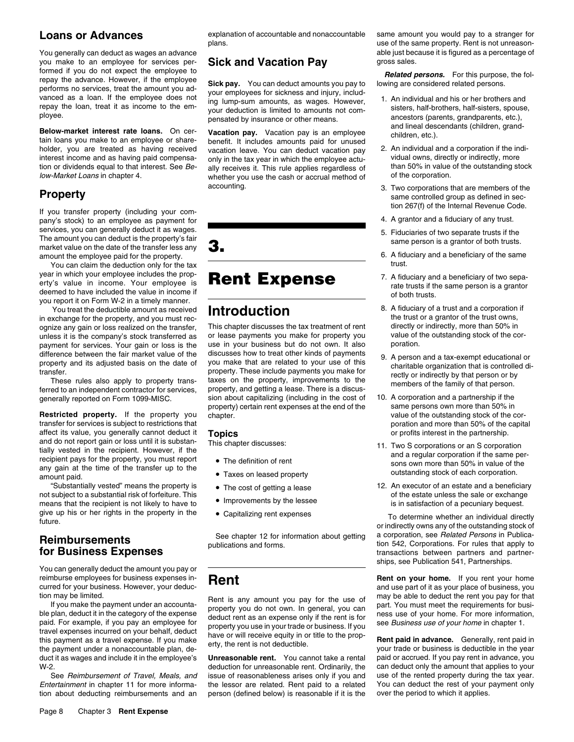## Loans or Advances

You generally can deduct as wages an advance you make to an employee for services performed if you do not expect the employee to repay the advance. However, if the employee performs no services, treat the amount you advanced as a loan. If the employee does not repay the loan, treat it as income to the employee.

**Below-market interest rate loans.** On certain loans you make to an employee or shareholder, you are treated as having received interest income and as having paid compensation or dividends equal to that interest. See *Below-Market Loans* in chapter 4.

## Property

If you transfer property (including your company's stock) to an employee as payment for services, you can generally deduct it as wages. The amount you can deduct is the property's fair market value on the date of the transfer less any amount the employee paid for the property.

You can claim the deduction only for the tax year in which your employee includes the property's value in income. Your employee is deemed to have included the value in income if you report it on Form W-2 in a timely manner.

You treat the deductible amount as received in exchange for the property, and you must recognize any gain or loss realized on the transfer, unless it is the company's stock transferred as payment for services. Your gain or loss is the difference between the fair market value of the property and its adjusted basis on the date of transfer.

These rules also apply to property transferred to an independent contractor for services, generally reported on Form 1099-MISC.

**Restricted property.** If the property you transfer for services is subject to restrictions that affect its value, you generally cannot deduct it and do not report gain or loss until it is substantially vested in the recipient. However, if the recipient pays for the property, you must report any gain at the time of the transfer up to the amount paid.

"Substantially vested" means the property is not subject to a substantial risk of forfeiture. This means that the recipient is not likely to have to give up his or her rights in the property in the future.

## Reimbursements for Business Expenses

You can generally deduct the amount you pay or reimburse employees for business expenses incurred for your business. However, your deduction may be limited.

If you make the payment under an accountable plan, deduct it in the category of the expense paid. For example, if you pay an employee for travel expenses incurred on your behalf, deduct this payment as a travel expense. If you make the payment under a nonaccountable plan, deduct it as wages and include it in the employee's W-2.

See *Reimbursement of Travel, Meals, and Entertainment* in chapter 11 for more information about deducting reimbursements and an explanation of accountable and nonaccountable plans.

## Sick and Vacation Pay

**Sick pay.** You can deduct amounts you pay to your employees for sickness and injury, including lump-sum amounts, as wages. However, your deduction is limited to amounts not compensated by insurance or other means.

**Vacation pay.** Vacation pay is an employee benefit. It includes amounts paid for unused vacation leave. You can deduct vacation pay only in the tax year in which the employee actually receives it. This rule applies regardless of whether you use the cash or accrual method of accounting.

# 3. Rent Expense

## Introduction

This chapter discusses the tax treatment of rent or lease payments you make for property you use in your business but do not own. It also discusses how to treat other kinds of payments you make that are related to your use of this property. These include payments you make for taxes on the property, improvements to the property, and getting a lease. There is a discussion about capitalizing (including in the cost of property) certain rent expenses at the end of the chapter.

### Topics

This chapter discusses:

- The definition of rent
- Taxes on leased property
- The cost of getting a lease
- Improvements by the lessee
- Capitalizing rent expenses

See chapter 12 for information about getting publications and forms.

## Rent

Rent is any amount you pay for the use of property you do not own. In general, you can deduct rent as an expense only if the rent is for property you use in your trade or business. If you have or will receive equity in or title to the property, the rent is not deductible.

**Unreasonable rent.** You cannot take a rental deduction for unreasonable rent. Ordinarily, the issue of reasonableness arises only if you and the lessor are related. Rent paid to a related person (defined below) is reasonable if it is the same amount you would pay to a stranger for use of the same property. Rent is not unreasonable just because it is figured as a percentage of gross sales.

***Related persons.*** For this purpose, the following are considered related persons.

1. An individual and his or her brothers and sisters, half-brothers, half-sisters, spouse, ancestors (parents, grandparents, etc.), and lineal descendants (children, grandchildren, etc.).
2. An individual and a corporation if the individual owns, directly or indirectly, more than 50% in value of the outstanding stock of the corporation.
3. Two corporations that are members of the same controlled group as defined in section 267(f) of the Internal Revenue Code.
4. A grantor and a fiduciary of any trust.
5. Fiduciaries of two separate trusts if the same person is a grantor of both trusts.
6. A fiduciary and a beneficiary of the same trust.
7. A fiduciary and a beneficiary of two separate trusts if the same person is a grantor of both trusts.
8. A fiduciary of a trust and a corporation if the trust or a grantor of the trust owns, directly or indirectly, more than 50% in value of the outstanding stock of the corporation.
9. A person and a tax-exempt educational or charitable organization that is controlled directly or indirectly by that person or by members of the family of that person.
10. A corporation and a partnership if the same persons own more than 50% in value of the outstanding stock of the corporation and more than 50% of the capital or profits interest in the partnership.
11. Two S corporations or an S corporation and a regular corporation if the same persons own more than 50% in value of the outstanding stock of each corporation.
12. An executor of an estate and a beneficiary of the estate unless the sale or exchange is in satisfaction of a pecuniary bequest.

To determine whether an individual directly or indirectly owns any of the outstanding stock of a corporation, see *Related Persons* in Publication 542, Corporations. For rules that apply to transactions between partners and partnerships, see Publication 541, Partnerships.

**Rent on your home.** If you rent your home and use part of it as your place of business, you may be able to deduct the rent you pay for that part. You must meet the requirements for business use of your home. For more information, see *Business use of your home* in chapter 1.

**Rent paid in advance.** Generally, rent paid in your trade or business is deductible in the year paid or accrued. If you pay rent in advance, you can deduct only the amount that applies to your use of the rented property during the tax year. You can deduct the rest of your payment only over the period to which it applies.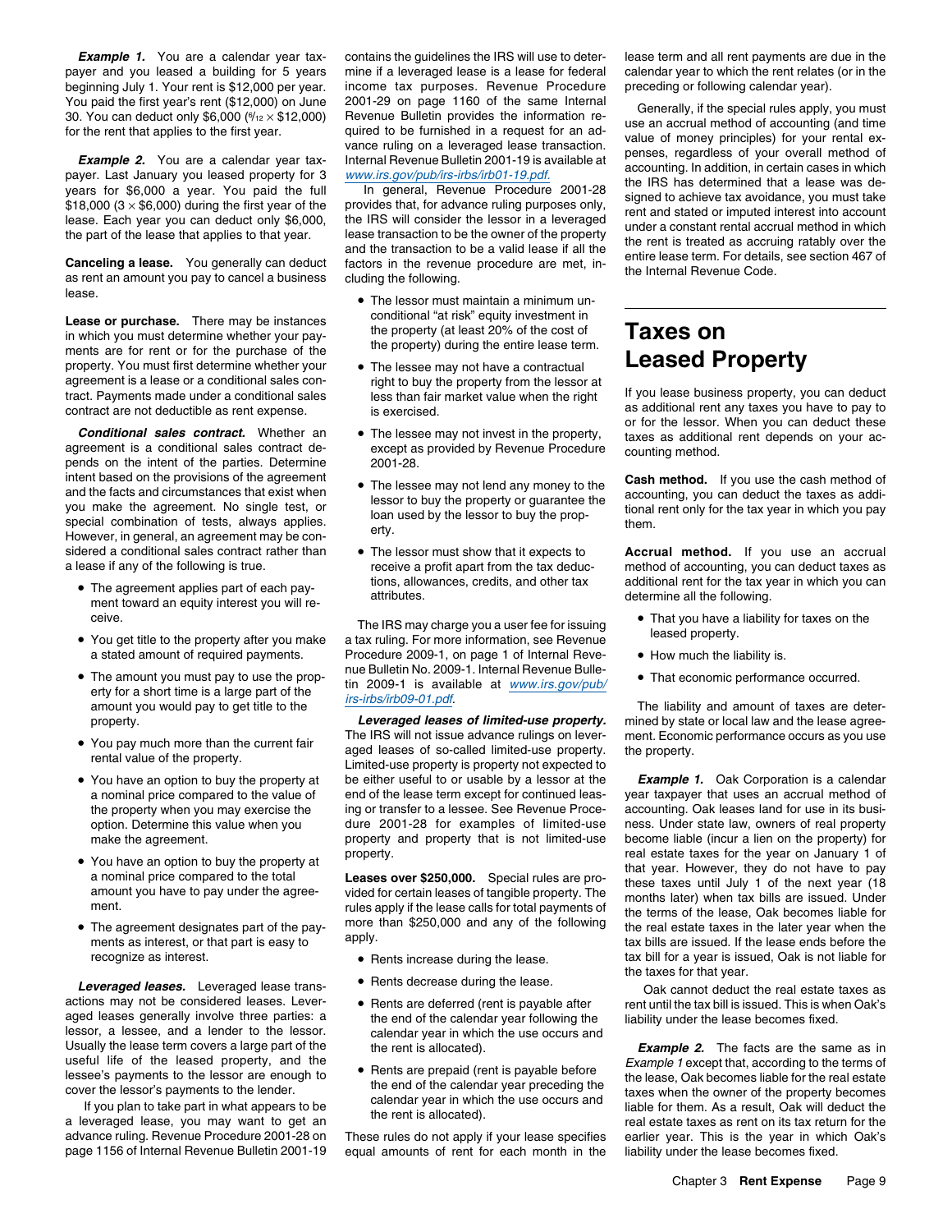***Example 1.*** You are a calendar year taxpayer and you leased a building for 5 years beginning July 1. Your rent is $12,000 per year. You paid the first year's rent ($12,000) on June 30. You can deduct only $6,000 ($^6/_{12}$ × $12,000) for the rent that applies to the first year.

***Example 2.*** You are a calendar year taxpayer. Last January you leased property for 3 years for $6,000 a year. You paid the full $18,000 (3 × $6,000) during the first year of the lease. Each year you can deduct only $6,000, the part of the lease that applies to that year.

**Canceling a lease.** You generally can deduct as rent an amount you pay to cancel a business lease.

**Lease or purchase.** There may be instances in which you must determine whether your payments are for rent or for the purchase of the property. You must first determine whether your agreement is a lease or a conditional sales contract. Payments made under a conditional sales contract are not deductible as rent expense.

***Conditional sales contract.*** Whether an agreement is a conditional sales contract depends on the intent of the parties. Determine intent based on the provisions of the agreement and the facts and circumstances that exist when you make the agreement. No single test, or special combination of tests, always applies. However, in general, an agreement may be considered a conditional sales contract rather than a lease if any of the following is true.

- The agreement applies part of each payment toward an equity interest you will receive.
- You get title to the property after you make a stated amount of required payments.
- The amount you must pay to use the property for a short time is a large part of the amount you would pay to get title to the property.
- You pay much more than the current fair rental value of the property.
- You have an option to buy the property at a nominal price compared to the value of the property when you may exercise the option. Determine this value when you make the agreement.
- You have an option to buy the property at a nominal price compared to the total amount you have to pay under the agreement.
- The agreement designates part of the payments as interest, or that part is easy to recognize as interest.

***Leveraged leases.*** Leveraged lease transactions may not be considered leases. Leveraged leases generally involve three parties: a lessor, a lessee, and a lender to the lessor. Usually the lease term covers a large part of the useful life of the leased property, and the lessee's payments to the lessor are enough to cover the lessor's payments to the lender.

If you plan to take part in what appears to be a leveraged lease, you may want to get an advance ruling. Revenue Procedure 2001-28 on page 1156 of Internal Revenue Bulletin 2001-19 contains the guidelines the IRS will use to determine if a leveraged lease is a lease for federal income tax purposes. Revenue Procedure 2001-29 on page 1160 of the same Internal Revenue Bulletin provides the information required to be furnished in a request for an advance ruling on a leveraged lease transaction. Internal Revenue Bulletin 2001-19 is available at *www.irs.gov/pub/irs-irbs/irb01-19.pdf.*

In general, Revenue Procedure 2001-28 provides that, for advance ruling purposes only, the IRS will consider the lessor in a leveraged lease transaction to be the owner of the property and the transaction to be a valid lease if all the factors in the revenue procedure are met, including the following.

- The lessor must maintain a minimum unconditional "at risk" equity investment in the property (at least 20% of the cost of the property) during the entire lease term.
- The lessee may not have a contractual right to buy the property from the lessor at less than fair market value when the right is exercised.
- The lessee may not invest in the property, except as provided by Revenue Procedure 2001-28.
- The lessee may not lend any money to the lessor to buy the property or guarantee the loan used by the lessor to buy the property.
- The lessor must show that it expects to receive a profit apart from the tax deductions, allowances, credits, and other tax attributes.

The IRS may charge you a user fee for issuing a tax ruling. For more information, see Revenue Procedure 2009-1, on page 1 of Internal Revenue Bulletin No. 2009-1. Internal Revenue Bulletin 2009-1 is available at *www.irs.gov/pub/irs-irbs/irb09-01.pdf*.

***Leveraged leases of limited-use property.*** The IRS will not issue advance rulings on leveraged leases of so-called limited-use property. Limited-use property is property not expected to be either useful to or usable by a lessor at the end of the lease term except for continued leasing or transfer to a lessee. See Revenue Procedure 2001-28 for examples of limited-use property and property that is not limited-use property.

**Leases over $250,000.** Special rules are provided for certain leases of tangible property. The rules apply if the lease calls for total payments of more than $250,000 and any of the following apply.

- Rents increase during the lease.
- Rents decrease during the lease.
- Rents are deferred (rent is payable after the end of the calendar year following the calendar year in which the use occurs and the rent is allocated).
- Rents are prepaid (rent is payable before the end of the calendar year preceding the calendar year in which the use occurs and the rent is allocated).

These rules do not apply if your lease specifies equal amounts of rent for each month in the lease term and all rent payments are due in the calendar year to which the rent relates (or in the preceding or following calendar year).

Generally, if the special rules apply, you must use an accrual method of accounting (and time value of money principles) for your rental expenses, regardless of your overall method of accounting. In addition, in certain cases in which the IRS has determined that a lease was designed to achieve tax avoidance, you must take rent and stated or imputed interest into account under a constant rental accrual method in which the rent is treated as accruing ratably over the entire lease term. For details, see section 467 of the Internal Revenue Code.

# Taxes on Leased Property

If you lease business property, you can deduct as additional rent any taxes you have to pay to or for the lessor. When you can deduct these taxes as additional rent depends on your accounting method.

**Cash method.** If you use the cash method of accounting, you can deduct the taxes as additional rent only for the tax year in which you pay them.

**Accrual method.** If you use an accrual method of accounting, you can deduct taxes as additional rent for the tax year in which you can determine all the following.

- That you have a liability for taxes on the leased property.
- How much the liability is.
- That economic performance occurred.

The liability and amount of taxes are determined by state or local law and the lease agreement. Economic performance occurs as you use the property.

***Example 1.*** Oak Corporation is a calendar year taxpayer that uses an accrual method of accounting. Oak leases land for use in its business. Under state law, owners of real property become liable (incur a lien on the property) for real estate taxes for the year on January 1 of that year. However, they do not have to pay these taxes until July 1 of the next year (18 months later) when tax bills are issued. Under the terms of the lease, Oak becomes liable for the real estate taxes in the later year when the tax bills are issued. If the lease ends before the tax bill for a year is issued, Oak is not liable for the taxes for that year.

Oak cannot deduct the real estate taxes as rent until the tax bill is issued. This is when Oak's liability under the lease becomes fixed.

***Example 2.*** The facts are the same as in *Example 1* except that, according to the terms of the lease, Oak becomes liable for the real estate taxes when the owner of the property becomes liable for them. As a result, Oak will deduct the real estate taxes as rent on its tax return for the earlier year. This is the year in which Oak's liability under the lease becomes fixed.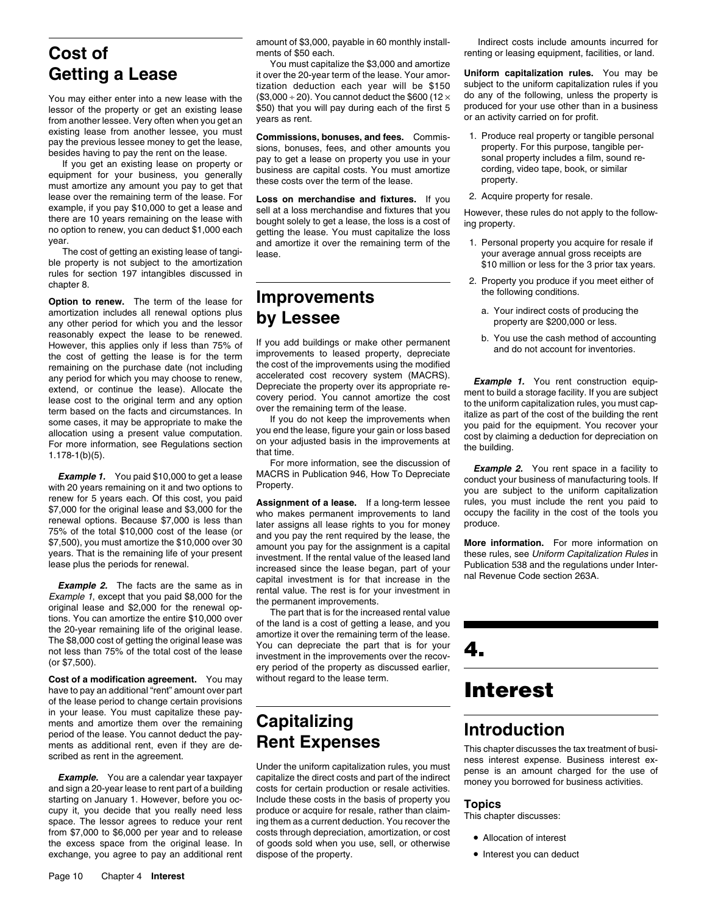## Cost of Getting a Lease

You may either enter into a new lease with the lessor of the property or get an existing lease from another lessee. Very often when you get an existing lease from another lessee, you must pay the previous lessee money to get the lease, besides having to pay the rent on the lease.

If you get an existing lease on property or equipment for your business, you generally must amortize any amount you pay to get that lease over the remaining term of the lease. For example, if you pay $10,000 to get a lease and there are 10 years remaining on the lease with no option to renew, you can deduct $1,000 each year.

The cost of getting an existing lease of tangible property is not subject to the amortization rules for section 197 intangibles discussed in chapter 8.

**Option to renew.** The term of the lease for amortization includes all renewal options plus any other period for which you and the lessor reasonably expect the lease to be renewed. However, this applies only if less than 75% of the cost of getting the lease is for the term remaining on the purchase date (not including any period for which you may choose to renew, extend, or continue the lease). Allocate the lease cost to the original term and any option term based on the facts and circumstances. In some cases, it may be appropriate to make the allocation using a present value computation. For more information, see Regulations section 1.178-1(b)(5).

***Example 1.*** You paid $10,000 to get a lease with 20 years remaining on it and two options to renew for 5 years each. Of this cost, you paid $7,000 for the original lease and $3,000 for the renewal options. Because $7,000 is less than 75% of the total $10,000 cost of the lease (or $7,500), you must amortize the $10,000 over 30 years. That is the remaining life of your present lease plus the periods for renewal.

***Example 2.*** The facts are the same as in *Example 1*, except that you paid $8,000 for the original lease and $2,000 for the renewal options. You can amortize the entire $10,000 over the 20-year remaining life of the original lease. The $8,000 cost of getting the original lease was not less than 75% of the total cost of the lease (or $7,500).

**Cost of a modification agreement.** You may have to pay an additional "rent" amount over part of the lease period to change certain provisions in your lease. You must capitalize these payments and amortize them over the remaining period of the lease. You cannot deduct the payments as additional rent, even if they are described as rent in the agreement.

***Example.*** You are a calendar year taxpayer and sign a 20-year lease to rent part of a building starting on January 1. However, before you occupy it, you decide that you really need less space. The lessor agrees to reduce your rent from $7,000 to $6,000 per year and to release the excess space from the original lease. In exchange, you agree to pay an additional rent amount of $3,000, payable in 60 monthly installments of $50 each.

You must capitalize the $3,000 and amortize it over the 20-year term of the lease. Your amortization deduction each year will be $150 ($3,000 ÷ 20). You cannot deduct the $600 (12 × $50) that you will pay during each of the first 5 years as rent.

**Commissions, bonuses, and fees.** Commissions, bonuses, fees, and other amounts you pay to get a lease on property you use in your business are capital costs. You must amortize these costs over the term of the lease.

**Loss on merchandise and fixtures.** If you sell at a loss merchandise and fixtures that you bought solely to get a lease, the loss is a cost of getting the lease. You must capitalize the loss and amortize it over the remaining term of the lease.

## Improvements by Lessee

If you add buildings or make other permanent improvements to leased property, depreciate the cost of the improvements using the modified accelerated cost recovery system (MACRS). Depreciate the property over its appropriate recovery period. You cannot amortize the cost over the remaining term of the lease.

If you do not keep the improvements when you end the lease, figure your gain or loss based on your adjusted basis in the improvements at that time.

For more information, see the discussion of MACRS in Publication 946, How To Depreciate Property.

**Assignment of a lease.** If a long-term lessee who makes permanent improvements to land later assigns all lease rights to you for money and you pay the rent required by the lease, the amount you pay for the assignment is a capital investment. If the rental value of the leased land increased since the lease began, part of your capital investment is for that increase in the rental value. The rest is for your investment in the permanent improvements.

The part that is for the increased rental value of the land is a cost of getting a lease, and you amortize it over the remaining term of the lease. You can depreciate the part that is for your investment in the improvements over the recovery period of the property as discussed earlier, without regard to the lease term.

## Capitalizing Rent Expenses

Under the uniform capitalization rules, you must capitalize the direct costs and part of the indirect costs for certain production or resale activities. Include these costs in the basis of property you produce or acquire for resale, rather than claiming them as a current deduction. You recover the costs through depreciation, amortization, or cost of goods sold when you use, sell, or otherwise dispose of the property.

Indirect costs include amounts incurred for renting or leasing equipment, facilities, or land.

**Uniform capitalization rules.** You may be subject to the uniform capitalization rules if you do any of the following, unless the property is produced for your use other than in a business or an activity carried on for profit.

1. Produce real property or tangible personal property. For this purpose, tangible personal property includes a film, sound recording, video tape, book, or similar property.
2. Acquire property for resale.

However, these rules do not apply to the following property.

1. Personal property you acquire for resale if your average annual gross receipts are $10 million or less for the 3 prior tax years.
2. Property you produce if you meet either of the following conditions.
   a. Your indirect costs of producing the property are $200,000 or less.
   b. You use the cash method of accounting and do not account for inventories.

***Example 1.*** You rent construction equipment to build a storage facility. If you are subject to the uniform capitalization rules, you must capitalize as part of the cost of the building the rent you paid for the equipment. You recover your cost by claiming a deduction for depreciation on the building.

***Example 2.*** You rent space in a facility to conduct your business of manufacturing tools. If you are subject to the uniform capitalization rules, you must include the rent you paid to occupy the facility in the cost of the tools you produce.

**More information.** For more information on these rules, see *Uniform Capitalization Rules* in Publication 538 and the regulations under Internal Revenue Code section 263A.

# 4. Interest

## Introduction

This chapter discusses the tax treatment of business interest expense. Business interest expense is an amount charged for the use of money you borrowed for business activities.

### Topics

This chapter discusses:

- Allocation of interest
- Interest you can deduct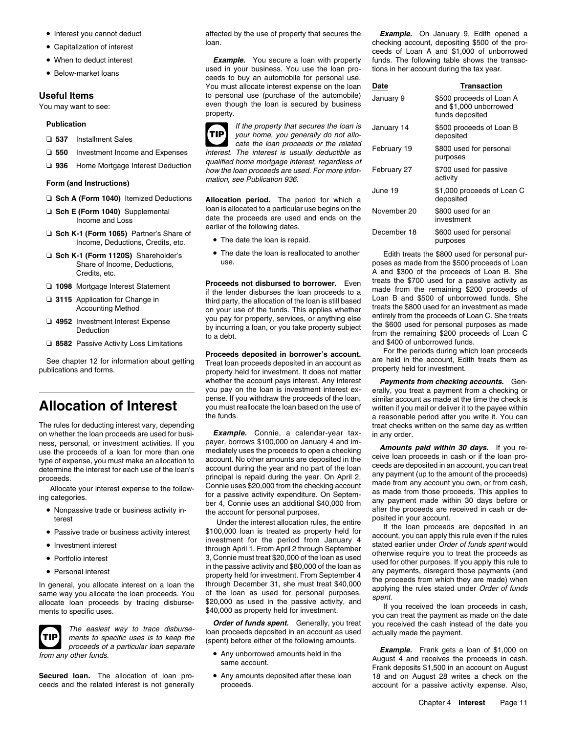- Interest you cannot deduct
- Capitalization of interest
- When to deduct interest
- Below-market loans

### Useful Items

You may want to see:

**Publication**

- ❑ **537** Installment Sales
- ❑ **550** Investment Income and Expenses
- ❑ **936** Home Mortgage Interest Deduction

**Form (and Instructions)**

- ❑ **Sch A (Form 1040)** Itemized Deductions
- ❑ **Sch E (Form 1040)** Supplemental Income and Loss
- ❑ **Sch K-1 (Form 1065)** Partner's Share of Income, Deductions, Credits, etc.
- ❑ **Sch K-1 (Form 1120S)** Shareholder's Share of Income, Deductions, Credits, etc.
- ❑ **1098** Mortgage Interest Statement
- ❑ **3115** Application for Change in Accounting Method
- ❑ **4952** Investment Interest Expense Deduction
- ❑ **8582** Passive Activity Loss Limitations

See chapter 12 for information about getting publications and forms.

## Allocation of Interest

The rules for deducting interest vary, depending on whether the loan proceeds are used for business, personal, or investment activities. If you use the proceeds of a loan for more than one type of expense, you must make an allocation to determine the interest for each use of the loan's proceeds.

Allocate your interest expense to the following categories.

- Nonpassive trade or business activity interest
- Passive trade or business activity interest
- Investment interest
- Portfolio interest
- Personal interest

In general, you allocate interest on a loan the same way you allocate the loan proceeds. You allocate loan proceeds by tracing disbursements to specific uses.

**TIP** *The easiest way to trace disbursements to specific uses is to keep the proceeds of a particular loan separate from any other funds.*

**Secured loan.** The allocation of loan proceeds and the related interest is not generally affected by the use of property that secures the loan.

***Example.*** You secure a loan with property used in your business. You use the loan proceeds to buy an automobile for personal use. You must allocate interest expense on the loan to personal use (purchase of the automobile) even though the loan is secured by business property.

**TIP** *If the property that secures the loan is your home, you generally do not allocate the loan proceeds or the related interest. The interest is usually deductible as qualified home mortgage interest, regardless of how the loan proceeds are used. For more information, see Publication 936.*

**Allocation period.** The period for which a loan is allocated to a particular use begins on the date the proceeds are used and ends on the earlier of the following dates.

- The date the loan is repaid.
- The date the loan is reallocated to another use.

**Proceeds not disbursed to borrower.** Even if the lender disburses the loan proceeds to a third party, the allocation of the loan is still based on your use of the funds. This applies whether you pay for property, services, or anything else by incurring a loan, or you take property subject to a debt.

**Proceeds deposited in borrower's account.** Treat loan proceeds deposited in an account as property held for investment. It does not matter whether the account pays interest. Any interest you pay on the loan is investment interest expense. If you withdraw the proceeds of the loan, you must reallocate the loan based on the use of the funds.

***Example.*** Connie, a calendar-year taxpayer, borrows $100,000 on January 4 and immediately uses the proceeds to open a checking account. No other amounts are deposited in the account during the year and no part of the loan principal is repaid during the year. On April 2, Connie uses $20,000 from the checking account for a passive activity expenditure. On September 4, Connie uses an additional $40,000 from the account for personal purposes.

Under the interest allocation rules, the entire $100,000 loan is treated as property held for investment for the period from January 4 through April 1. From April 2 through September 3, Connie must treat $20,000 of the loan as used in the passive activity and $80,000 of the loan as property held for investment. From September 4 through December 31, she must treat $40,000 of the loan as used for personal purposes, $20,000 as used in the passive activity, and $40,000 as property held for investment.

***Order of funds spent.*** Generally, you treat loan proceeds deposited in an account as used (spent) before either of the following amounts.

- Any unborrowed amounts held in the same account.
- Any amounts deposited after these loan proceeds.

***Example.*** On January 9, Edith opened a checking account, depositing $500 of the proceeds of Loan A and $1,000 of unborrowed funds. The following table shows the transactions in her account during the tax year.

| Date | Transaction |
|---|---|
| January 9 | $500 proceeds of Loan A and $1,000 unborrowed funds deposited |
| January 14 | $500 proceeds of Loan B deposited |
| February 19 | $800 used for personal purposes |
| February 27 | $700 used for passive activity |
| June 19 | $1,000 proceeds of Loan C deposited |
| November 20 | $800 used for an investment |
| December 18 | $600 used for personal purposes |

Edith treats the $800 used for personal purposes as made from the $500 proceeds of Loan A and $300 of the proceeds of Loan B. She treats the $700 used for a passive activity as made from the remaining $200 proceeds of Loan B and $500 of unborrowed funds. She treats the $800 used for an investment as made entirely from the proceeds of Loan C. She treats the $600 used for personal purposes as made from the remaining $200 proceeds of Loan C and $400 of unborrowed funds.

For the periods during which loan proceeds are held in the account, Edith treats them as property held for investment.

***Payments from checking accounts.*** Generally, you treat a payment from a checking or similar account as made at the time the check is written if you mail or deliver it to the payee within a reasonable period after you write it. You can treat checks written on the same day as written in any order.

***Amounts paid within 30 days.*** If you receive loan proceeds in cash or if the loan proceeds are deposited in an account, you can treat any payment (up to the amount of the proceeds) made from any account you own, or from cash, as made from those proceeds. This applies to any payment made within 30 days before or after the proceeds are received in cash or deposited in your account.

If the loan proceeds are deposited in an account, you can apply this rule even if the rules stated earlier under *Order of funds spent* would otherwise require you to treat the proceeds as used for other purposes. If you apply this rule to any payments, disregard those payments (and the proceeds from which they are made) when applying the rules stated under *Order of funds spent.*

If you received the loan proceeds in cash, you can treat the payment as made on the date you received the cash instead of the date you actually made the payment.

***Example.*** Frank gets a loan of $1,000 on August 4 and receives the proceeds in cash. Frank deposits $1,500 in an account on August 18 and on August 28 writes a check on the account for a passive activity expense. Also,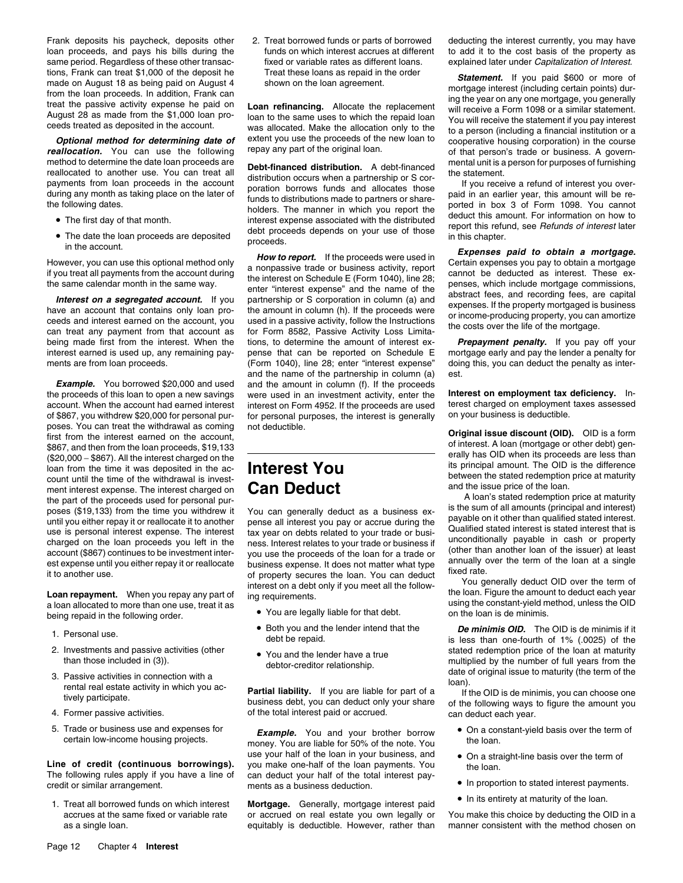Frank deposits his paycheck, deposits other loan proceeds, and pays his bills during the same period. Regardless of these other transactions, Frank can treat $1,000 of the deposit he made on August 18 as being paid on August 4 from the loan proceeds. In addition, Frank can treat the passive activity expense he paid on August 28 as made from the $1,000 loan proceeds treated as deposited in the account.

***Optional method for determining date of reallocation.*** You can use the following method to determine the date loan proceeds are reallocated to another use. You can treat all payments from loan proceeds in the account during any month as taking place on the later of the following dates.

- The first day of that month.
- The date the loan proceeds are deposited in the account.

However, you can use this optional method only if you treat all payments from the account during the same calendar month in the same way.

***Interest on a segregated account.*** If you have an account that contains only loan proceeds and interest earned on the account, you can treat any payment from that account as being made first from the interest. When the interest earned is used up, any remaining payments are from loan proceeds.

***Example.*** You borrowed $20,000 and used the proceeds of this loan to open a new savings account. When the account had earned interest of $867, you withdrew $20,000 for personal purposes. You can treat the withdrawal as coming first from the interest earned on the account, $867, and then from the loan proceeds, $19,133 ($20,000 − $867). All the interest charged on the loan from the time it was deposited in the account until the time of the withdrawal is investment interest expense. The interest charged on the part of the proceeds used for personal purposes ($19,133) from the time you withdrew it until you either repay it or reallocate it to another use is personal interest expense. The interest charged on the loan proceeds you left in the account ($867) continues to be investment interest expense until you either repay it or reallocate it to another use.

**Loan repayment.** When you repay any part of a loan allocated to more than one use, treat it as being repaid in the following order.

1. Personal use.
2. Investments and passive activities (other than those included in (3)).
3. Passive activities in connection with a rental real estate activity in which you actively participate.
4. Former passive activities.
5. Trade or business use and expenses for certain low-income housing projects.

**Line of credit (continuous borrowings).** The following rules apply if you have a line of credit or similar arrangement.

1. Treat all borrowed funds on which interest accrues at the same fixed or variable rate as a single loan.
2. Treat borrowed funds or parts of borrowed funds on which interest accrues at different fixed or variable rates as different loans. Treat these loans as repaid in the order shown on the loan agreement.

**Loan refinancing.** Allocate the replacement loan to the same uses to which the repaid loan was allocated. Make the allocation only to the extent you use the proceeds of the new loan to repay any part of the original loan.

**Debt-financed distribution.** A debt-financed distribution occurs when a partnership or S corporation borrows funds and allocates those funds to distributions made to partners or shareholders. The manner in which you report the interest expense associated with the distributed debt proceeds depends on your use of those proceeds.

***How to report.*** If the proceeds were used in a nonpassive trade or business activity, report the interest on Schedule E (Form 1040), line 28; enter "interest expense" and the name of the partnership or S corporation in column (a) and the amount in column (h). If the proceeds were used in a passive activity, follow the Instructions for Form 8582, Passive Activity Loss Limitations, to determine the amount of interest expense that can be reported on Schedule E (Form 1040), line 28; enter "interest expense" and the name of the partnership in column (a) and the amount in column (f). If the proceeds were used in an investment activity, enter the interest on Form 4952. If the proceeds are used for personal purposes, the interest is generally not deductible.

# Interest You Can Deduct

You can generally deduct as a business expense all interest you pay or accrue during the tax year on debts related to your trade or business. Interest relates to your trade or business if you use the proceeds of the loan for a trade or business expense. It does not matter what type of property secures the loan. You can deduct interest on a debt only if you meet all the following requirements.

- You are legally liable for that debt.
- Both you and the lender intend that the debt be repaid.
- You and the lender have a true debtor-creditor relationship.

**Partial liability.** If you are liable for part of a business debt, you can deduct only your share of the total interest paid or accrued.

***Example.*** You and your brother borrow money. You are liable for 50% of the note. You use your half of the loan in your business, and you make one-half of the loan payments. You can deduct your half of the total interest payments as a business deduction.

**Mortgage.** Generally, mortgage interest paid or accrued on real estate you own legally or equitably is deductible. However, rather than deducting the interest currently, you may have to add it to the cost basis of the property as explained later under *Capitalization of Interest.*

***Statement.*** If you paid $600 or more of mortgage interest (including certain points) during the year on any one mortgage, you generally will receive a Form 1098 or a similar statement. You will receive the statement if you pay interest to a person (including a financial institution or a cooperative housing corporation) in the course of that person's trade or business. A governmental unit is a person for purposes of furnishing the statement.

If you receive a refund of interest you overpaid in an earlier year, this amount will be reported in box 3 of Form 1098. You cannot deduct this amount. For information on how to report this refund, see *Refunds of interest* later in this chapter.

***Expenses paid to obtain a mortgage.*** Certain expenses you pay to obtain a mortgage cannot be deducted as interest. These expenses, which include mortgage commissions, abstract fees, and recording fees, are capital expenses. If the property mortgaged is business or income-producing property, you can amortize the costs over the life of the mortgage.

***Prepayment penalty.*** If you pay off your mortgage early and pay the lender a penalty for doing this, you can deduct the penalty as interest.

**Interest on employment tax deficiency.** Interest charged on employment taxes assessed on your business is deductible.

**Original issue discount (OID).** OID is a form of interest. A loan (mortgage or other debt) generally has OID when its proceeds are less than its principal amount. The OID is the difference between the stated redemption price at maturity and the issue price of the loan.

A loan's stated redemption price at maturity is the sum of all amounts (principal and interest) payable on it other than qualified stated interest. Qualified stated interest is stated interest that is unconditionally payable in cash or property (other than another loan of the issuer) at least annually over the term of the loan at a single fixed rate.

You generally deduct OID over the term of the loan. Figure the amount to deduct each year using the constant-yield method, unless the OID on the loan is de minimis.

***De minimis OID.*** The OID is de minimis if it is less than one-fourth of 1% (.0025) of the stated redemption price of the loan at maturity multiplied by the number of full years from the date of original issue to maturity (the term of the loan).

If the OID is de minimis, you can choose one of the following ways to figure the amount you can deduct each year.

- On a constant-yield basis over the term of the loan.
- On a straight-line basis over the term of the loan.
- In proportion to stated interest payments.
- In its entirety at maturity of the loan.

You make this choice by deducting the OID in a manner consistent with the method chosen on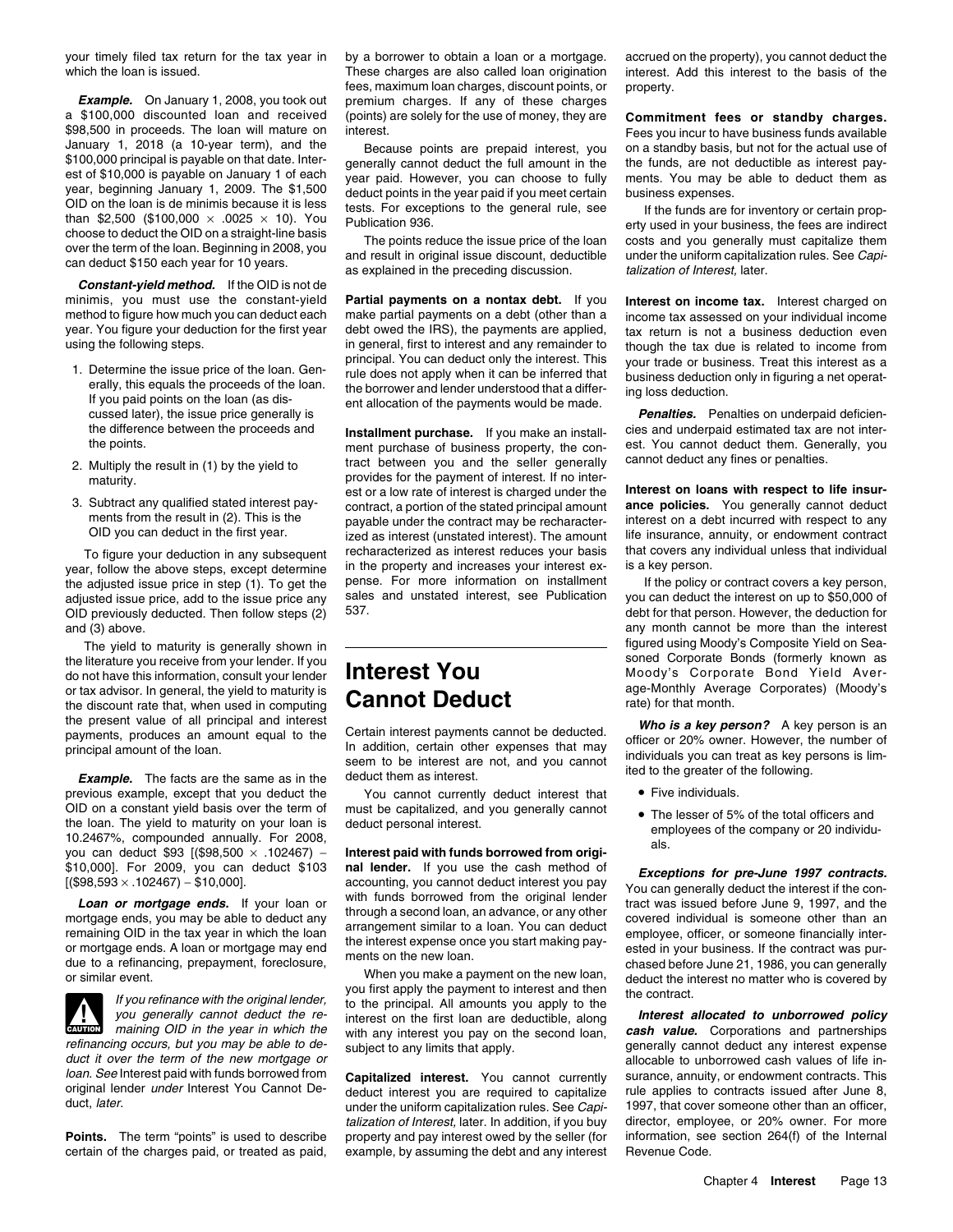your timely filed tax return for the tax year in which the loan is issued.

***Example.*** On January 1, 2008, you took out a $100,000 discounted loan and received $98,500 in proceeds. The loan will mature on January 1, 2018 (a 10-year term), and the $100,000 principal is payable on that date. Interest of $10,000 is payable on January 1 of each year, beginning January 1, 2009. The $1,500 OID on the loan is de minimis because it is less than $2,500 ($100,000 × .0025 × 10). You choose to deduct the OID on a straight-line basis over the term of the loan. Beginning in 2008, you can deduct $150 each year for 10 years.

***Constant-yield method.*** If the OID is not de minimis, you must use the constant-yield method to figure how much you can deduct each year. You figure your deduction for the first year using the following steps.

1. Determine the issue price of the loan. Generally, this equals the proceeds of the loan. If you paid points on the loan (as discussed later), the issue price generally is the difference between the proceeds and the points.
2. Multiply the result in (1) by the yield to maturity.
3. Subtract any qualified stated interest payments from the result in (2). This is the OID you can deduct in the first year.

To figure your deduction in any subsequent year, follow the above steps, except determine the adjusted issue price in step (1). To get the adjusted issue price, add to the issue price any OID previously deducted. Then follow steps (2) and (3) above.

The yield to maturity is generally shown in the literature you receive from your lender. If you do not have this information, consult your lender or tax advisor. In general, the yield to maturity is the discount rate that, when used in computing the present value of all principal and interest payments, produces an amount equal to the principal amount of the loan.

***Example.*** The facts are the same as in the previous example, except that you deduct the OID on a constant yield basis over the term of the loan. The yield to maturity on your loan is 10.2467%, compounded annually. For 2008, you can deduct $93 [($98,500 × .102467) − $10,000]. For 2009, you can deduct $103 [($98,593 × .102467) − $10,000].

***Loan or mortgage ends.*** If your loan or mortgage ends, you may be able to deduct any remaining OID in the tax year in which the loan or mortgage ends. A loan or mortgage may end due to a refinancing, prepayment, foreclosure, or similar event.

**CAUTION:** *If you refinance with the original lender, you generally cannot deduct the remaining OID in the year in which the refinancing occurs, but you may be able to deduct it over the term of the new mortgage or loan. See* Interest paid with funds borrowed from original lender *under* Interest You Cannot Deduct, *later.*

**Points.** The term "points" is used to describe certain of the charges paid, or treated as paid, by a borrower to obtain a loan or a mortgage. These charges are also called loan origination fees, maximum loan charges, discount points, or premium charges. If any of these charges (points) are solely for the use of money, they are interest.

Because points are prepaid interest, you generally cannot deduct the full amount in the year paid. However, you can choose to fully deduct points in the year paid if you meet certain tests. For exceptions to the general rule, see Publication 936.

The points reduce the issue price of the loan and result in original issue discount, deductible as explained in the preceding discussion.

**Partial payments on a nontax debt.** If you make partial payments on a debt (other than a debt owed the IRS), the payments are applied, in general, first to interest and any remainder to principal. You can deduct only the interest. This rule does not apply when it can be inferred that the borrower and lender understood that a different allocation of the payments would be made.

**Installment purchase.** If you make an installment purchase of business property, the contract between you and the seller generally provides for the payment of interest. If no interest or a low rate of interest is charged under the contract, a portion of the stated principal amount payable under the contract may be recharacterized as interest (unstated interest). The amount recharacterized as interest reduces your basis in the property and increases your interest expense. For more information on installment sales and unstated interest, see Publication 537.

# Interest You Cannot Deduct

Certain interest payments cannot be deducted. In addition, certain other expenses that may seem to be interest are not, and you cannot deduct them as interest.

You cannot currently deduct interest that must be capitalized, and you generally cannot deduct personal interest.

**Interest paid with funds borrowed from original lender.** If you use the cash method of accounting, you cannot deduct interest you pay with funds borrowed from the original lender through a second loan, an advance, or any other arrangement similar to a loan. You can deduct the interest expense once you start making payments on the new loan.

When you make a payment on the new loan, you first apply the payment to interest and then to the principal. All amounts you apply to the interest on the first loan are deductible, along with any interest you pay on the second loan, subject to any limits that apply.

**Capitalized interest.** You cannot currently deduct interest you are required to capitalize under the uniform capitalization rules. See *Capitalization of Interest,* later. In addition, if you buy property and pay interest owed by the seller (for example, by assuming the debt and any interest accrued on the property), you cannot deduct the interest. Add this interest to the basis of the property.

**Commitment fees or standby charges.** Fees you incur to have business funds available on a standby basis, but not for the actual use of the funds, are not deductible as interest payments. You may be able to deduct them as business expenses.

If the funds are for inventory or certain property used in your business, the fees are indirect costs and you generally must capitalize them under the uniform capitalization rules. See *Capitalization of Interest,* later.

**Interest on income tax.** Interest charged on income tax assessed on your individual income tax return is not a business deduction even though the tax due is related to income from your trade or business. Treat this interest as a business deduction only in figuring a net operating loss deduction.

***Penalties.*** Penalties on underpaid deficiencies and underpaid estimated tax are not interest. You cannot deduct them. Generally, you cannot deduct any fines or penalties.

**Interest on loans with respect to life insurance policies.** You generally cannot deduct interest on a debt incurred with respect to any life insurance, annuity, or endowment contract that covers any individual unless that individual is a key person.

If the policy or contract covers a key person, you can deduct the interest on up to $50,000 of debt for that person. However, the deduction for any month cannot be more than the interest figured using Moody's Composite Yield on Seasoned Corporate Bonds (formerly known as Moody's Corporate Bond Yield Average-Monthly Average Corporates) (Moody's rate) for that month.

***Who is a key person?*** A key person is an officer or 20% owner. However, the number of individuals you can treat as key persons is limited to the greater of the following.

- Five individuals.
- The lesser of 5% of the total officers and employees of the company or 20 individuals.

***Exceptions for pre-June 1997 contracts.*** You can generally deduct the interest if the contract was issued before June 9, 1997, and the covered individual is someone other than an employee, officer, or someone financially interested in your business. If the contract was purchased before June 21, 1986, you can generally deduct the interest no matter who is covered by the contract.

***Interest allocated to unborrowed policy cash value.*** Corporations and partnerships generally cannot deduct any interest expense allocable to unborrowed cash values of life insurance, annuity, or endowment contracts. This rule applies to contracts issued after June 8, 1997, that cover someone other than an officer, director, employee, or 20% owner. For more information, see section 264(f) of the Internal Revenue Code.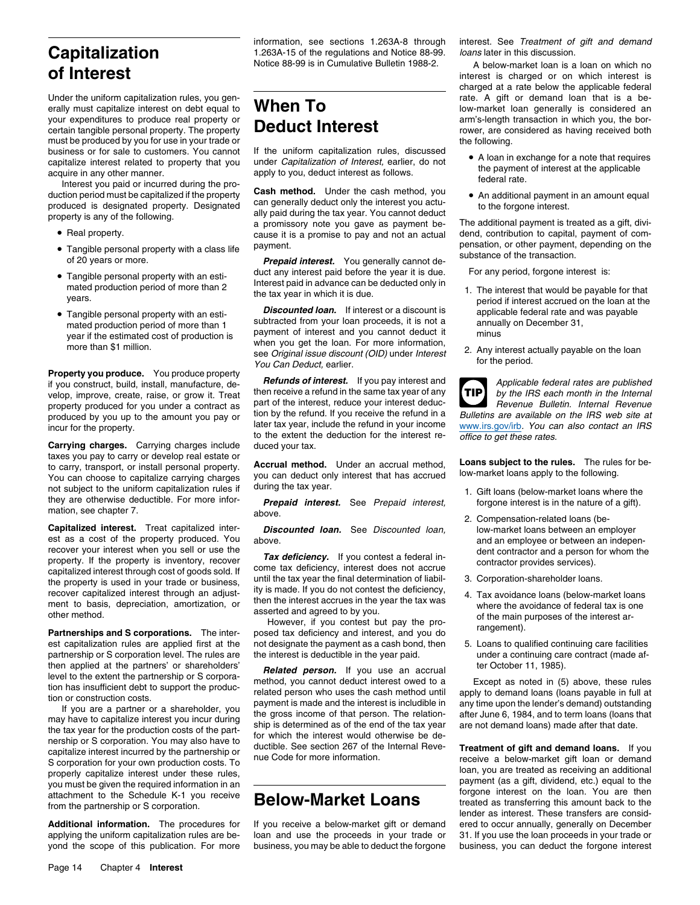# Capitalization of Interest

Under the uniform capitalization rules, you generally must capitalize interest on debt equal to your expenditures to produce real property or certain tangible personal property. The property must be produced by you for use in your trade or business or for sale to customers. You cannot capitalize interest related to property that you acquire in any other manner.

Interest you paid or incurred during the production period must be capitalized if the property produced is designated property. Designated property is any of the following.

- Real property.
- Tangible personal property with a class life of 20 years or more.
- Tangible personal property with an estimated production period of more than 2 years.
- Tangible personal property with an estimated production period of more than 1 year if the estimated cost of production is more than $1 million.

**Property you produce.** You produce property if you construct, build, install, manufacture, develop, improve, create, raise, or grow it. Treat property produced for you under a contract as produced by you up to the amount you pay or incur for the property.

**Carrying charges.** Carrying charges include taxes you pay to carry or develop real estate or to carry, transport, or install personal property. You can choose to capitalize carrying charges not subject to the uniform capitalization rules if they are otherwise deductible. For more information, see chapter 7.

**Capitalized interest.** Treat capitalized interest as a cost of the property produced. You recover your interest when you sell or use the property. If the property is inventory, recover capitalized interest through cost of goods sold. If the property is used in your trade or business, recover capitalized interest through an adjustment to basis, depreciation, amortization, or other method.

**Partnerships and S corporations.** The interest capitalization rules are applied first at the partnership or S corporation level. The rules are then applied at the partners' or shareholders' level to the extent the partnership or S corporation has insufficient debt to support the production or construction costs.

If you are a partner or a shareholder, you may have to capitalize interest you incur during the tax year for the production costs of the partnership or S corporation. You may also have to capitalize interest incurred by the partnership or S corporation for your own production costs. To properly capitalize interest under these rules, you must be given the required information in an attachment to the Schedule K-1 you receive from the partnership or S corporation.

**Additional information.** The procedures for applying the uniform capitalization rules are beyond the scope of this publication. For more information, see sections 1.263A-8 through 1.263A-15 of the regulations and Notice 88-99. Notice 88-99 is in Cumulative Bulletin 1988-2.

# When To Deduct Interest

If the uniform capitalization rules, discussed under *Capitalization of Interest,* earlier, do not apply to you, deduct interest as follows.

**Cash method.** Under the cash method, you can generally deduct only the interest you actually paid during the tax year. You cannot deduct a promissory note you gave as payment because it is a promise to pay and not an actual payment.

***Prepaid interest.*** You generally cannot deduct any interest paid before the year it is due. Interest paid in advance can be deducted only in the tax year in which it is due.

***Discounted loan.*** If interest or a discount is subtracted from your loan proceeds, it is not a payment of interest and you cannot deduct it when you get the loan. For more information, see *Original issue discount (OID)* under *Interest You Can Deduct,* earlier.

***Refunds of interest.*** If you pay interest and then receive a refund in the same tax year of any part of the interest, reduce your interest deduction by the refund. If you receive the refund in a later tax year, include the refund in your income to the extent the deduction for the interest reduced your tax.

**Accrual method.** Under an accrual method, you can deduct only interest that has accrued during the tax year.

***Prepaid interest.*** See *Prepaid interest,* above.

***Discounted loan.*** See *Discounted loan,* above.

***Tax deficiency.*** If you contest a federal income tax deficiency, interest does not accrue until the tax year the final determination of liability is made. If you do not contest the deficiency, then the interest accrues in the year the tax was asserted and agreed to by you.

However, if you contest but pay the proposed tax deficiency and interest, and you do not designate the payment as a cash bond, then the interest is deductible in the year paid.

***Related person.*** If you use an accrual method, you cannot deduct interest owed to a related person who uses the cash method until payment is made and the interest is includible in the gross income of that person. The relationship is determined as of the end of the tax year for which the interest would otherwise be deductible. See section 267 of the Internal Revenue Code for more information.

# Below-Market Loans

If you receive a below-market gift or demand loan and use the proceeds in your trade or business, you may be able to deduct the forgone interest. See *Treatment of gift and demand loans* later in this discussion.

A below-market loan is a loan on which no interest is charged or on which interest is charged at a rate below the applicable federal rate. A gift or demand loan that is a below-market loan generally is considered an arm's-length transaction in which you, the borrower, are considered as having received both the following.

- A loan in exchange for a note that requires the payment of interest at the applicable federal rate.
- An additional payment in an amount equal to the forgone interest.

The additional payment is treated as a gift, dividend, contribution to capital, payment of compensation, or other payment, depending on the substance of the transaction.

For any period, forgone interest is:

1. The interest that would be payable for that period if interest accrued on the loan at the applicable federal rate and was payable annually on December 31,

   minus

2. Any interest actually payable on the loan for the period.

**TIP:** *Applicable federal rates are published by the IRS each month in the Internal Revenue Bulletin. Internal Revenue Bulletins are available on the IRS web site at* www.irs.gov/irb. *You can also contact an IRS office to get these rates.*

**Loans subject to the rules.** The rules for below-market loans apply to the following.

1. Gift loans (below-market loans where the forgone interest is in the nature of a gift).
2. Compensation-related loans (below-market loans between an employer and an employee or between an independent contractor and a person for whom the contractor provides services).
3. Corporation-shareholder loans.
4. Tax avoidance loans (below-market loans where the avoidance of federal tax is one of the main purposes of the interest arrangement).
5. Loans to qualified continuing care facilities under a continuing care contract (made after October 11, 1985).

Except as noted in (5) above, these rules apply to demand loans (loans payable in full at any time upon the lender's demand) outstanding after June 6, 1984, and to term loans (loans that are not demand loans) made after that date.

**Treatment of gift and demand loans.** If you receive a below-market gift loan or demand loan, you are treated as receiving an additional payment (as a gift, dividend, etc.) equal to the forgone interest on the loan. You are then treated as transferring this amount back to the lender as interest. These transfers are considered to occur annually, generally on December 31. If you use the loan proceeds in your trade or business, you can deduct the forgone interest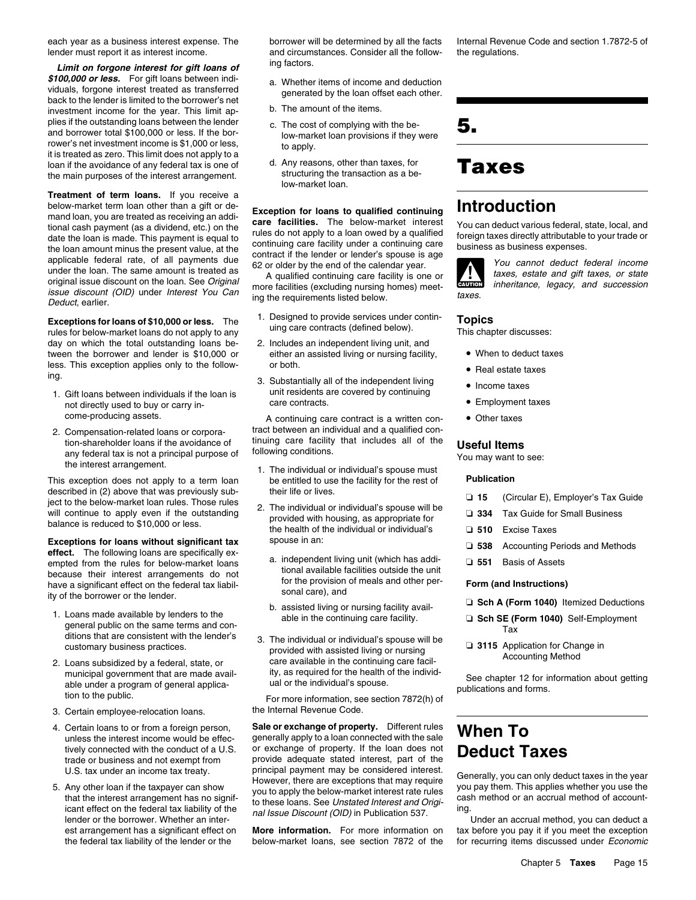each year as a business interest expense. The lender must report it as interest income.

***Limit on forgone interest for gift loans of $100,000 or less.*** For gift loans between individuals, forgone interest treated as transferred back to the lender is limited to the borrower's net investment income for the year. This limit applies if the outstanding loans between the lender and borrower total $100,000 or less. If the borrower's net investment income is $1,000 or less, it is treated as zero. This limit does not apply to a loan if the avoidance of any federal tax is one of the main purposes of the interest arrangement.

**Treatment of term loans.** If you receive a below-market term loan other than a gift or demand loan, you are treated as receiving an additional cash payment (as a dividend, etc.) on the date the loan is made. This payment is equal to the loan amount minus the present value, at the applicable federal rate, of all payments due under the loan. The same amount is treated as original issue discount on the loan. See *Original issue discount (OID)* under *Interest You Can Deduct*, earlier.

**Exceptions for loans of $10,000 or less.** The rules for below-market loans do not apply to any day on which the total outstanding loans between the borrower and lender is $10,000 or less. This exception applies only to the following.

1. Gift loans between individuals if the loan is not directly used to buy or carry income-producing assets.
2. Compensation-related loans or corporation-shareholder loans if the avoidance of any federal tax is not a principal purpose of the interest arrangement.

This exception does not apply to a term loan described in (2) above that was previously subject to the below-market loan rules. Those rules will continue to apply even if the outstanding balance is reduced to $10,000 or less.

**Exceptions for loans without significant tax effect.** The following loans are specifically exempted from the rules for below-market loans because their interest arrangements do not have a significant effect on the federal tax liability of the borrower or the lender.

1. Loans made available by lenders to the general public on the same terms and conditions that are consistent with the lender's customary business practices.
2. Loans subsidized by a federal, state, or municipal government that are made available under a program of general application to the public.
3. Certain employee-relocation loans.
4. Certain loans to or from a foreign person, unless the interest income would be effectively connected with the conduct of a U.S. trade or business and not exempt from U.S. tax under an income tax treaty.
5. Any other loan if the taxpayer can show that the interest arrangement has no significant effect on the federal tax liability of the lender or the borrower. Whether an interest arrangement has a significant effect on the federal tax liability of the lender or the borrower will be determined by all the facts and circumstances. Consider all the following factors.
   a. Whether items of income and deduction generated by the loan offset each other.
   b. The amount of the items.
   c. The cost of complying with the below-market loan provisions if they were to apply.
   d. Any reasons, other than taxes, for structuring the transaction as a below-market loan.

**Exception for loans to qualified continuing care facilities.** The below-market interest rules do not apply to a loan owed by a qualified continuing care facility under a continuing care contract if the lender or lender's spouse is age 62 or older by the end of the calendar year.

A qualified continuing care facility is one or more facilities (excluding nursing homes) meeting the requirements listed below.

1. Designed to provide services under continuing care contracts (defined below).
2. Includes an independent living unit, and either an assisted living or nursing facility, or both.
3. Substantially all of the independent living unit residents are covered by continuing care contracts.

A continuing care contract is a written contract between an individual and a qualified continuing care facility that includes all of the following conditions.

1. The individual or individual's spouse must be entitled to use the facility for the rest of their life or lives.
2. The individual or individual's spouse will be provided with housing, as appropriate for the health of the individual or individual's spouse in an:
   a. independent living unit (which has additional available facilities outside the unit for the provision of meals and other personal care), and
   b. assisted living or nursing facility available in the continuing care facility.
3. The individual or individual's spouse will be provided with assisted living or nursing care available in the continuing care facility, as required for the health of the individual or the individual's spouse.

For more information, see section 7872(h) of the Internal Revenue Code.

**Sale or exchange of property.** Different rules generally apply to a loan connected with the sale or exchange of property. If the loan does not provide adequate stated interest, part of the principal payment may be considered interest. However, there are exceptions that may require you to apply the below-market interest rate rules to these loans. See *Unstated Interest and Original Issue Discount (OID)* in Publication 537.

**More information.** For more information on below-market loans, see section 7872 of the Internal Revenue Code and section 1.7872-5 of the regulations.

# 5. Taxes

## Introduction

You can deduct various federal, state, local, and foreign taxes directly attributable to your trade or business as business expenses.

**CAUTION:** *You cannot deduct federal income taxes, estate and gift taxes, or state inheritance, legacy, and succession taxes.*

### Topics

This chapter discusses:

- When to deduct taxes
- Real estate taxes
- Income taxes
- Employment taxes
- Other taxes

### Useful Items

You may want to see:

**Publication**

- ❑ **15** (Circular E), Employer's Tax Guide
- ❑ **334** Tax Guide for Small Business
- ❑ **510** Excise Taxes
- ❑ **538** Accounting Periods and Methods
- ❑ **551** Basis of Assets

**Form (and Instructions)**

- ❑ **Sch A (Form 1040)** Itemized Deductions
- ❑ **Sch SE (Form 1040)** Self-Employment Tax
- ❑ **3115** Application for Change in Accounting Method

See chapter 12 for information about getting publications and forms.

## When To Deduct Taxes

Generally, you can only deduct taxes in the year you pay them. This applies whether you use the cash method or an accrual method of accounting.

Under an accrual method, you can deduct a tax before you pay it if you meet the exception for recurring items discussed under *Economic*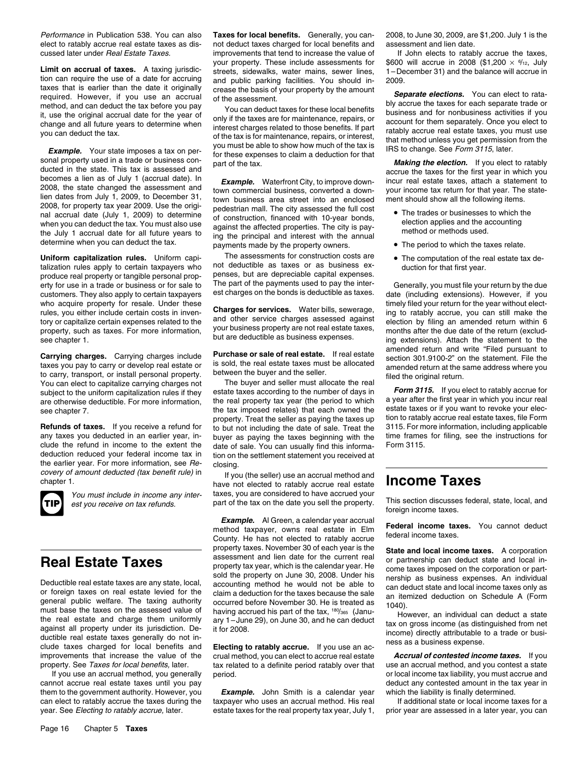*Performance* in Publication 538. You can also elect to ratably accrue real estate taxes as discussed later under *Real Estate Taxes.*

**Limit on accrual of taxes.** A taxing jurisdiction can require the use of a date for accruing taxes that is earlier than the date it originally required. However, if you use an accrual method, and can deduct the tax before you pay it, use the original accrual date for the year of change and all future years to determine when you can deduct the tax.

***Example.*** Your state imposes a tax on personal property used in a trade or business conducted in the state. This tax is assessed and becomes a lien as of July 1 (accrual date). In 2008, the state changed the assessment and lien dates from July 1, 2009, to December 31, 2008, for property tax year 2009. Use the original accrual date (July 1, 2009) to determine when you can deduct the tax. You must also use the July 1 accrual date for all future years to determine when you can deduct the tax.

**Uniform capitalization rules.** Uniform capitalization rules apply to certain taxpayers who produce real property or tangible personal property for use in a trade or business or for sale to customers. They also apply to certain taxpayers who acquire property for resale. Under these rules, you either include certain costs in inventory or capitalize certain expenses related to the property, such as taxes. For more information, see chapter 1.

**Carrying charges.** Carrying charges include taxes you pay to carry or develop real estate or to carry, transport, or install personal property. You can elect to capitalize carrying charges not subject to the uniform capitalization rules if they are otherwise deductible. For more information, see chapter 7.

**Refunds of taxes.** If you receive a refund for any taxes you deducted in an earlier year, include the refund in income to the extent the deduction reduced your federal income tax in the earlier year. For more information, see *Recovery of amount deducted (tax benefit rule)* in chapter 1.

**TIP** *You must include in income any interest you receive on tax refunds.*

## Real Estate Taxes

Deductible real estate taxes are any state, local, or foreign taxes on real estate levied for the general public welfare. The taxing authority must base the taxes on the assessed value of the real estate and charge them uniformly against all property under its jurisdiction. Deductible real estate taxes generally do not include taxes charged for local benefits and improvements that increase the value of the property. See *Taxes for local benefits,* later.

If you use an accrual method, you generally cannot accrue real estate taxes until you pay them to the government authority. However, you can elect to ratably accrue the taxes during the year. See *Electing to ratably accrue,* later.

**Taxes for local benefits.** Generally, you cannot deduct taxes charged for local benefits and improvements that tend to increase the value of your property. These include assessments for streets, sidewalks, water mains, sewer lines, and public parking facilities. You should increase the basis of your property by the amount of the assessment.

You can deduct taxes for these local benefits only if the taxes are for maintenance, repairs, or interest charges related to those benefits. If part of the tax is for maintenance, repairs, or interest, you must be able to show how much of the tax is for these expenses to claim a deduction for that part of the tax.

***Example.*** Waterfront City, to improve downtown commercial business, converted a downtown business area street into an enclosed pedestrian mall. The city assessed the full cost of construction, financed with 10-year bonds, against the affected properties. The city is paying the principal and interest with the annual payments made by the property owners.

The assessments for construction costs are not deductible as taxes or as business expenses, but are depreciable capital expenses. The part of the payments used to pay the interest charges on the bonds is deductible as taxes.

**Charges for services.** Water bills, sewerage, and other service charges assessed against your business property are not real estate taxes, but are deductible as business expenses.

**Purchase or sale of real estate.** If real estate is sold, the real estate taxes must be allocated between the buyer and the seller.

The buyer and seller must allocate the real estate taxes according to the number of days in the real property tax year (the period to which the tax imposed relates) that each owned the property. Treat the seller as paying the taxes up to but not including the date of sale. Treat the buyer as paying the taxes beginning with the date of sale. You can usually find this information on the settlement statement you received at closing.

If you (the seller) use an accrual method and have not elected to ratably accrue real estate taxes, you are considered to have accrued your part of the tax on the date you sell the property.

***Example.*** Al Green, a calendar year accrual method taxpayer, owns real estate in Elm County. He has not elected to ratably accrue property taxes. November 30 of each year is the assessment and lien date for the current real property tax year, which is the calendar year. He sold the property on June 30, 2008. Under his accounting method he would not be able to claim a deduction for the taxes because the sale occurred before November 30. He is treated as having accrued his part of the tax, $^{180}/_{365}$ (January 1–June 29), on June 30, and he can deduct it for 2008.

**Electing to ratably accrue.** If you use an accrual method, you can elect to accrue real estate tax related to a definite period ratably over that period.

***Example.*** John Smith is a calendar year taxpayer who uses an accrual method. His real estate taxes for the real property tax year, July 1, 2008, to June 30, 2009, are $1,200. July 1 is the assessment and lien date.

If John elects to ratably accrue the taxes, $600 will accrue in 2008 ($1,200 × $^{6}/_{12}$, July 1–December 31) and the balance will accrue in 2009.

***Separate elections.*** You can elect to ratably accrue the taxes for each separate trade or business and for nonbusiness activities if you account for them separately. Once you elect to ratably accrue real estate taxes, you must use that method unless you get permission from the IRS to change. See *Form 3115*, later.

***Making the election.*** If you elect to ratably accrue the taxes for the first year in which you incur real estate taxes, attach a statement to your income tax return for that year. The statement should show all the following items.

- The trades or businesses to which the election applies and the accounting method or methods used.
- The period to which the taxes relate.
- The computation of the real estate tax deduction for that first year.

Generally, you must file your return by the due date (including extensions). However, if you timely filed your return for the year without electing to ratably accrue, you can still make the election by filing an amended return within 6 months after the due date of the return (excluding extensions). Attach the statement to the amended return and write "Filed pursuant to section 301.9100-2" on the statement. File the amended return at the same address where you filed the original return.

***Form 3115.*** If you elect to ratably accrue for a year after the first year in which you incur real estate taxes or if you want to revoke your election to ratably accrue real estate taxes, file Form 3115. For more information, including applicable time frames for filing, see the instructions for Form 3115.

## Income Taxes

This section discusses federal, state, local, and foreign income taxes.

**Federal income taxes.** You cannot deduct federal income taxes.

**State and local income taxes.** A corporation or partnership can deduct state and local income taxes imposed on the corporation or partnership as business expenses. An individual can deduct state and local income taxes only as an itemized deduction on Schedule A (Form 1040).

However, an individual can deduct a state tax on gross income (as distinguished from net income) directly attributable to a trade or business as a business expense.

***Accrual of contested income taxes.*** If you use an accrual method, and you contest a state or local income tax liability, you must accrue and deduct any contested amount in the tax year in which the liability is finally determined.

If additional state or local income taxes for a prior year are assessed in a later year, you can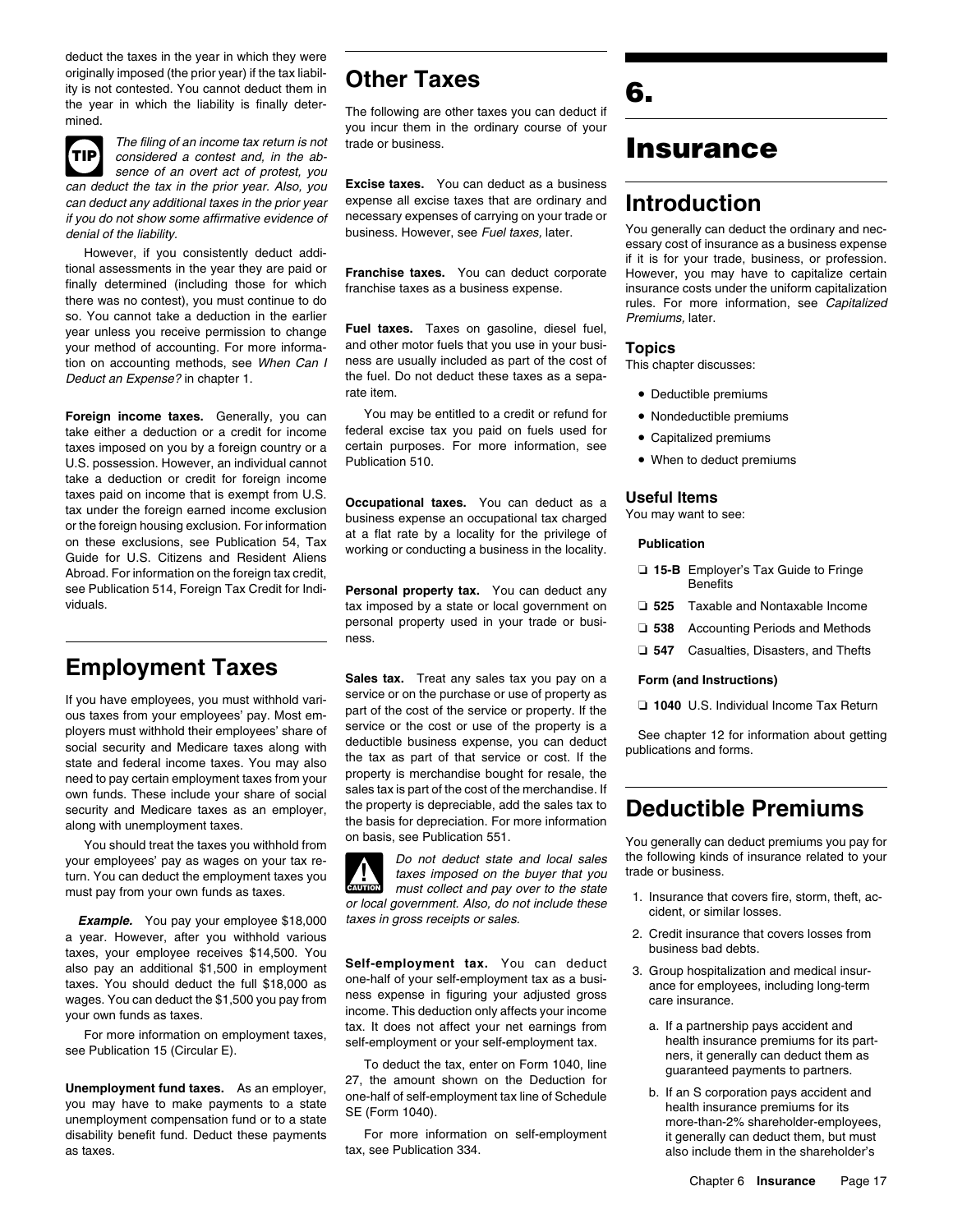deduct the taxes in the year in which they were originally imposed (the prior year) if the tax liability is not contested. You cannot deduct them in the year in which the liability is finally determined.

TIP: *The filing of an income tax return is not considered a contest and, in the absence of an overt act of protest, you can deduct the tax in the prior year. Also, you can deduct any additional taxes in the prior year if you do not show some affirmative evidence of denial of the liability.*

However, if you consistently deduct additional assessments in the year they are paid or finally determined (including those for which there was no contest), you must continue to do so. You cannot take a deduction in the earlier year unless you receive permission to change your method of accounting. For more information on accounting methods, see *When Can I Deduct an Expense?* in chapter 1.

**Foreign income taxes.** Generally, you can take either a deduction or a credit for income taxes imposed on you by a foreign country or a U.S. possession. However, an individual cannot take a deduction or credit for foreign income taxes paid on income that is exempt from U.S. tax under the foreign earned income exclusion or the foreign housing exclusion. For information on these exclusions, see Publication 54, Tax Guide for U.S. Citizens and Resident Aliens Abroad. For information on the foreign tax credit, see Publication 514, Foreign Tax Credit for Individuals.

## Employment Taxes

If you have employees, you must withhold various taxes from your employees' pay. Most employers must withhold their employees' share of social security and Medicare taxes along with state and federal income taxes. You may also need to pay certain employment taxes from your own funds. These include your share of social security and Medicare taxes as an employer, along with unemployment taxes.

You should treat the taxes you withhold from your employees' pay as wages on your tax return. You can deduct the employment taxes you must pay from your own funds as taxes.

***Example.*** You pay your employee $18,000 a year. However, after you withhold various taxes, your employee receives $14,500. You also pay an additional $1,500 in employment taxes. You should deduct the full $18,000 as wages. You can deduct the $1,500 you pay from your own funds as taxes.

For more information on employment taxes, see Publication 15 (Circular E).

**Unemployment fund taxes.** As an employer, you may have to make payments to a state unemployment compensation fund or to a state disability benefit fund. Deduct these payments as taxes.

## Other Taxes

The following are other taxes you can deduct if you incur them in the ordinary course of your trade or business.

**Excise taxes.** You can deduct as a business expense all excise taxes that are ordinary and necessary expenses of carrying on your trade or business. However, see *Fuel taxes,* later.

**Franchise taxes.** You can deduct corporate franchise taxes as a business expense.

**Fuel taxes.** Taxes on gasoline, diesel fuel, and other motor fuels that you use in your business are usually included as part of the cost of the fuel. Do not deduct these taxes as a separate item.

You may be entitled to a credit or refund for federal excise tax you paid on fuels used for certain purposes. For more information, see Publication 510.

**Occupational taxes.** You can deduct as a business expense an occupational tax charged at a flat rate by a locality for the privilege of working or conducting a business in the locality.

**Personal property tax.** You can deduct any tax imposed by a state or local government on personal property used in your trade or business.

**Sales tax.** Treat any sales tax you pay on a service or on the purchase or use of property as part of the cost of the service or property. If the service or the cost or use of the property is a deductible business expense, you can deduct the tax as part of that service or cost. If the property is merchandise bought for resale, the sales tax is part of the cost of the merchandise. If the property is depreciable, add the sales tax to the basis for depreciation. For more information on basis, see Publication 551.

CAUTION: *Do not deduct state and local sales taxes imposed on the buyer that you must collect and pay over to the state or local government. Also, do not include these taxes in gross receipts or sales.*

**Self-employment tax.** You can deduct one-half of your self-employment tax as a business expense in figuring your adjusted gross income. This deduction only affects your income tax. It does not affect your net earnings from self-employment or your self-employment tax.

To deduct the tax, enter on Form 1040, line 27, the amount shown on the Deduction for one-half of self-employment tax line of Schedule SE (Form 1040).

For more information on self-employment tax, see Publication 334.

# 6. Insurance

## Introduction

You generally can deduct the ordinary and necessary cost of insurance as a business expense if it is for your trade, business, or profession. However, you may have to capitalize certain insurance costs under the uniform capitalization rules. For more information, see *Capitalized Premiums,* later.

### Topics

This chapter discusses:

- Deductible premiums
- Nondeductible premiums
- Capitalized premiums
- When to deduct premiums

### Useful Items

You may want to see:

**Publication**

- ❏ **15-B** Employer's Tax Guide to Fringe Benefits
- ❏ **525** Taxable and Nontaxable Income
- ❏ **538** Accounting Periods and Methods
- ❏ **547** Casualties, Disasters, and Thefts

**Form (and Instructions)**

- ❏ **1040** U.S. Individual Income Tax Return

See chapter 12 for information about getting publications and forms.

## Deductible Premiums

You generally can deduct premiums you pay for the following kinds of insurance related to your trade or business.

1. Insurance that covers fire, storm, theft, accident, or similar losses.
2. Credit insurance that covers losses from business bad debts.
3. Group hospitalization and medical insurance for employees, including long-term care insurance.
   a. If a partnership pays accident and health insurance premiums for its partners, it generally can deduct them as guaranteed payments to partners.
   b. If an S corporation pays accident and health insurance premiums for its more-than-2% shareholder-employees, it generally can deduct them, but must also include them in the shareholder's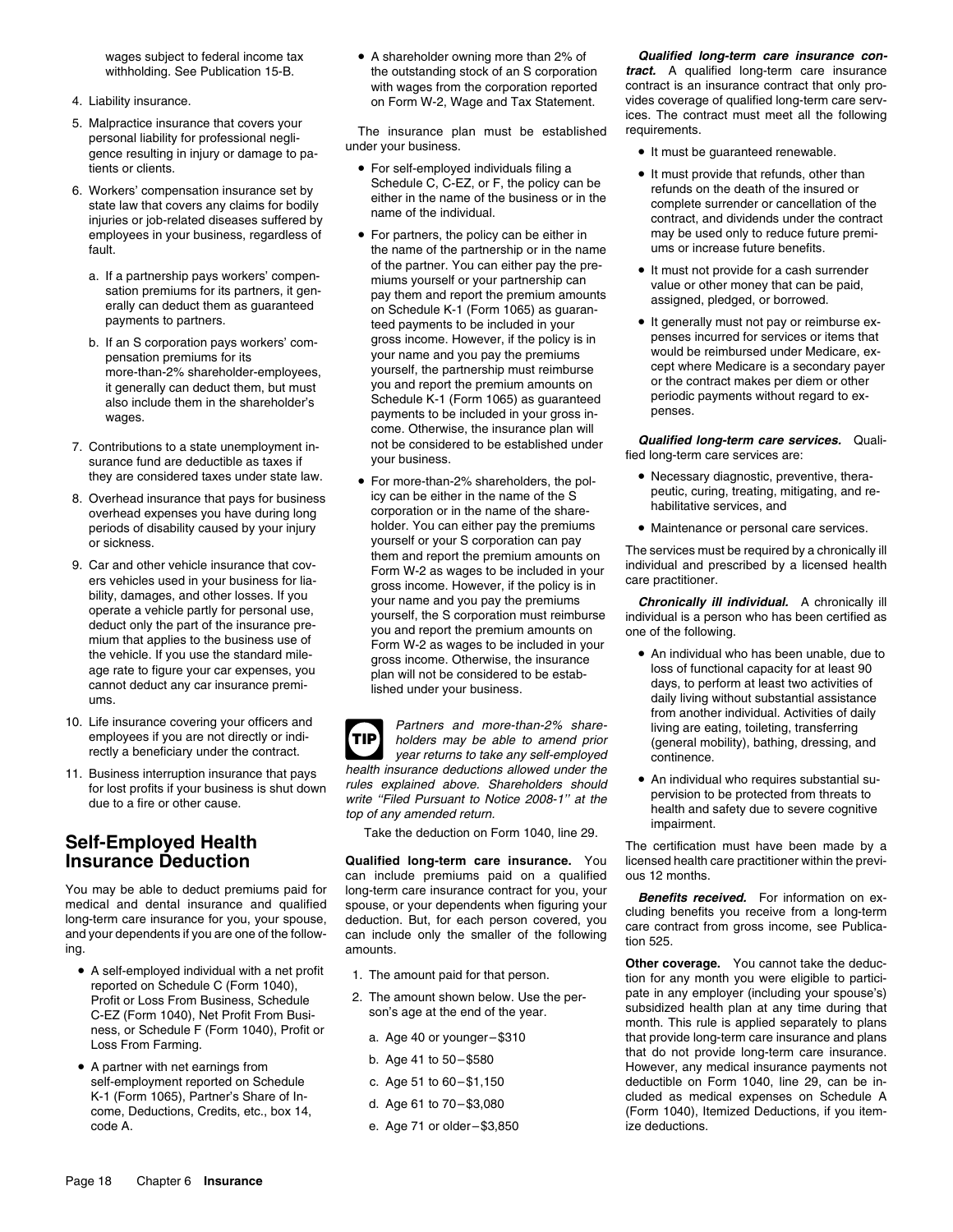wages subject to federal income tax withholding. See Publication 15-B.

4. Liability insurance.
5. Malpractice insurance that covers your personal liability for professional negligence resulting in injury or damage to patients or clients.
6. Workers' compensation insurance set by state law that covers any claims for bodily injuries or job-related diseases suffered by employees in your business, regardless of fault.
   a. If a partnership pays workers' compensation premiums for its partners, it generally can deduct them as guaranteed payments to partners.
   b. If an S corporation pays workers' compensation premiums for its more-than-2% shareholder-employees, it generally can deduct them, but must also include them in the shareholder's wages.
7. Contributions to a state unemployment insurance fund are deductible as taxes if they are considered taxes under state law.
8. Overhead insurance that pays for business overhead expenses you have during long periods of disability caused by your injury or sickness.
9. Car and other vehicle insurance that covers vehicles used in your business for liability, damages, and other losses. If you operate a vehicle partly for personal use, deduct only the part of the insurance premium that applies to the business use of the vehicle. If you use the standard mileage rate to figure your car expenses, you cannot deduct any car insurance premiums.
10. Life insurance covering your officers and employees if you are not directly or indirectly a beneficiary under the contract.
11. Business interruption insurance that pays for lost profits if your business is shut down due to a fire or other cause.

## Self-Employed Health Insurance Deduction

You may be able to deduct premiums paid for medical and dental insurance and qualified long-term care insurance for you, your spouse, and your dependents if you are one of the following.

- A self-employed individual with a net profit reported on Schedule C (Form 1040), Profit or Loss From Business, Schedule C-EZ (Form 1040), Net Profit From Business, or Schedule F (Form 1040), Profit or Loss From Farming.
- A partner with net earnings from self-employment reported on Schedule K-1 (Form 1065), Partner's Share of Income, Deductions, Credits, etc., box 14, code A.
- A shareholder owning more than 2% of the outstanding stock of an S corporation with wages from the corporation reported on Form W-2, Wage and Tax Statement.

The insurance plan must be established under your business.

- For self-employed individuals filing a Schedule C, C-EZ, or F, the policy can be either in the name of the business or in the name of the individual.
- For partners, the policy can be either in the name of the partnership or in the name of the partner. You can either pay the premiums yourself or your partnership can pay them and report the premium amounts on Schedule K-1 (Form 1065) as guaranteed payments to be included in your gross income. However, if the policy is in your name and you pay the premiums yourself, the partnership must reimburse you and report the premium amounts on Schedule K-1 (Form 1065) as guaranteed payments to be included in your gross income. Otherwise, the insurance plan will not be considered to be established under your business.
- For more-than-2% shareholders, the policy can be either in the name of the S corporation or in the name of the shareholder. You can either pay the premiums yourself or your S corporation can pay them and report the premium amounts on Form W-2 as wages to be included in your gross income. However, if the policy is in your name and you pay the premiums yourself, the S corporation must reimburse you and report the premium amounts on Form W-2 as wages to be included in your gross income. Otherwise, the insurance plan will not be considered to be established under your business.

**TIP** *Partners and more-than-2% shareholders may be able to amend prior year returns to take any self-employed health insurance deductions allowed under the rules explained above. Shareholders should write "Filed Pursuant to Notice 2008-1" at the top of any amended return.*

Take the deduction on Form 1040, line 29.

***Qualified long-term care insurance.*** You can include premiums paid on a qualified long-term care insurance contract for you, your spouse, or your dependents when figuring your deduction. But, for each person covered, you can include only the smaller of the following amounts.

1. The amount paid for that person.
2. The amount shown below. Use the person's age at the end of the year.
   a. Age 40 or younger – $310
   b. Age 41 to 50 – $580
   c. Age 51 to 60 – $1,150
   d. Age 61 to 70 – $3,080
   e. Age 71 or older – $3,850

***Qualified long-term care insurance contract.*** A qualified long-term care insurance contract is an insurance contract that only provides coverage of qualified long-term care services. The contract must meet all the following requirements.

- It must be guaranteed renewable.
- It must provide that refunds, other than refunds on the death of the insured or complete surrender or cancellation of the contract, and dividends under the contract may be used only to reduce future premiums or increase future benefits.
- It must not provide for a cash surrender value or other money that can be paid, assigned, pledged, or borrowed.
- It generally must not pay or reimburse expenses incurred for services or items that would be reimbursed under Medicare, except where Medicare is a secondary payer or the contract makes per diem or other periodic payments without regard to expenses.

***Qualified long-term care services.*** Qualified long-term care services are:

- Necessary diagnostic, preventive, therapeutic, curing, treating, mitigating, and rehabilitative services, and
- Maintenance or personal care services.

The services must be required by a chronically ill individual and prescribed by a licensed health care practitioner.

***Chronically ill individual.*** A chronically ill individual is a person who has been certified as one of the following.

- An individual who has been unable, due to loss of functional capacity for at least 90 days, to perform at least two activities of daily living without substantial assistance from another individual. Activities of daily living are eating, toileting, transferring (general mobility), bathing, dressing, and continence.
- An individual who requires substantial supervision to be protected from threats to health and safety due to severe cognitive impairment.

The certification must have been made by a licensed health care practitioner within the previous 12 months.

***Benefits received.*** For information on excluding benefits you receive from a long-term care contract from gross income, see Publication 525.

**Other coverage.** You cannot take the deduction for any month you were eligible to participate in any employer (including your spouse's) subsidized health plan at any time during that month. This rule is applied separately to plans that provide long-term care insurance and plans that do not provide long-term care insurance. However, any medical insurance payments not deductible on Form 1040, line 29, can be included as medical expenses on Schedule A (Form 1040), Itemized Deductions, if you itemize deductions.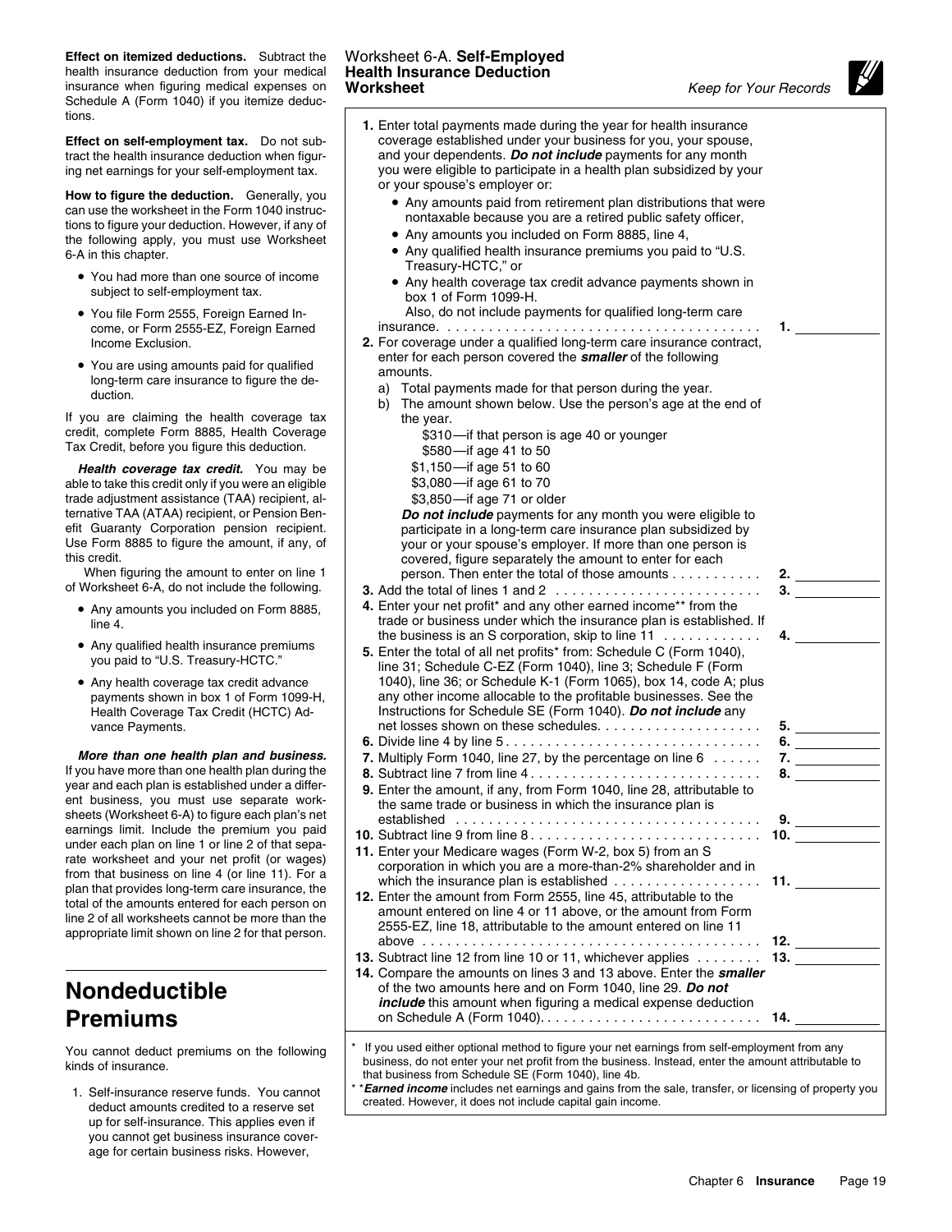**Effect on itemized deductions.** Subtract the health insurance deduction from your medical insurance when figuring medical expenses on Schedule A (Form 1040) if you itemize deductions.

**Effect on self-employment tax.** Do not subtract the health insurance deduction when figuring net earnings for your self-employment tax.

**How to figure the deduction.** Generally, you can use the worksheet in the Form 1040 instructions to figure your deduction. However, if any of the following apply, you must use Worksheet 6-A in this chapter.

- You had more than one source of income subject to self-employment tax.
- You file Form 2555, Foreign Earned Income, or Form 2555-EZ, Foreign Earned Income Exclusion.
- You are using amounts paid for qualified long-term care insurance to figure the deduction.

If you are claiming the health coverage tax credit, complete Form 8885, Health Coverage Tax Credit, before you figure this deduction.

***Health coverage tax credit.*** You may be able to take this credit only if you were an eligible trade adjustment assistance (TAA) recipient, alternative TAA (ATAA) recipient, or Pension Benefit Guaranty Corporation pension recipient. Use Form 8885 to figure the amount, if any, of this credit.

When figuring the amount to enter on line 1 of Worksheet 6-A, do not include the following.

- Any amounts you included on Form 8885, line 4.
- Any qualified health insurance premiums you paid to "U.S. Treasury-HCTC."
- Any health coverage tax credit advance payments shown in box 1 of Form 1099-H, Health Coverage Tax Credit (HCTC) Advance Payments.

***More than one health plan and business.*** If you have more than one health plan during the year and each plan is established under a different business, you must use separate worksheets (Worksheet 6-A) to figure each plan's net earnings limit. Include the premium you paid under each plan on line 1 or line 2 of that separate worksheet and your net profit (or wages) from that business on line 4 (or line 11). For a plan that provides long-term care insurance, the total of the amounts entered for each person on line 2 of all worksheets cannot be more than the appropriate limit shown on line 2 for that person.

## Worksheet 6-A. Self-Employed Health Insurance Deduction Worksheet

*Keep for Your Records*

1. Enter total payments made during the year for health insurance coverage established under your business for you, your spouse, and your dependents. ***Do not include*** payments for any month you were eligible to participate in a health plan subsidized by your or your spouse's employer or:
   - Any amounts paid from retirement plan distributions that were nontaxable because you are a retired public safety officer,
   - Any amounts you included on Form 8885, line 4,
   - Any qualified health insurance premiums you paid to "U.S. Treasury-HCTC," or
   - Any health coverage tax credit advance payments shown in box 1 of Form 1099-H.

   Also, do not include payments for qualified long-term care insurance . . . . . **1.** ________
2. For coverage under a qualified long-term care insurance contract, enter for each person covered the ***smaller*** of the following amounts.
   a) Total payments made for that person during the year.
   b) The amount shown below. Use the person's age at the end of the year.
      - $310—if that person is age 40 or younger
      - $580—if age 41 to 50
      - $1,150—if age 51 to 60
      - $3,080—if age 61 to 70
      - $3,850—if age 71 or older

   ***Do not include*** payments for any month you were eligible to participate in a long-term care insurance plan subsidized by your or your spouse's employer. If more than one person is covered, figure separately the amount to enter for each person. Then enter the total of those amounts . . . . . **2.** ________
3. Add the total of lines 1 and 2 . . . . . **3.** ________
4. Enter your net profit* and any other earned income** from the trade or business under which the insurance plan is established. If the business is an S corporation, skip to line 11 . . . . . **4.** ________
5. Enter the total of all net profits* from: Schedule C (Form 1040), line 31; Schedule C-EZ (Form 1040), line 3; Schedule F (Form 1040), line 36; or Schedule K-1 (Form 1065), box 14, code A; plus any other income allocable to the profitable businesses. See the Instructions for Schedule SE (Form 1040). ***Do not include*** any net losses shown on these schedules. . . . . . **5.** ________
6. Divide line 4 by line 5 . . . . . **6.** ________
7. Multiply Form 1040, line 27, by the percentage on line 6 . . . . . **7.** ________
8. Subtract line 7 from line 4 . . . . . **8.** ________
9. Enter the amount, if any, from Form 1040, line 28, attributable to the same trade or business in which the insurance plan is established . . . . . **9.** ________
10. Subtract line 9 from line 8 . . . . . **10.** ________
11. Enter your Medicare wages (Form W-2, box 5) from an S corporation in which you are a more-than-2% shareholder and in which the insurance plan is established . . . . . **11.** ________
12. Enter the amount from Form 2555, line 45, attributable to the amount entered on line 4 or 11 above, or the amount from Form 2555-EZ, line 18, attributable to the amount entered on line 11 above . . . . . **12.** ________
13. Subtract line 12 from line 10 or 11, whichever applies . . . . . **13.** ________
14. Compare the amounts on lines 3 and 13 above. Enter the ***smaller*** of the two amounts here and on Form 1040, line 29. ***Do not include*** this amount when figuring a medical expense deduction on Schedule A (Form 1040). . . . . . **14.** ________

\* If you used either optional method to figure your net earnings from self-employment from any business, do not enter your net profit from the business. Instead, enter the amount attributable to that business from Schedule SE (Form 1040), line 4b.

\*\* ***Earned income*** includes net earnings and gains from the sale, transfer, or licensing of property you created. However, it does not include capital gain income.

# Nondeductible Premiums

You cannot deduct premiums on the following kinds of insurance.

1. Self-insurance reserve funds. You cannot deduct amounts credited to a reserve set up for self-insurance. This applies even if you cannot get business insurance coverage for certain business risks. However,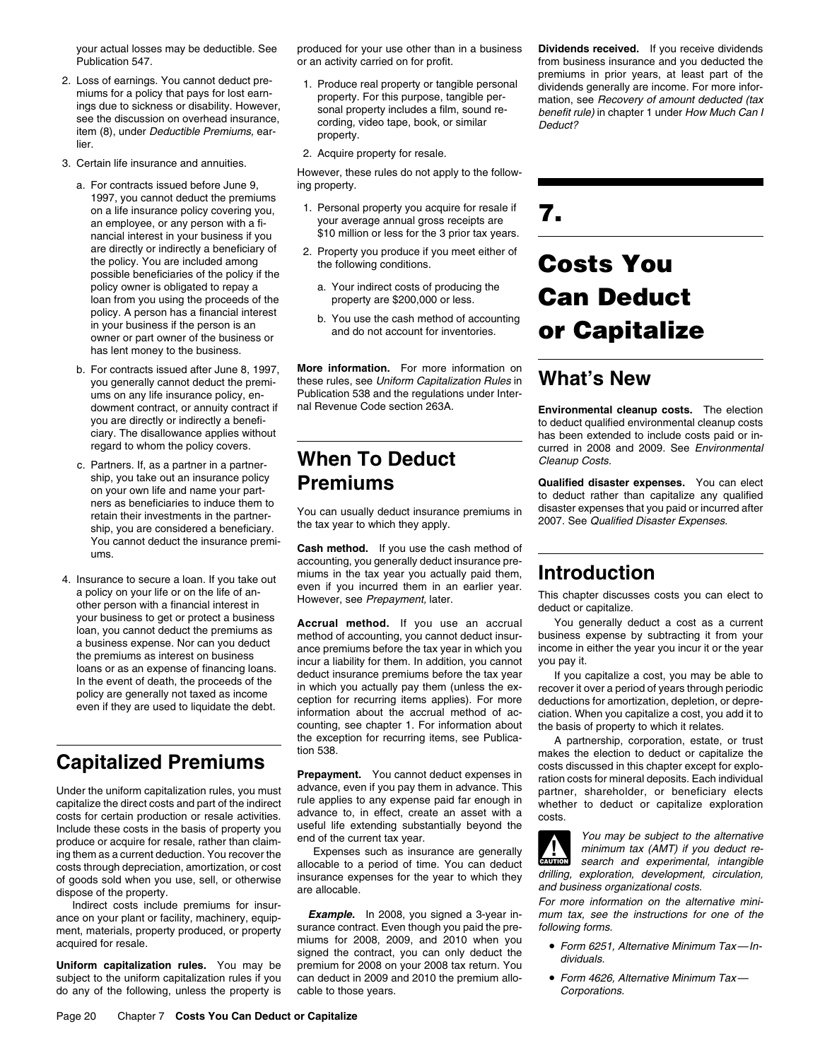your actual losses may be deductible. See Publication 547.

2. Loss of earnings. You cannot deduct premiums for a policy that pays for lost earnings due to sickness or disability. However, see the discussion on overhead insurance, item (8), under *Deductible Premiums,* earlier.

3. Certain life insurance and annuities.

   a. For contracts issued before June 9, 1997, you cannot deduct the premiums on a life insurance policy covering you, an employee, or any person with a financial interest in your business if you are directly or indirectly a beneficiary of the policy. You are included among possible beneficiaries of the policy if the policy owner is obligated to repay a loan from you using the proceeds of the policy. A person has a financial interest in your business if the person is an owner or part owner of the business or has lent money to the business.

   b. For contracts issued after June 8, 1997, you generally cannot deduct the premiums on any life insurance policy, endowment contract, or annuity contract if you are directly or indirectly a beneficiary. The disallowance applies without regard to whom the policy covers.

   c. Partners. If, as a partner in a partnership, you take out an insurance policy on your own life and name your partners as beneficiaries to induce them to retain their investments in the partnership, you are considered a beneficiary. You cannot deduct the insurance premiums.

4. Insurance to secure a loan. If you take out a policy on your life or on the life of another person with a financial interest in your business to get or protect a business loan, you cannot deduct the premiums as a business expense. Nor can you deduct the premiums as interest on business loans or as an expense of financing loans. In the event of death, the proceeds of the policy are generally not taxed as income even if they are used to liquidate the debt.

## Capitalized Premiums

Under the uniform capitalization rules, you must capitalize the direct costs and part of the indirect costs for certain production or resale activities. Include these costs in the basis of property you produce or acquire for resale, rather than claiming them as a current deduction. You recover the costs through depreciation, amortization, or cost of goods sold when you use, sell, or otherwise dispose of the property.

Indirect costs include premiums for insurance on your plant or facility, machinery, equipment, materials, property produced, or property acquired for resale.

**Uniform capitalization rules.** You may be subject to the uniform capitalization rules if you do any of the following, unless the property is produced for your use other than in a business or an activity carried on for profit.

1. Produce real property or tangible personal property. For this purpose, tangible personal property includes a film, sound recording, video tape, book, or similar property.
2. Acquire property for resale.

However, these rules do not apply to the following property.

1. Personal property you acquire for resale if your average annual gross receipts are $10 million or less for the 3 prior tax years.
2. Property you produce if you meet either of the following conditions.
   a. Your indirect costs of producing the property are $200,000 or less.
   b. You use the cash method of accounting and do not account for inventories.

**More information.** For more information on these rules, see *Uniform Capitalization Rules* in Publication 538 and the regulations under Internal Revenue Code section 263A.

## When To Deduct Premiums

You can usually deduct insurance premiums in the tax year to which they apply.

**Cash method.** If you use the cash method of accounting, you generally deduct insurance premiums in the tax year you actually paid them, even if you incurred them in an earlier year. However, see *Prepayment,* later.

**Accrual method.** If you use an accrual method of accounting, you cannot deduct insurance premiums before the tax year in which you incur a liability for them. In addition, you cannot deduct insurance premiums before the tax year in which you actually pay them (unless the exception for recurring items applies). For more information about the accrual method of accounting, see chapter 1. For information about the exception for recurring items, see Publication 538.

**Prepayment.** You cannot deduct expenses in advance, even if you pay them in advance. This rule applies to any expense paid far enough in advance to, in effect, create an asset with a useful life extending substantially beyond the end of the current tax year.

Expenses such as insurance are generally allocable to a period of time. You can deduct insurance expenses for the year to which they are allocable.

***Example.*** In 2008, you signed a 3-year insurance contract. Even though you paid the premiums for 2008, 2009, and 2010 when you signed the contract, you can only deduct the premium for 2008 on your 2008 tax return. You can deduct in 2009 and 2010 the premium allocable to those years.

**Dividends received.** If you receive dividends from business insurance and you deducted the premiums in prior years, at least part of the dividends generally are income. For more information, see *Recovery of amount deducted (tax benefit rule)* in chapter 1 under *How Much Can I Deduct?*

# 7. Costs You Can Deduct or Capitalize

## What's New

**Environmental cleanup costs.** The election to deduct qualified environmental cleanup costs has been extended to include costs paid or incurred in 2008 and 2009. See *Environmental Cleanup Costs.*

**Qualified disaster expenses.** You can elect to deduct rather than capitalize any qualified disaster expenses that you paid or incurred after 2007. See *Qualified Disaster Expenses.*

## Introduction

This chapter discusses costs you can elect to deduct or capitalize.

You generally deduct a cost as a current business expense by subtracting it from your income in either the year you incur it or the year you pay it.

If you capitalize a cost, you may be able to recover it over a period of years through periodic deductions for amortization, depletion, or depreciation. When you capitalize a cost, you add it to the basis of property to which it relates.

A partnership, corporation, estate, or trust makes the election to deduct or capitalize the costs discussed in this chapter except for exploration costs for mineral deposits. Each individual partner, shareholder, or beneficiary elects whether to deduct or capitalize exploration costs.

CAUTION: *You may be subject to the alternative minimum tax (AMT) if you deduct research and experimental, intangible drilling, exploration, development, circulation, and business organizational costs.*

*For more information on the alternative minimum tax, see the instructions for one of the following forms.*

- *Form 6251, Alternative Minimum Tax—Individuals.*
- *Form 4626, Alternative Minimum Tax—Corporations.*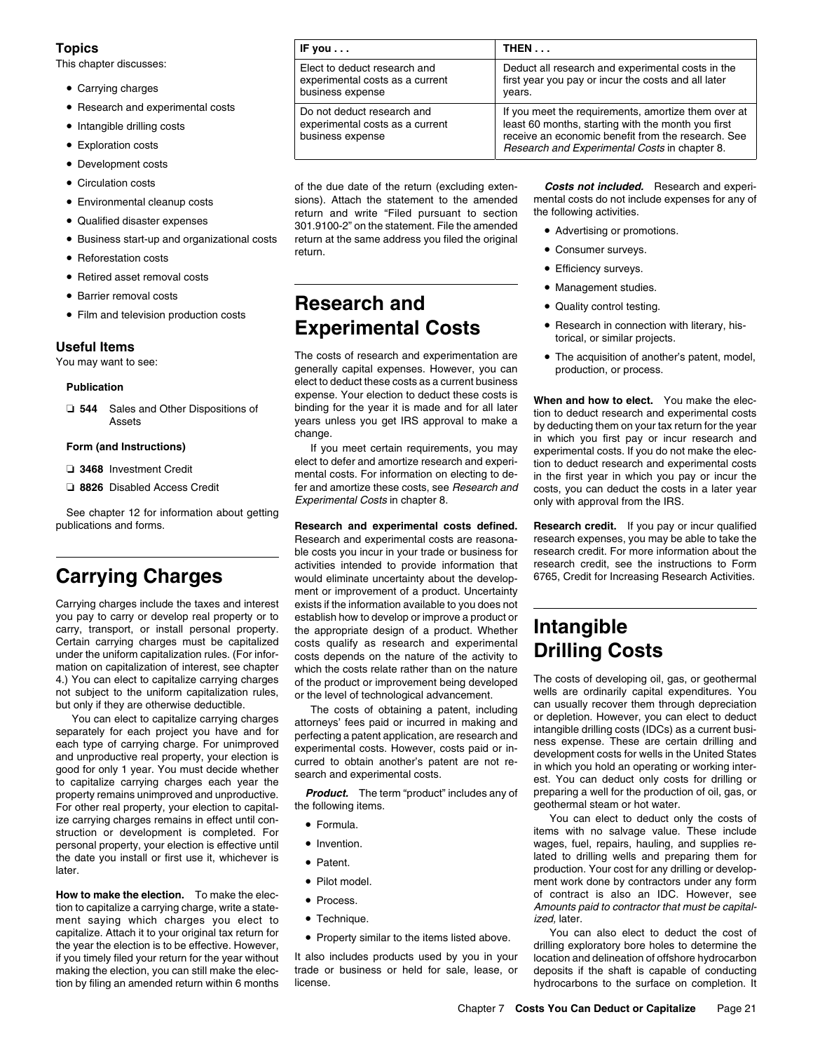## Topics

This chapter discusses:

- Carrying charges
- Research and experimental costs
- Intangible drilling costs
- Exploration costs
- Development costs
- Circulation costs
- Environmental cleanup costs
- Qualified disaster expenses
- Business start-up and organizational costs
- Reforestation costs
- Retired asset removal costs
- Barrier removal costs
- Film and television production costs

## Useful Items

You may want to see:

**Publication**

- ❑ **544** Sales and Other Dispositions of Assets

**Form (and Instructions)**

- ❑ **3468** Investment Credit
- ❑ **8826** Disabled Access Credit

See chapter 12 for information about getting publications and forms.

# Carrying Charges

Carrying charges include the taxes and interest you pay to carry or develop real property or to carry, transport, or install personal property. Certain carrying charges must be capitalized under the uniform capitalization rules. (For information on capitalization of interest, see chapter 4.) You can elect to capitalize carrying charges not subject to the uniform capitalization rules, but only if they are otherwise deductible.

You can elect to capitalize carrying charges separately for each project you have and for each type of carrying charge. For unimproved and unproductive real property, your election is good for only 1 year. You must decide whether to capitalize carrying charges each year the property remains unimproved and unproductive. For other real property, your election to capitalize carrying charges remains in effect until construction or development is completed. For personal property, your election is effective until the date you install or first use it, whichever is later.

**How to make the election.** To make the election to capitalize a carrying charge, write a statement saying which charges you elect to capitalize. Attach it to your original tax return for the year the election is to be effective. However, if you timely filed your return for the year without making the election, you can still make the election by filing an amended return within 6 months of the due date of the return (excluding extensions). Attach the statement to the amended return and write "Filed pursuant to section 301.9100-2" on the statement. File the amended return at the same address you filed the original return.

# Research and Experimental Costs

| IF you . . . | THEN . . . |
| --- | --- |
| Elect to deduct research and experimental costs as a current business expense | Deduct all research and experimental costs in the first year you pay or incur the costs and all later years. |
| Do not deduct research and experimental costs as a current business expense | If you meet the requirements, amortize them over at least 60 months, starting with the month you first receive an economic benefit from the research. See *Research and Experimental Costs* in chapter 8. |

The costs of research and experimentation are generally capital expenses. However, you can elect to deduct these costs as a current business expense. Your election to deduct these costs is binding for the year it is made and for all later years unless you get IRS approval to make a change.

If you meet certain requirements, you may elect to defer and amortize research and experimental costs. For information on electing to defer and amortize these costs, see *Research and Experimental Costs* in chapter 8.

**Research and experimental costs defined.** Research and experimental costs are reasonable costs you incur in your trade or business for activities intended to provide information that would eliminate uncertainty about the development or improvement of a product. Uncertainty exists if the information available to you does not establish how to develop or improve a product or the appropriate design of a product. Whether costs qualify as research and experimental costs depends on the nature of the activity to which the costs relate rather than on the nature of the product or improvement being developed or the level of technological advancement.

The costs of obtaining a patent, including attorneys' fees paid or incurred in making and perfecting a patent application, are research and experimental costs. However, costs paid or incurred to obtain another's patent are not research and experimental costs.

***Product.*** The term "product" includes any of the following items.

- Formula.
- Invention.
- Patent.
- Pilot model.
- Process.
- Technique.
- Property similar to the items listed above.

It also includes products used by you in your trade or business or held for sale, lease, or license.

***Costs not included.*** Research and experimental costs do not include expenses for any of the following activities.

- Advertising or promotions.
- Consumer surveys.
- Efficiency surveys.
- Management studies.
- Quality control testing.
- Research in connection with literary, historical, or similar projects.
- The acquisition of another's patent, model, production, or process.

**When and how to elect.** You make the election to deduct research and experimental costs by deducting them on your tax return for the year in which you first pay or incur research and experimental costs. If you do not make the election to deduct research and experimental costs in the first year in which you pay or incur the costs, you can deduct the costs in a later year only with approval from the IRS.

**Research credit.** If you pay or incur qualified research expenses, you may be able to take the research credit. For more information about the research credit, see the instructions to Form 6765, Credit for Increasing Research Activities.

# Intangible Drilling Costs

The costs of developing oil, gas, or geothermal wells are ordinarily capital expenditures. You can usually recover them through depreciation or depletion. However, you can elect to deduct intangible drilling costs (IDCs) as a current business expense. These are certain drilling and development costs for wells in the United States in which you hold an operating or working interest. You can deduct only costs for drilling or preparing a well for the production of oil, gas, or geothermal steam or hot water.

You can elect to deduct only the costs of items with no salvage value. These include wages, fuel, repairs, hauling, and supplies related to drilling wells and preparing them for production. Your cost for any drilling or development work done by contractors under any form of contract is also an IDC. However, see *Amounts paid to contractor that must be capitalized,* later.

You can also elect to deduct the cost of drilling exploratory bore holes to determine the location and delineation of offshore hydrocarbon deposits if the shaft is capable of conducting hydrocarbons to the surface on completion. It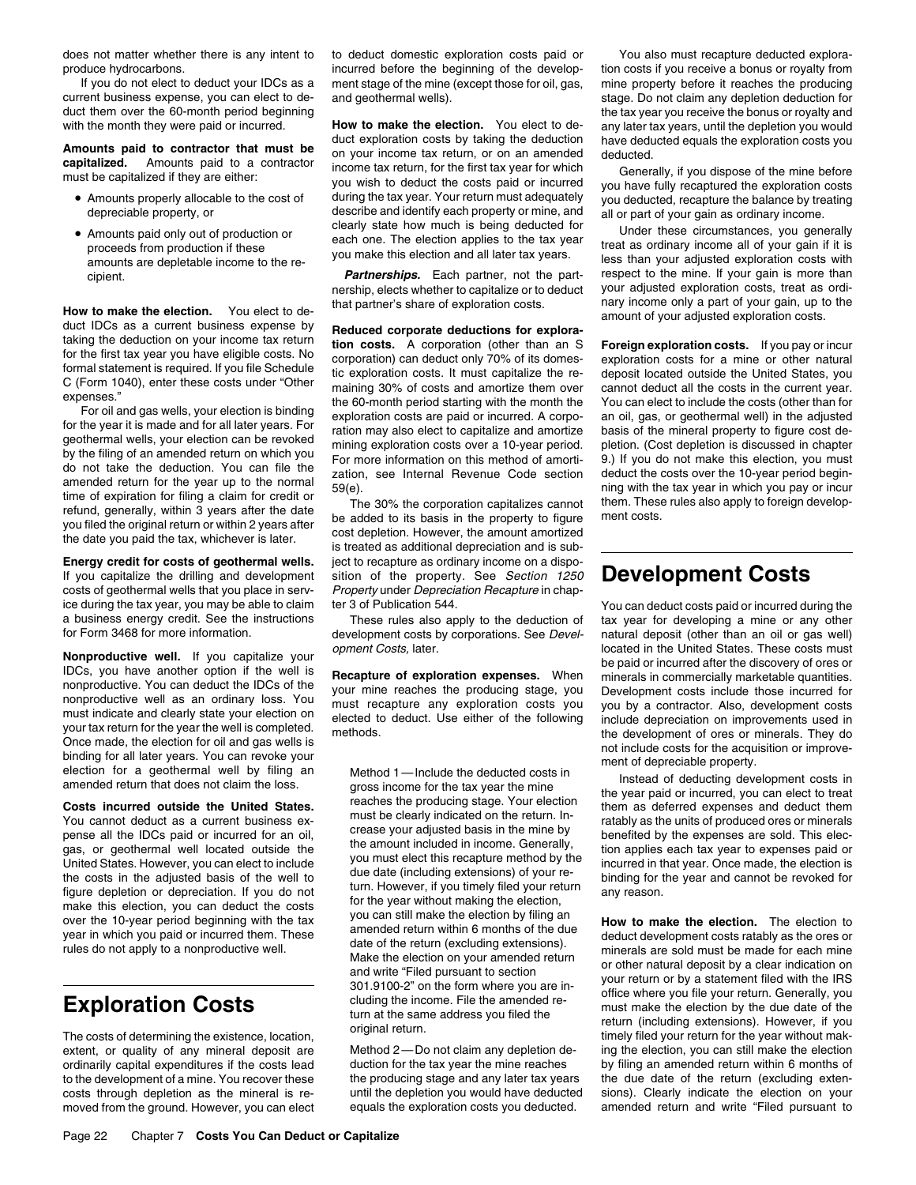does not matter whether there is any intent to produce hydrocarbons.

If you do not elect to deduct your IDCs as a current business expense, you can elect to deduct them over the 60-month period beginning with the month they were paid or incurred.

**Amounts paid to contractor that must be capitalized.** Amounts paid to a contractor must be capitalized if they are either:

- Amounts properly allocable to the cost of depreciable property, or
- Amounts paid only out of production or proceeds from production if these amounts are depletable income to the recipient.

**How to make the election.** You elect to deduct IDCs as a current business expense by taking the deduction on your income tax return for the first tax year you have eligible costs. No formal statement is required. If you file Schedule C (Form 1040), enter these costs under "Other expenses."

For oil and gas wells, your election is binding for the year it is made and for all later years. For geothermal wells, your election can be revoked by the filing of an amended return on which you do not take the deduction. You can file the amended return for the year up to the normal time of expiration for filing a claim for credit or refund, generally, within 3 years after the date you filed the original return or within 2 years after the date you paid the tax, whichever is later.

**Energy credit for costs of geothermal wells.** If you capitalize the drilling and development costs of geothermal wells that you place in service during the tax year, you may be able to claim a business energy credit. See the instructions for Form 3468 for more information.

**Nonproductive well.** If you capitalize your IDCs, you have another option if the well is nonproductive. You can deduct the IDCs of the nonproductive well as an ordinary loss. You must indicate and clearly state your election on your tax return for the year the well is completed. Once made, the election for oil and gas wells is binding for all later years. You can revoke your election for a geothermal well by filing an amended return that does not claim the loss.

**Costs incurred outside the United States.** You cannot deduct as a current business expense all the IDCs paid or incurred for an oil, gas, or geothermal well located outside the United States. However, you can elect to include the costs in the adjusted basis of the well to figure depletion or depreciation. If you do not make this election, you can deduct the costs over the 10-year period beginning with the tax year in which you paid or incurred them. These rules do not apply to a nonproductive well.

# Exploration Costs

The costs of determining the existence, location, extent, or quality of any mineral deposit are ordinarily capital expenditures if the costs lead to the development of a mine. You recover these costs through depletion as the mineral is removed from the ground. However, you can elect to deduct domestic exploration costs paid or incurred before the beginning of the development stage of the mine (except those for oil, gas, and geothermal wells).

**How to make the election.** You elect to deduct exploration costs by taking the deduction on your income tax return, or on an amended income tax return, for the first tax year for which you wish to deduct the costs paid or incurred during the tax year. Your return must adequately describe and identify each property or mine, and clearly state how much is being deducted for each one. The election applies to the tax year you make this election and all later tax years.

***Partnerships.*** Each partner, not the partnership, elects whether to capitalize or to deduct that partner's share of exploration costs.

**Reduced corporate deductions for exploration costs.** A corporation (other than an S corporation) can deduct only 70% of its domestic exploration costs. It must capitalize the remaining 30% of costs and amortize them over the 60-month period starting with the month the exploration costs are paid or incurred. A corporation may also elect to capitalize and amortize mining exploration costs over a 10-year period. For more information on this method of amortization, see Internal Revenue Code section 59(e).

The 30% the corporation capitalizes cannot be added to its basis in the property to figure cost depletion. However, the amount amortized is treated as additional depreciation and is subject to recapture as ordinary income on a disposition of the property. See *Section 1250 Property* under *Depreciation Recapture* in chapter 3 of Publication 544.

These rules also apply to the deduction of development costs by corporations. See *Development Costs,* later.

**Recapture of exploration expenses.** When your mine reaches the producing stage, you must recapture any exploration costs you elected to deduct. Use either of the following methods.

Method 1—Include the deducted costs in gross income for the tax year the mine reaches the producing stage. Your election must be clearly indicated on the return. Increase your adjusted basis in the mine by the amount included in income. Generally, you must elect this recapture method by the due date (including extensions) of your return. However, if you timely filed your return for the year without making the election, you can still make the election by filing an amended return within 6 months of the due date of the return (excluding extensions). Make the election on your amended return and write "Filed pursuant to section 301.9100-2" on the form where you are including the income. File the amended return at the same address you filed the original return.

Method 2—Do not claim any depletion deduction for the tax year the mine reaches the producing stage and any later tax years until the depletion you would have deducted equals the exploration costs you deducted.

You also must recapture deducted exploration costs if you receive a bonus or royalty from mine property before it reaches the producing stage. Do not claim any depletion deduction for the tax year you receive the bonus or royalty and any later tax years, until the depletion you would have deducted equals the exploration costs you deducted.

Generally, if you dispose of the mine before you have fully recaptured the exploration costs you deducted, recapture the balance by treating all or part of your gain as ordinary income.

Under these circumstances, you generally treat as ordinary income all of your gain if it is less than your adjusted exploration costs with respect to the mine. If your gain is more than your adjusted exploration costs, treat as ordinary income only a part of your gain, up to the amount of your adjusted exploration costs.

**Foreign exploration costs.** If you pay or incur exploration costs for a mine or other natural deposit located outside the United States, you cannot deduct all the costs in the current year. You can elect to include the costs (other than for an oil, gas, or geothermal well) in the adjusted basis of the mineral property to figure cost depletion. (Cost depletion is discussed in chapter 9.) If you do not make this election, you must deduct the costs over the 10-year period beginning with the tax year in which you pay or incur them. These rules also apply to foreign development costs.

# Development Costs

You can deduct costs paid or incurred during the tax year for developing a mine or any other natural deposit (other than an oil or gas well) located in the United States. These costs must be paid or incurred after the discovery of ores or minerals in commercially marketable quantities. Development costs include those incurred for you by a contractor. Also, development costs include depreciation on improvements used in the development of ores or minerals. They do not include costs for the acquisition or improvement of depreciable property.

Instead of deducting development costs in the year paid or incurred, you can elect to treat them as deferred expenses and deduct them ratably as the units of produced ores or minerals benefited by the expenses are sold. This election applies each tax year to expenses paid or incurred in that year. Once made, the election is binding for the year and cannot be revoked for any reason.

**How to make the election.** The election to deduct development costs ratably as the ores or minerals are sold must be made for each mine or other natural deposit by a clear indication on your return or by a statement filed with the IRS office where you file your return. Generally, you must make the election by the due date of the return (including extensions). However, if you timely filed your return for the year without making the election, you can still make the election by filing an amended return within 6 months of the due date of the return (excluding extensions). Clearly indicate the election on your amended return and write "Filed pursuant to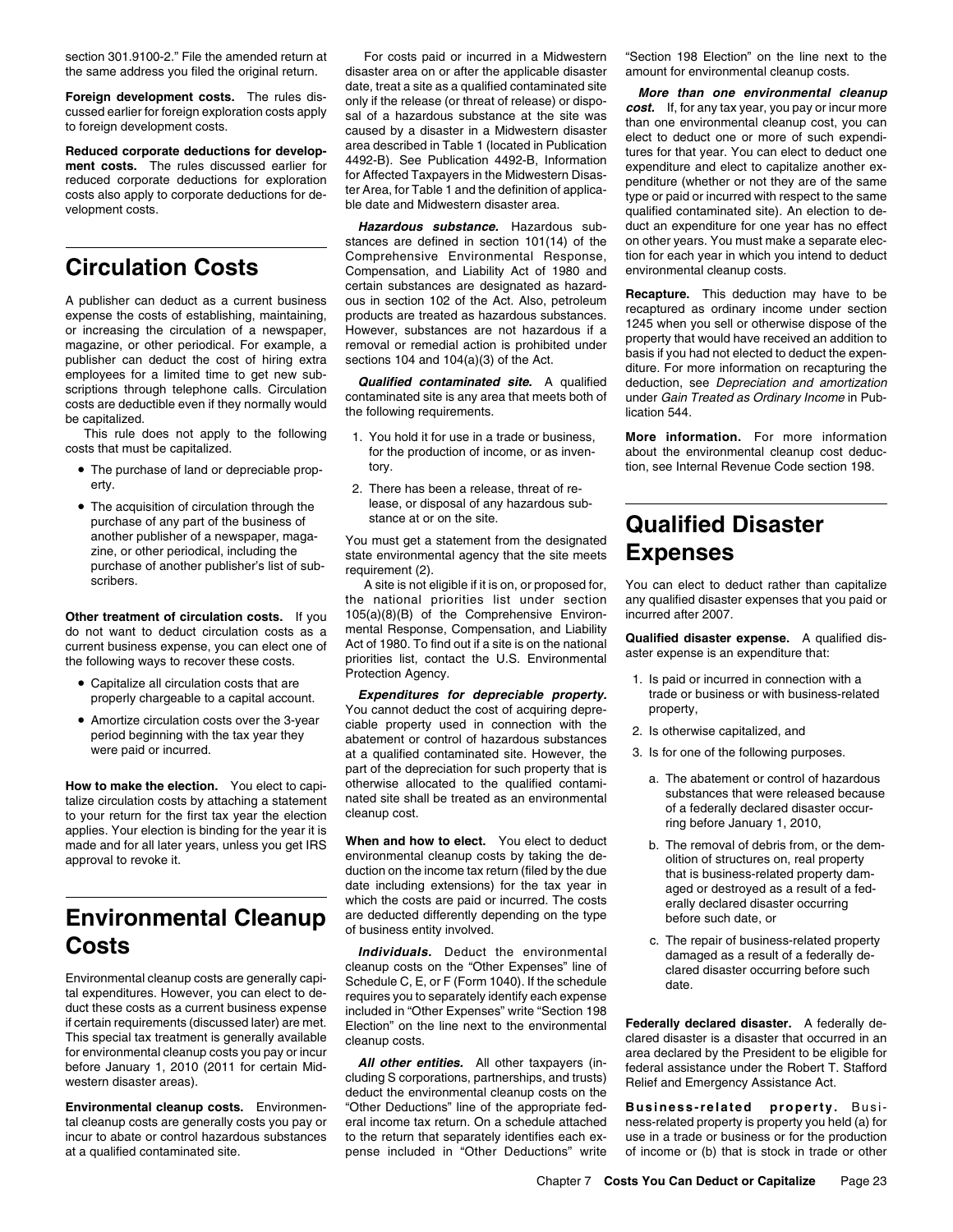section 301.9100-2." File the amended return at the same address you filed the original return.

**Foreign development costs.** The rules discussed earlier for foreign exploration costs apply to foreign development costs.

**Reduced corporate deductions for development costs.** The rules discussed earlier for reduced corporate deductions for exploration costs also apply to corporate deductions for development costs.

# Circulation Costs

A publisher can deduct as a current business expense the costs of establishing, maintaining, or increasing the circulation of a newspaper, magazine, or other periodical. For example, a publisher can deduct the cost of hiring extra employees for a limited time to get new subscriptions through telephone calls. Circulation costs are deductible even if they normally would be capitalized.

This rule does not apply to the following costs that must be capitalized.

- The purchase of land or depreciable property.
- The acquisition of circulation through the purchase of any part of the business of another publisher of a newspaper, magazine, or other periodical, including the purchase of another publisher's list of subscribers.

**Other treatment of circulation costs.** If you do not want to deduct circulation costs as a current business expense, you can elect one of the following ways to recover these costs.

- Capitalize all circulation costs that are properly chargeable to a capital account.
- Amortize circulation costs over the 3-year period beginning with the tax year they were paid or incurred.

**How to make the election.** You elect to capitalize circulation costs by attaching a statement to your return for the first tax year the election applies. Your election is binding for the year it is made and for all later years, unless you get IRS approval to revoke it.

# Environmental Cleanup Costs

Environmental cleanup costs are generally capital expenditures. However, you can elect to deduct these costs as a current business expense if certain requirements (discussed later) are met. This special tax treatment is generally available for environmental cleanup costs you pay or incur before January 1, 2010 (2011 for certain Midwestern disaster areas).

**Environmental cleanup costs.** Environmental cleanup costs are generally costs you pay or incur to abate or control hazardous substances at a qualified contaminated site.

For costs paid or incurred in a Midwestern disaster area on or after the applicable disaster date, treat a site as a qualified contaminated site only if the release (or threat of release) or disposal of a hazardous substance at the site was caused by a disaster in a Midwestern disaster area described in Table 1 (located in Publication 4492-B). See Publication 4492-B, Information for Affected Taxpayers in the Midwestern Disaster Area, for Table 1 and the definition of applicable date and Midwestern disaster area.

***Hazardous substance.*** Hazardous substances are defined in section 101(14) of the Comprehensive Environmental Response, Compensation, and Liability Act of 1980 and certain substances are designated as hazardous in section 102 of the Act. Also, petroleum products are treated as hazardous substances. However, substances are not hazardous if a removal or remedial action is prohibited under sections 104 and 104(a)(3) of the Act.

***Qualified contaminated site.*** A qualified contaminated site is any area that meets both of the following requirements.

1. You hold it for use in a trade or business, for the production of income, or as inventory.
2. There has been a release, threat of release, or disposal of any hazardous substance at or on the site.

You must get a statement from the designated state environmental agency that the site meets requirement (2).

A site is not eligible if it is on, or proposed for, the national priorities list under section 105(a)(8)(B) of the Comprehensive Environmental Response, Compensation, and Liability Act of 1980. To find out if a site is on the national priorities list, contact the U.S. Environmental Protection Agency.

***Expenditures for depreciable property.*** You cannot deduct the cost of acquiring depreciable property used in connection with the abatement or control of hazardous substances at a qualified contaminated site. However, the part of the depreciation for such property that is otherwise allocated to the qualified contaminated site shall be treated as an environmental cleanup cost.

**When and how to elect.** You elect to deduct environmental cleanup costs by taking the deduction on the income tax return (filed by the due date including extensions) for the tax year in which the costs are paid or incurred. The costs are deducted differently depending on the type of business entity involved.

***Individuals.*** Deduct the environmental cleanup costs on the "Other Expenses" line of Schedule C, E, or F (Form 1040). If the schedule requires you to separately identify each expense included in "Other Expenses" write "Section 198 Election" on the line next to the environmental cleanup costs.

***All other entities.*** All other taxpayers (including S corporations, partnerships, and trusts) deduct the environmental cleanup costs on the "Other Deductions" line of the appropriate federal income tax return. On a schedule attached to the return that separately identifies each expense included in "Other Deductions" write "Section 198 Election" on the line next to the amount for environmental cleanup costs.

***More than one environmental cleanup cost.*** If, for any tax year, you pay or incur more than one environmental cleanup cost, you can elect to deduct one or more of such expenditures for that year. You can elect to deduct one expenditure and elect to capitalize another expenditure (whether or not they are of the same type or paid or incurred with respect to the same qualified contaminated site). An election to deduct an expenditure for one year has no effect on other years. You must make a separate election for each year in which you intend to deduct environmental cleanup costs.

**Recapture.** This deduction may have to be recaptured as ordinary income under section 1245 when you sell or otherwise dispose of the property that would have received an addition to basis if you had not elected to deduct the expenditure. For more information on recapturing the deduction, see *Depreciation and amortization* under *Gain Treated as Ordinary Income* in Publication 544.

**More information.** For more information about the environmental cleanup cost deduction, see Internal Revenue Code section 198.

# Qualified Disaster Expenses

You can elect to deduct rather than capitalize any qualified disaster expenses that you paid or incurred after 2007.

**Qualified disaster expense.** A qualified disaster expense is an expenditure that:

1. Is paid or incurred in connection with a trade or business or with business-related property,
2. Is otherwise capitalized, and
3. Is for one of the following purposes.
   a. The abatement or control of hazardous substances that were released because of a federally declared disaster occurring before January 1, 2010,
   b. The removal of debris from, or the demolition of structures on, real property that is business-related property damaged or destroyed as a result of a federally declared disaster occurring before such date, or
   c. The repair of business-related property damaged as a result of a federally declared disaster occurring before such date.

**Federally declared disaster.** A federally declared disaster is a disaster that occurred in an area declared by the President to be eligible for federal assistance under the Robert T. Stafford Relief and Emergency Assistance Act.

**Business-related property.** Business-related property is property you held (a) for use in a trade or business or for the production of income or (b) that is stock in trade or other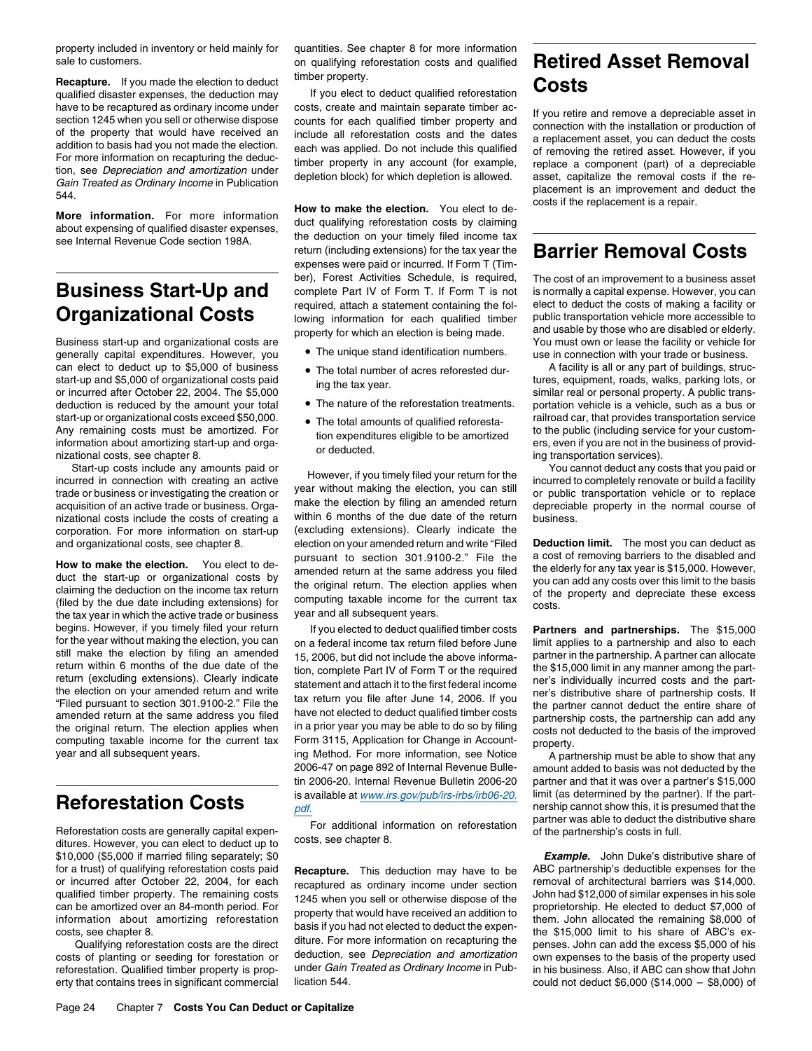property included in inventory or held mainly for sale to customers.

**Recapture.** If you made the election to deduct qualified disaster expenses, the deduction may have to be recaptured as ordinary income under section 1245 when you sell or otherwise dispose of the property that would have received an addition to basis had you not made the election. For more information on recapturing the deduction, see *Depreciation and amortization* under *Gain Treated as Ordinary Income* in Publication 544.

**More information.** For more information about expensing of qualified disaster expenses, see Internal Revenue Code section 198A.

# Business Start-Up and Organizational Costs

Business start-up and organizational costs are generally capital expenditures. However, you can elect to deduct up to $5,000 of business start-up and $5,000 of organizational costs paid or incurred after October 22, 2004. The $5,000 deduction is reduced by the amount your total start-up or organizational costs exceed $50,000. Any remaining costs must be amortized. For information about amortizing start-up and organizational costs, see chapter 8.

Start-up costs include any amounts paid or incurred in connection with creating an active trade or business or investigating the creation or acquisition of an active trade or business. Organizational costs include the costs of creating a corporation. For more information on start-up and organizational costs, see chapter 8.

**How to make the election.** You elect to deduct the start-up or organizational costs by claiming the deduction on the income tax return (filed by the due date including extensions) for the tax year in which the active trade or business begins. However, if you timely filed your return for the year without making the election, you can still make the election by filing an amended return within 6 months of the due date of the return (excluding extensions). Clearly indicate the election on your amended return and write "Filed pursuant to section 301.9100-2." File the amended return at the same address you filed the original return. The election applies when computing taxable income for the current tax year and all subsequent years.

# Reforestation Costs

Reforestation costs are generally capital expenditures. However, you can elect to deduct up to $10,000 ($5,000 if married filing separately; $0 for a trust) of qualifying reforestation costs paid or incurred after October 22, 2004, for each qualified timber property. The remaining costs can be amortized over an 84-month period. For information about amortizing reforestation costs, see chapter 8.

Qualifying reforestation costs are the direct costs of planting or seeding for forestation or reforestation. Qualified timber property is property that contains trees in significant commercial quantities. See chapter 8 for more information on qualifying reforestation costs and qualified timber property.

If you elect to deduct qualified reforestation costs, create and maintain separate timber accounts for each qualified timber property and include all reforestation costs and the dates each was applied. Do not include this qualified timber property in any account (for example, depletion block) for which depletion is allowed.

**How to make the election.** You elect to deduct qualifying reforestation costs by claiming the deduction on your timely filed income tax return (including extensions) for the tax year the expenses were paid or incurred. If Form T (Timber), Forest Activities Schedule, is required, complete Part IV of Form T. If Form T is not required, attach a statement containing the following information for each qualified timber property for which an election is being made.

- The unique stand identification numbers.
- The total number of acres reforested during the tax year.
- The nature of the reforestation treatments.
- The total amounts of qualified reforestation expenditures eligible to be amortized or deducted.

However, if you timely filed your return for the year without making the election, you can still make the election by filing an amended return within 6 months of the due date of the return (excluding extensions). Clearly indicate the election on your amended return and write "Filed pursuant to section 301.9100-2." File the amended return at the same address you filed the original return. The election applies when computing taxable income for the current tax year and all subsequent years.

If you elected to deduct qualified timber costs on a federal income tax return filed before June 15, 2006, but did not include the above information, complete Part IV of Form T or the required statement and attach it to the first federal income tax return you file after June 14, 2006. If you have not elected to deduct qualified timber costs in a prior year you may be able to do so by filing Form 3115, Application for Change in Accounting Method. For more information, see Notice 2006-47 on page 892 of Internal Revenue Bulletin 2006-20. Internal Revenue Bulletin 2006-20 is available at *www.irs.gov/pub/irs-irbs/irb06-20.pdf.*

For additional information on reforestation costs, see chapter 8.

**Recapture.** This deduction may have to be recaptured as ordinary income under section 1245 when you sell or otherwise dispose of the property that would have received an addition to basis if you had not elected to deduct the expenditure. For more information on recapturing the deduction, see *Depreciation and amortization* under *Gain Treated as Ordinary Income* in Publication 544.

# Retired Asset Removal Costs

If you retire and remove a depreciable asset in connection with the installation or production of a replacement asset, you can deduct the costs of removing the retired asset. However, if you replace a component (part) of a depreciable asset, capitalize the removal costs if the replacement is an improvement and deduct the costs if the replacement is a repair.

# Barrier Removal Costs

The cost of an improvement to a business asset is normally a capital expense. However, you can elect to deduct the costs of making a facility or public transportation vehicle more accessible to and usable by those who are disabled or elderly. You must own or lease the facility or vehicle for use in connection with your trade or business.

A facility is all or any part of buildings, structures, equipment, roads, walks, parking lots, or similar real or personal property. A public transportation vehicle is a vehicle, such as a bus or railroad car, that provides transportation service to the public (including service for your customers, even if you are not in the business of providing transportation services).

You cannot deduct any costs that you paid or incurred to completely renovate or build a facility or public transportation vehicle or to replace depreciable property in the normal course of business.

**Deduction limit.** The most you can deduct as a cost of removing barriers to the disabled and the elderly for any tax year is $15,000. However, you can add any costs over this limit to the basis of the property and depreciate these excess costs.

**Partners and partnerships.** The $15,000 limit applies to a partnership and also to each partner in the partnership. A partner can allocate the $15,000 limit in any manner among the partner's individually incurred costs and the partner's distributive share of partnership costs. If the partner cannot deduct the entire share of partnership costs, the partnership can add any costs not deducted to the basis of the improved property.

A partnership must be able to show that any amount added to basis was not deducted by the partner and that it was over a partner's $15,000 limit (as determined by the partner). If the partnership cannot show this, it is presumed that the partner was able to deduct the distributive share of the partnership's costs in full.

***Example.*** John Duke's distributive share of ABC partnership's deductible expenses for the removal of architectural barriers was $14,000. John had $12,000 of similar expenses in his sole proprietorship. He elected to deduct $7,000 of them. John allocated the remaining $8,000 of the $15,000 limit to his share of ABC's expenses. John can add the excess $5,000 of his own expenses to the basis of the property used in his business. Also, if ABC can show that John could not deduct $6,000 ($14,000 − $8,000) of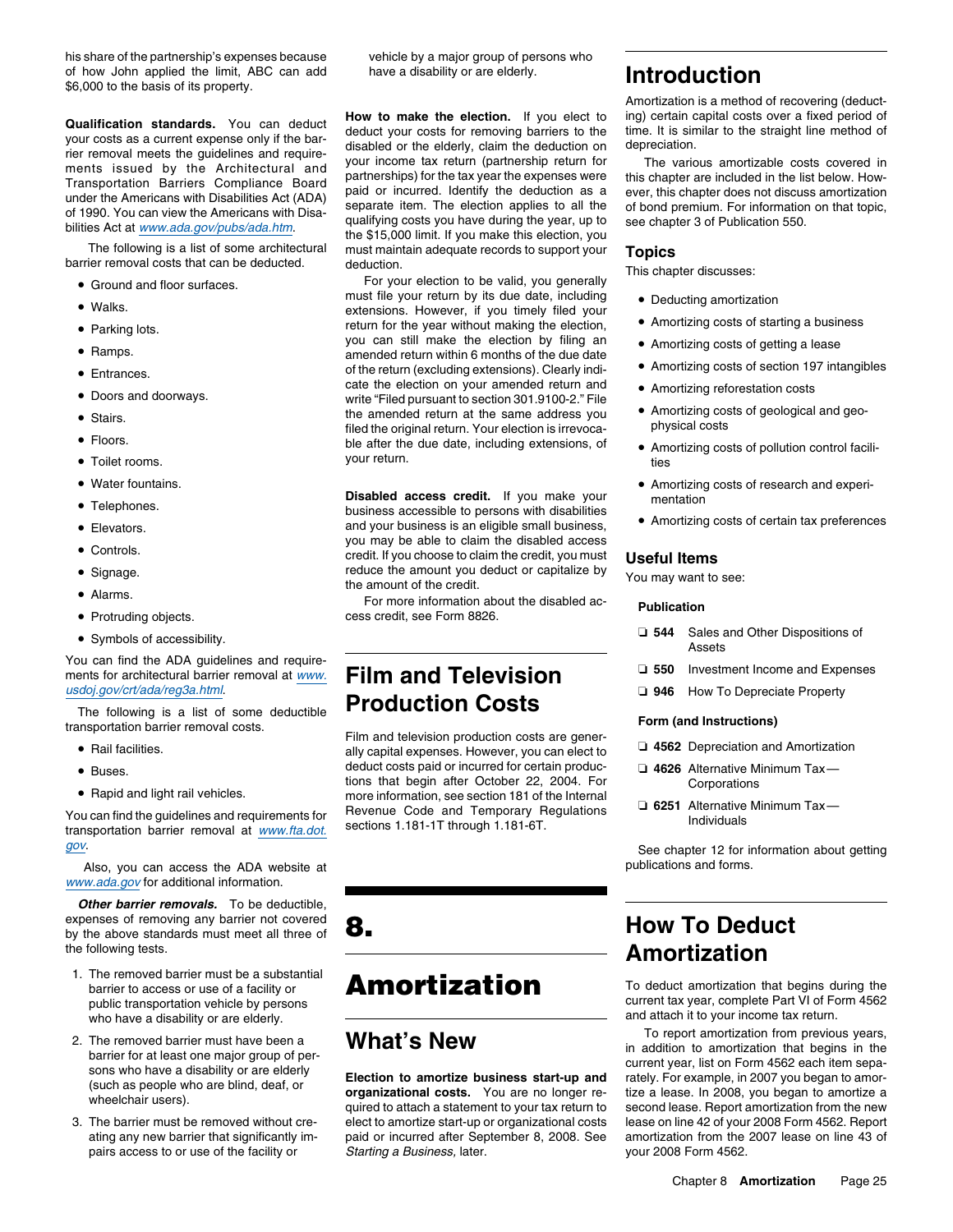his share of the partnership's expenses because of how John applied the limit, ABC can add $6,000 to the basis of its property.

**Qualification standards.** You can deduct your costs as a current expense only if the barrier removal meets the guidelines and requirements issued by the Architectural and Transportation Barriers Compliance Board under the Americans with Disabilities Act (ADA) of 1990. You can view the Americans with Disabilities Act at www.ada.gov/pubs/ada.htm.

The following is a list of some architectural barrier removal costs that can be deducted.

- Ground and floor surfaces.
- Walks.
- Parking lots.
- Ramps.
- Entrances.
- Doors and doorways.
- Stairs.
- Floors.
- Toilet rooms.
- Water fountains.
- Telephones.
- Elevators.
- Controls.
- Signage.
- Alarms.
- Protruding objects.
- Symbols of accessibility.

You can find the ADA guidelines and requirements for architectural barrier removal at www.usdoj.gov/crt/ada/reg3a.html.

The following is a list of some deductible transportation barrier removal costs.

- Rail facilities.
- Buses.
- Rapid and light rail vehicles.

You can find the guidelines and requirements for transportation barrier removal at www.fta.dot.gov.

Also, you can access the ADA website at www.ada.gov for additional information.

***Other barrier removals.*** To be deductible, expenses of removing any barrier not covered by the above standards must meet all three of the following tests.

1. The removed barrier must be a substantial barrier to access or use of a facility or public transportation vehicle by persons who have a disability or are elderly.
2. The removed barrier must have been a barrier for at least one major group of persons who have a disability or are elderly (such as people who are blind, deaf, or wheelchair users).
3. The barrier must be removed without creating any new barrier that significantly impairs access to or use of the facility or vehicle by a major group of persons who have a disability or are elderly.

**How to make the election.** If you elect to deduct your costs for removing barriers to the disabled or the elderly, claim the deduction on your income tax return (partnership return for partnerships) for the tax year the expenses were paid or incurred. Identify the deduction as a separate item. The election applies to all the qualifying costs you have during the year, up to the $15,000 limit. If you make this election, you must maintain adequate records to support your deduction.

For your election to be valid, you generally must file your return by its due date, including extensions. However, if you timely filed your return for the year without making the election, you can still make the election by filing an amended return within 6 months of the due date of the return (excluding extensions). Clearly indicate the election on your amended return and write "Filed pursuant to section 301.9100-2." File the amended return at the same address you filed the original return. Your election is irrevocable after the due date, including extensions, of your return.

**Disabled access credit.** If you make your business accessible to persons with disabilities and your business is an eligible small business, you may be able to claim the disabled access credit. If you choose to claim the credit, you must reduce the amount you deduct or capitalize by the amount of the credit.

For more information about the disabled access credit, see Form 8826.

## Film and Television Production Costs

Film and television production costs are generally capital expenses. However, you can elect to deduct costs paid or incurred for certain productions that begin after October 22, 2004. For more information, see section 181 of the Internal Revenue Code and Temporary Regulations sections 1.181-1T through 1.181-6T.

# 8. Amortization

## What's New

**Election to amortize business start-up and organizational costs.** You are no longer required to attach a statement to your tax return to elect to amortize start-up or organizational costs paid or incurred after September 8, 2008. See *Starting a Business,* later.

## Introduction

Amortization is a method of recovering (deducting) certain capital costs over a fixed period of time. It is similar to the straight line method of depreciation.

The various amortizable costs covered in this chapter are included in the list below. However, this chapter does not discuss amortization of bond premium. For information on that topic, see chapter 3 of Publication 550.

### Topics

This chapter discusses:

- Deducting amortization
- Amortizing costs of starting a business
- Amortizing costs of getting a lease
- Amortizing costs of section 197 intangibles
- Amortizing reforestation costs
- Amortizing costs of geological and geophysical costs
- Amortizing costs of pollution control facilities
- Amortizing costs of research and experimentation
- Amortizing costs of certain tax preferences

### Useful Items

You may want to see:

**Publication**

- ❑ **544** Sales and Other Dispositions of Assets
- ❑ **550** Investment Income and Expenses
- ❑ **946** How To Depreciate Property

**Form (and Instructions)**

- ❑ **4562** Depreciation and Amortization
- ❑ **4626** Alternative Minimum Tax—Corporations
- ❑ **6251** Alternative Minimum Tax—Individuals

See chapter 12 for information about getting publications and forms.

## How To Deduct Amortization

To deduct amortization that begins during the current tax year, complete Part VI of Form 4562 and attach it to your income tax return.

To report amortization from previous years, in addition to amortization that begins in the current year, list on Form 4562 each item separately. For example, in 2007 you began to amortize a lease. In 2008, you began to amortize a second lease. Report amortization from the new lease on line 42 of your 2008 Form 4562. Report amortization from the 2007 lease on line 43 of your 2008 Form 4562.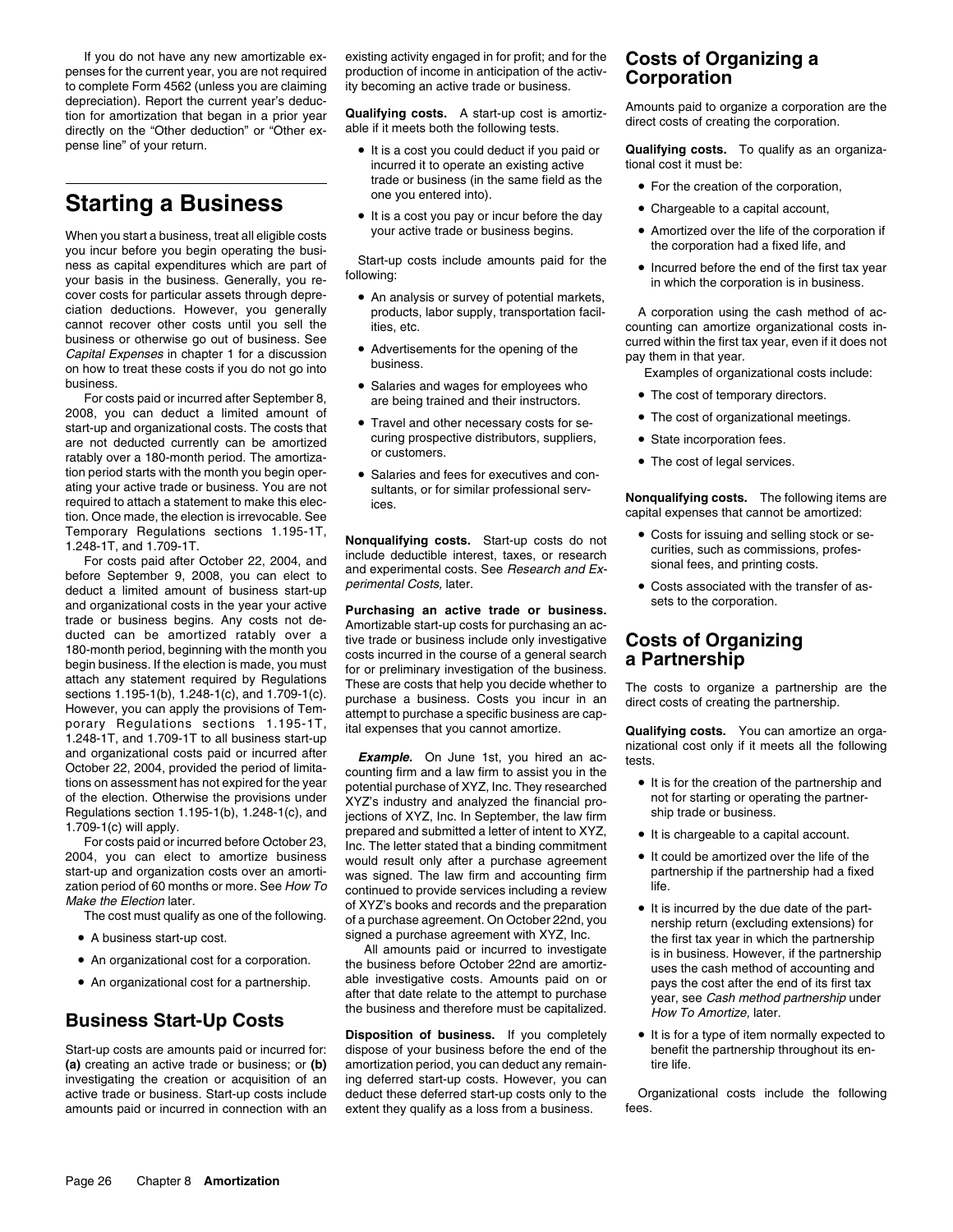If you do not have any new amortizable expenses for the current year, you are not required to complete Form 4562 (unless you are claiming depreciation). Report the current year's deduction for amortization that began in a prior year directly on the "Other deduction" or "Other expense line" of your return.

# Starting a Business

When you start a business, treat all eligible costs you incur before you begin operating the business as capital expenditures which are part of your basis in the business. Generally, you recover costs for particular assets through depreciation deductions. However, you generally cannot recover other costs until you sell the business or otherwise go out of business. See *Capital Expenses* in chapter 1 for a discussion on how to treat these costs if you do not go into business.

For costs paid or incurred after September 8, 2008, you can deduct a limited amount of start-up and organizational costs. The costs that are not deducted currently can be amortized ratably over a 180-month period. The amortization period starts with the month you begin operating your active trade or business. You are not required to attach a statement to make this election. Once made, the election is irrevocable. See Temporary Regulations sections 1.195-1T, 1.248-1T, and 1.709-1T.

For costs paid after October 22, 2004, and before September 9, 2008, you can elect to deduct a limited amount of business start-up and organizational costs in the year your active trade or business begins. Any costs not deducted can be amortized ratably over a 180-month period, beginning with the month you begin business. If the election is made, you must attach any statement required by Regulations sections 1.195-1(b), 1.248-1(c), and 1.709-1(c). However, you can apply the provisions of Temporary Regulations sections 1.195-1T, 1.248-1T, and 1.709-1T to all business start-up and organizational costs paid or incurred after October 22, 2004, provided the period of limitations on assessment has not expired for the year of the election. Otherwise the provisions under Regulations section 1.195-1(b), 1.248-1(c), and 1.709-1(c) will apply.

For costs paid or incurred before October 23, 2004, you can elect to amortize business start-up and organization costs over an amortization period of 60 months or more. See *How To Make the Election* later.

The cost must qualify as one of the following.

- A business start-up cost.
- An organizational cost for a corporation.
- An organizational cost for a partnership.

## Business Start-Up Costs

Start-up costs are amounts paid or incurred for: **(a)** creating an active trade or business; or **(b)** investigating the creation or acquisition of an active trade or business. Start-up costs include amounts paid or incurred in connection with an existing activity engaged in for profit; and for the production of income in anticipation of the activity becoming an active trade or business.

**Qualifying costs.** A start-up cost is amortizable if it meets both the following tests.

- It is a cost you could deduct if you paid or incurred it to operate an existing active trade or business (in the same field as the one you entered into).
- It is a cost you pay or incur before the day your active trade or business begins.

Start-up costs include amounts paid for the following:

- An analysis or survey of potential markets, products, labor supply, transportation facilities, etc.
- Advertisements for the opening of the business.
- Salaries and wages for employees who are being trained and their instructors.
- Travel and other necessary costs for securing prospective distributors, suppliers, or customers.
- Salaries and fees for executives and consultants, or for similar professional services.

**Nonqualifying costs.** Start-up costs do not include deductible interest, taxes, or research and experimental costs. See *Research and Experimental Costs,* later.

**Purchasing an active trade or business.** Amortizable start-up costs for purchasing an active trade or business include only investigative costs incurred in the course of a general search for or preliminary investigation of the business. These are costs that help you decide whether to purchase a business. Costs you incur in an attempt to purchase a specific business are capital expenses that you cannot amortize.

***Example.*** On June 1st, you hired an accounting firm and a law firm to assist you in the potential purchase of XYZ, Inc. They researched XYZ's industry and analyzed the financial projections of XYZ, Inc. In September, the law firm prepared and submitted a letter of intent to XYZ, Inc. The letter stated that a binding commitment would result only after a purchase agreement was signed. The law firm and accounting firm continued to provide services including a review of XYZ's books and records and the preparation of a purchase agreement. On October 22nd, you signed a purchase agreement with XYZ, Inc.

All amounts paid or incurred to investigate the business before October 22nd are amortizable investigative costs. Amounts paid on or after that date relate to the attempt to purchase the business and therefore must be capitalized.

**Disposition of business.** If you completely dispose of your business before the end of the amortization period, you can deduct any remaining deferred start-up costs. However, you can deduct these deferred start-up costs only to the extent they qualify as a loss from a business.

## Costs of Organizing a Corporation

Amounts paid to organize a corporation are the direct costs of creating the corporation.

**Qualifying costs.** To qualify as an organizational cost it must be:

- For the creation of the corporation,
- Chargeable to a capital account,
- Amortized over the life of the corporation if the corporation had a fixed life, and
- Incurred before the end of the first tax year in which the corporation is in business.

A corporation using the cash method of accounting can amortize organizational costs incurred within the first tax year, even if it does not pay them in that year.

Examples of organizational costs include:

- The cost of temporary directors.
- The cost of organizational meetings.
- State incorporation fees.
- The cost of legal services.

**Nonqualifying costs.** The following items are capital expenses that cannot be amortized:

- Costs for issuing and selling stock or securities, such as commissions, professional fees, and printing costs.
- Costs associated with the transfer of assets to the corporation.

## Costs of Organizing a Partnership

The costs to organize a partnership are the direct costs of creating the partnership.

**Qualifying costs.** You can amortize an organizational cost only if it meets all the following tests.

- It is for the creation of the partnership and not for starting or operating the partnership trade or business.
- It is chargeable to a capital account.
- It could be amortized over the life of the partnership if the partnership had a fixed life.
- It is incurred by the due date of the partnership return (excluding extensions) for the first tax year in which the partnership is in business. However, if the partnership uses the cash method of accounting and pays the cost after the end of its first tax year, see *Cash method partnership* under *How To Amortize,* later.
- It is for a type of item normally expected to benefit the partnership throughout its entire life.

Organizational costs include the following fees.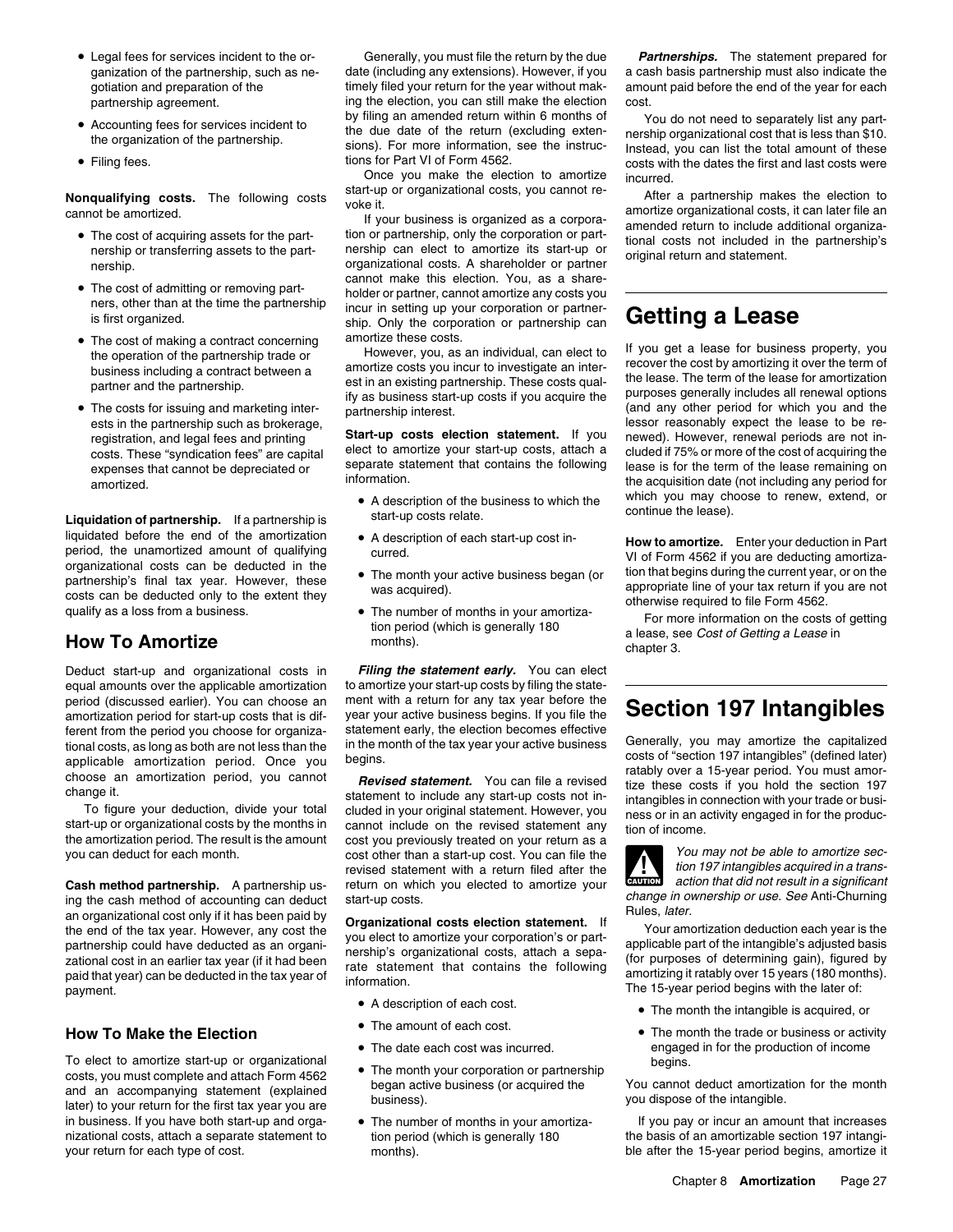- Legal fees for services incident to the organization of the partnership, such as negotiation and preparation of the partnership agreement.
- Accounting fees for services incident to the organization of the partnership.
- Filing fees.

**Nonqualifying costs.** The following costs cannot be amortized.

- The cost of acquiring assets for the partnership or transferring assets to the partnership.
- The cost of admitting or removing partners, other than at the time the partnership is first organized.
- The cost of making a contract concerning the operation of the partnership trade or business including a contract between a partner and the partnership.
- The costs for issuing and marketing interests in the partnership such as brokerage, registration, and legal fees and printing costs. These "syndication fees" are capital expenses that cannot be depreciated or amortized.

**Liquidation of partnership.** If a partnership is liquidated before the end of the amortization period, the unamortized amount of qualifying organizational costs can be deducted in the partnership's final tax year. However, these costs can be deducted only to the extent they qualify as a loss from a business.

## How To Amortize

Deduct start-up and organizational costs in equal amounts over the applicable amortization period (discussed earlier). You can choose an amortization period for start-up costs that is different from the period you choose for organizational costs, as long as both are not less than the applicable amortization period. Once you choose an amortization period, you cannot change it.

To figure your deduction, divide your total start-up or organizational costs by the months in the amortization period. The result is the amount you can deduct for each month.

**Cash method partnership.** A partnership using the cash method of accounting can deduct an organizational cost only if it has been paid by the end of the tax year. However, any cost the partnership could have deducted as an organizational cost in an earlier tax year (if it had been paid that year) can be deducted in the tax year of payment.

### How To Make the Election

To elect to amortize start-up or organizational costs, you must complete and attach Form 4562 and an accompanying statement (explained later) to your return for the first tax year you are in business. If you have both start-up and organizational costs, attach a separate statement to your return for each type of cost.

Generally, you must file the return by the due date (including any extensions). However, if you timely filed your return for the year without making the election, you can still make the election by filing an amended return within 6 months of the due date of the return (excluding extensions). For more information, see the instructions for Part VI of Form 4562.

Once you make the election to amortize start-up or organizational costs, you cannot revoke it.

If your business is organized as a corporation or partnership, only the corporation or partnership can elect to amortize its start-up or organizational costs. A shareholder or partner cannot make this election. You, as a shareholder or partner, cannot amortize any costs you incur in setting up your corporation or partnership. Only the corporation or partnership can amortize these costs.

However, you, as an individual, can elect to amortize costs you incur to investigate an interest in an existing partnership. These costs qualify as business start-up costs if you acquire the partnership interest.

**Start-up costs election statement.** If you elect to amortize your start-up costs, attach a separate statement that contains the following information.

- A description of the business to which the start-up costs relate.
- A description of each start-up cost incurred.
- The month your active business began (or was acquired).
- The number of months in your amortization period (which is generally 180 months).

***Filing the statement early.*** You can elect to amortize your start-up costs by filing the statement with a return for any tax year before the year your active business begins. If you file the statement early, the election becomes effective in the month of the tax year your active business begins.

***Revised statement.*** You can file a revised statement to include any start-up costs not included in your original statement. However, you cannot include on the revised statement any cost you previously treated on your return as a cost other than a start-up cost. You can file the revised statement with a return filed after the return on which you elected to amortize your start-up costs.

**Organizational costs election statement.** If you elect to amortize your corporation's or partnership's organizational costs, attach a separate statement that contains the following information.

- A description of each cost.
- The amount of each cost.
- The date each cost was incurred.
- The month your corporation or partnership began active business (or acquired the business).
- The number of months in your amortization period (which is generally 180 months).

***Partnerships.*** The statement prepared for a cash basis partnership must also indicate the amount paid before the end of the year for each cost.

You do not need to separately list any partnership organizational cost that is less than $10. Instead, you can list the total amount of these costs with the dates the first and last costs were incurred.

After a partnership makes the election to amortize organizational costs, it can later file an amended return to include additional organizational costs not included in the partnership's original return and statement.

# Getting a Lease

If you get a lease for business property, you recover the cost by amortizing it over the term of the lease. The term of the lease for amortization purposes generally includes all renewal options (and any other period for which you and the lessor reasonably expect the lease to be renewed). However, renewal periods are not included if 75% or more of the cost of acquiring the lease is for the term of the lease remaining on the acquisition date (not including any period for which you may choose to renew, extend, or continue the lease).

**How to amortize.** Enter your deduction in Part VI of Form 4562 if you are deducting amortization that begins during the current year, or on the appropriate line of your tax return if you are not otherwise required to file Form 4562.

For more information on the costs of getting a lease, see *Cost of Getting a Lease* in chapter 3.

# Section 197 Intangibles

Generally, you may amortize the capitalized costs of "section 197 intangibles" (defined later) ratably over a 15-year period. You must amortize these costs if you hold the section 197 intangibles in connection with your trade or business or in an activity engaged in for the production of income.

**CAUTION:** *You may not be able to amortize section 197 intangibles acquired in a transaction that did not result in a significant change in ownership or use. See* Anti-Churning Rules, *later.*

Your amortization deduction each year is the applicable part of the intangible's adjusted basis (for purposes of determining gain), figured by amortizing it ratably over 15 years (180 months). The 15-year period begins with the later of:

- The month the intangible is acquired, or
- The month the trade or business or activity engaged in for the production of income begins.

You cannot deduct amortization for the month you dispose of the intangible.

If you pay or incur an amount that increases the basis of an amortizable section 197 intangible after the 15-year period begins, amortize it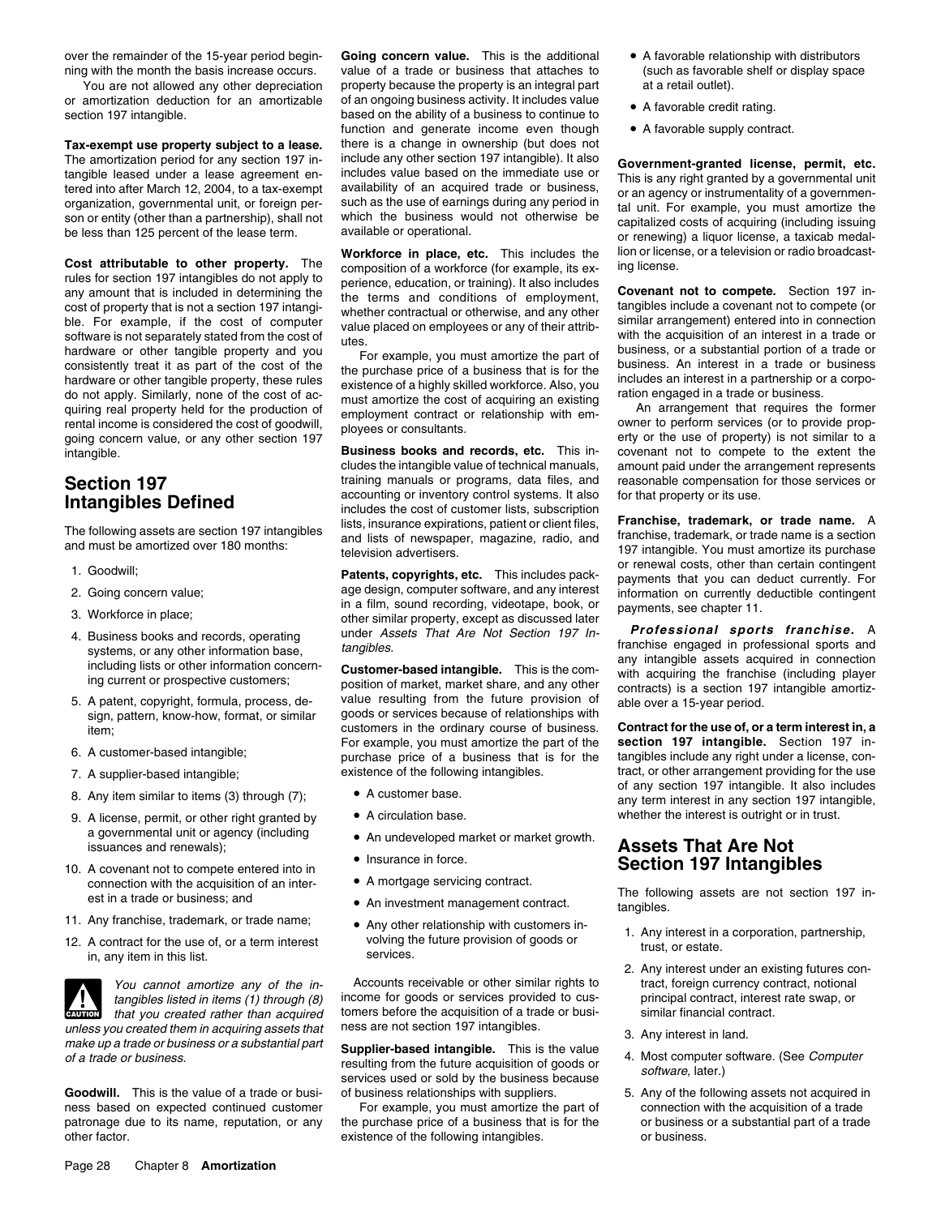over the remainder of the 15-year period beginning with the month the basis increase occurs.

You are not allowed any other depreciation or amortization deduction for an amortizable section 197 intangible.

**Tax-exempt use property subject to a lease.** The amortization period for any section 197 intangible leased under a lease agreement entered into after March 12, 2004, to a tax-exempt organization, governmental unit, or foreign person or entity (other than a partnership), shall not be less than 125 percent of the lease term.

**Cost attributable to other property.** The rules for section 197 intangibles do not apply to any amount that is included in determining the cost of property that is not a section 197 intangible. For example, if the cost of computer software is not separately stated from the cost of hardware or other tangible property and you consistently treat it as part of the cost of the hardware or other tangible property, these rules do not apply. Similarly, none of the cost of acquiring real property held for the production of rental income is considered the cost of goodwill, going concern value, or any other section 197 intangible.

## Section 197 Intangibles Defined

The following assets are section 197 intangibles and must be amortized over 180 months:

1. Goodwill;
2. Going concern value;
3. Workforce in place;
4. Business books and records, operating systems, or any other information base, including lists or other information concerning current or prospective customers;
5. A patent, copyright, formula, process, design, pattern, know-how, format, or similar item;
6. A customer-based intangible;
7. A supplier-based intangible;
8. Any item similar to items (3) through (7);
9. A license, permit, or other right granted by a governmental unit or agency (including issuances and renewals);
10. A covenant not to compete entered into in connection with the acquisition of an interest in a trade or business; and
11. Any franchise, trademark, or trade name;
12. A contract for the use of, or a term interest in, any item in this list.

**CAUTION:** *You cannot amortize any of the intangibles listed in items (1) through (8) that you created rather than acquired unless you created them in acquiring assets that make up a trade or business or a substantial part of a trade or business.*

**Goodwill.** This is the value of a trade or business based on expected continued customer patronage due to its name, reputation, or any other factor.

**Going concern value.** This is the additional value of a trade or business that attaches to property because the property is an integral part of an ongoing business activity. It includes value based on the ability of a business to continue to function and generate income even though there is a change in ownership (but does not include any other section 197 intangible). It also includes value based on the immediate use or availability of an acquired trade or business, such as the use of earnings during any period in which the business would not otherwise be available or operational.

**Workforce in place, etc.** This includes the composition of a workforce (for example, its experience, education, or training). It also includes the terms and conditions of employment, whether contractual or otherwise, and any other value placed on employees or any of their attributes.

For example, you must amortize the part of the purchase price of a business that is for the existence of a highly skilled workforce. Also, you must amortize the cost of acquiring an existing employment contract or relationship with employees or consultants.

**Business books and records, etc.** This includes the intangible value of technical manuals, training manuals or programs, data files, and accounting or inventory control systems. It also includes the cost of customer lists, subscription lists, insurance expirations, patient or client files, and lists of newspaper, magazine, radio, and television advertisers.

**Patents, copyrights, etc.** This includes package design, computer software, and any interest in a film, sound recording, videotape, book, or other similar property, except as discussed later under *Assets That Are Not Section 197 Intangibles*.

**Customer-based intangible.** This is the composition of market, market share, and any other value resulting from the future provision of goods or services because of relationships with customers in the ordinary course of business. For example, you must amortize the part of the purchase price of a business that is for the existence of the following intangibles.

- A customer base.
- A circulation base.
- An undeveloped market or market growth.
- Insurance in force.
- A mortgage servicing contract.
- An investment management contract.
- Any other relationship with customers involving the future provision of goods or services.

Accounts receivable or other similar rights to income for goods or services provided to customers before the acquisition of a trade or business are not section 197 intangibles.

**Supplier-based intangible.** This is the value resulting from the future acquisition of goods or services used or sold by the business because of business relationships with suppliers.

For example, you must amortize the part of the purchase price of a business that is for the existence of the following intangibles.

- A favorable relationship with distributors (such as favorable shelf or display space at a retail outlet).
- A favorable credit rating.
- A favorable supply contract.

**Government-granted license, permit, etc.** This is any right granted by a governmental unit or an agency or instrumentality of a governmental unit. For example, you must amortize the capitalized costs of acquiring (including issuing or renewing) a liquor license, a taxicab medallion or license, or a television or radio broadcasting license.

**Covenant not to compete.** Section 197 intangibles include a covenant not to compete (or similar arrangement) entered into in connection with the acquisition of an interest in a trade or business, or a substantial portion of a trade or business. An interest in a trade or business includes an interest in a partnership or a corporation engaged in a trade or business.

An arrangement that requires the former owner to perform services (or to provide property or the use of property) is not similar to a covenant not to compete to the extent the amount paid under the arrangement represents reasonable compensation for those services or for that property or its use.

**Franchise, trademark, or trade name.** A franchise, trademark, or trade name is a section 197 intangible. You must amortize its purchase or renewal costs, other than certain contingent payments that you can deduct currently. For information on currently deductible contingent payments, see chapter 11.

***Professional sports franchise.*** A franchise engaged in professional sports and any intangible assets acquired in connection with acquiring the franchise (including player contracts) is a section 197 intangible amortizable over a 15-year period.

**Contract for the use of, or a term interest in, a section 197 intangible.** Section 197 intangibles include any right under a license, contract, or other arrangement providing for the use of any section 197 intangible. It also includes any term interest in any section 197 intangible, whether the interest is outright or in trust.

## Assets That Are Not Section 197 Intangibles

The following assets are not section 197 intangibles.

1. Any interest in a corporation, partnership, trust, or estate.
2. Any interest under an existing futures contract, foreign currency contract, notional principal contract, interest rate swap, or similar financial contract.
3. Any interest in land.
4. Most computer software. (See *Computer software*, later.)
5. Any of the following assets not acquired in connection with the acquisition of a trade or business or a substantial part of a trade or business.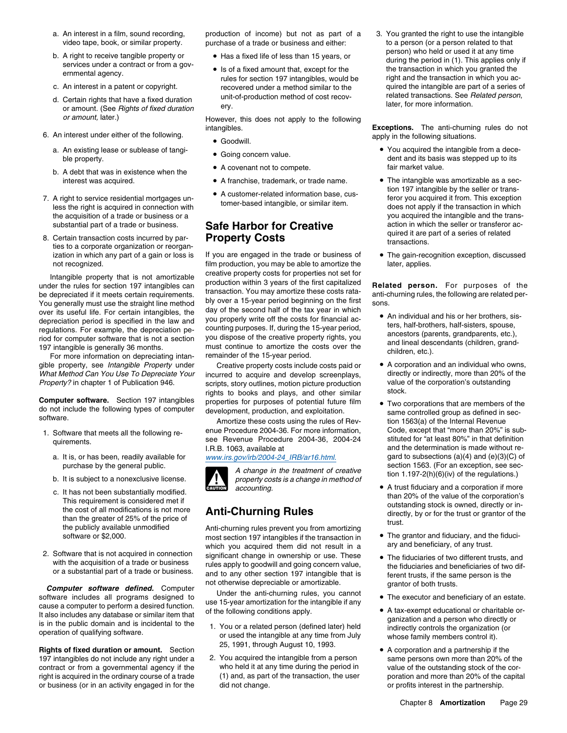a. An interest in a film, sound recording, video tape, book, or similar property.

b. A right to receive tangible property or services under a contract or from a governmental agency.

c. An interest in a patent or copyright.

d. Certain rights that have a fixed duration or amount. (See *Rights of fixed duration or amount,* later.)

6. An interest under either of the following.

   a. An existing lease or sublease of tangible property.

   b. A debt that was in existence when the interest was acquired.

7. A right to service residential mortgages unless the right is acquired in connection with the acquisition of a trade or business or a substantial part of a trade or business.

8. Certain transaction costs incurred by parties to a corporate organization or reorganization in which any part of a gain or loss is not recognized.

Intangible property that is not amortizable under the rules for section 197 intangibles can be depreciated if it meets certain requirements. You generally must use the straight line method over its useful life. For certain intangibles, the depreciation period is specified in the law and regulations. For example, the depreciation period for computer software that is not a section 197 intangible is generally 36 months.

For more information on depreciating intangible property, see *Intangible Property* under *What Method Can You Use To Depreciate Your Property?* in chapter 1 of Publication 946.

**Computer software.** Section 197 intangibles do not include the following types of computer software.

1. Software that meets all the following requirements.

   a. It is, or has been, readily available for purchase by the general public.

   b. It is subject to a nonexclusive license.

   c. It has not been substantially modified. This requirement is considered met if the cost of all modifications is not more than the greater of 25% of the price of the publicly available unmodified software or $2,000.

2. Software that is not acquired in connection with the acquisition of a trade or business or a substantial part of a trade or business.

***Computer software defined.*** Computer software includes all programs designed to cause a computer to perform a desired function. It also includes any database or similar item that is in the public domain and is incidental to the operation of qualifying software.

**Rights of fixed duration or amount.** Section 197 intangibles do not include any right under a contract or from a governmental agency if the right is acquired in the ordinary course of a trade or business (or in an activity engaged in for the production of income) but not as part of a purchase of a trade or business and either:

- Has a fixed life of less than 15 years, or
- Is of a fixed amount that, except for the rules for section 197 intangibles, would be recovered under a method similar to the unit-of-production method of cost recovery.

However, this does not apply to the following intangibles.

- Goodwill.
- Going concern value.
- A covenant not to compete.
- A franchise, trademark, or trade name.
- A customer-related information base, customer-based intangible, or similar item.

## Safe Harbor for Creative Property Costs

If you are engaged in the trade or business of film production, you may be able to amortize the creative property costs for properties not set for production within 3 years of the first capitalized transaction. You may amortize these costs ratably over a 15-year period beginning on the first day of the second half of the tax year in which you properly write off the costs for financial accounting purposes. If, during the 15-year period, you dispose of the creative property rights, you must continue to amortize the costs over the remainder of the 15-year period.

Creative property costs include costs paid or incurred to acquire and develop screenplays, scripts, story outlines, motion picture production rights to books and plays, and other similar properties for purposes of potential future film development, production, and exploitation.

Amortize these costs using the rules of Revenue Procedure 2004-36. For more information, see Revenue Procedure 2004-36, 2004-24 I.R.B. 1063, available at www.irs.gov/irb/2004-24_IRB/ar16.html.

**CAUTION:** *A change in the treatment of creative property costs is a change in method of accounting.*

## Anti-Churning Rules

Anti-churning rules prevent you from amortizing most section 197 intangibles if the transaction in which you acquired them did not result in a significant change in ownership or use. These rules apply to goodwill and going concern value, and to any other section 197 intangible that is not otherwise depreciable or amortizable.

Under the anti-churning rules, you cannot use 15-year amortization for the intangible if any of the following conditions apply.

1. You or a related person (defined later) held or used the intangible at any time from July 25, 1991, through August 10, 1993.

2. You acquired the intangible from a person who held it at any time during the period in (1) and, as part of the transaction, the user did not change.

3. You granted the right to use the intangible to a person (or a person related to that person) who held or used it at any time during the period in (1). This applies only if the transaction in which you granted the right and the transaction in which you acquired the intangible are part of a series of related transactions. See *Related person,* later, for more information.

**Exceptions.** The anti-churning rules do not apply in the following situations.

- You acquired the intangible from a decedent and its basis was stepped up to its fair market value.
- The intangible was amortizable as a section 197 intangible by the seller or transferor you acquired it from. This exception does not apply if the transaction in which you acquired the intangible and the transaction in which the seller or transferor acquired it are part of a series of related transactions.
- The gain-recognition exception, discussed later, applies.

**Related person.** For purposes of the anti-churning rules, the following are related persons.

- An individual and his or her brothers, sisters, half-brothers, half-sisters, spouse, ancestors (parents, grandparents, etc.), and lineal descendants (children, grandchildren, etc.).
- A corporation and an individual who owns, directly or indirectly, more than 20% of the value of the corporation's outstanding stock.
- Two corporations that are members of the same controlled group as defined in section 1563(a) of the Internal Revenue Code, except that "more than 20%" is substituted for "at least 80%" in that definition and the determination is made without regard to subsections (a)(4) and (e)(3)(C) of section 1563. (For an exception, see section 1.197-2(h)(6)(iv) of the regulations.)
- A trust fiduciary and a corporation if more than 20% of the value of the corporation's outstanding stock is owned, directly or indirectly, by or for the trust or grantor of the trust.
- The grantor and fiduciary, and the fiduciary and beneficiary, of any trust.
- The fiduciaries of two different trusts, and the fiduciaries and beneficiaries of two different trusts, if the same person is the grantor of both trusts.
- The executor and beneficiary of an estate.
- A tax-exempt educational or charitable organization and a person who directly or indirectly controls the organization (or whose family members control it).
- A corporation and a partnership if the same persons own more than 20% of the value of the outstanding stock of the corporation and more than 20% of the capital or profits interest in the partnership.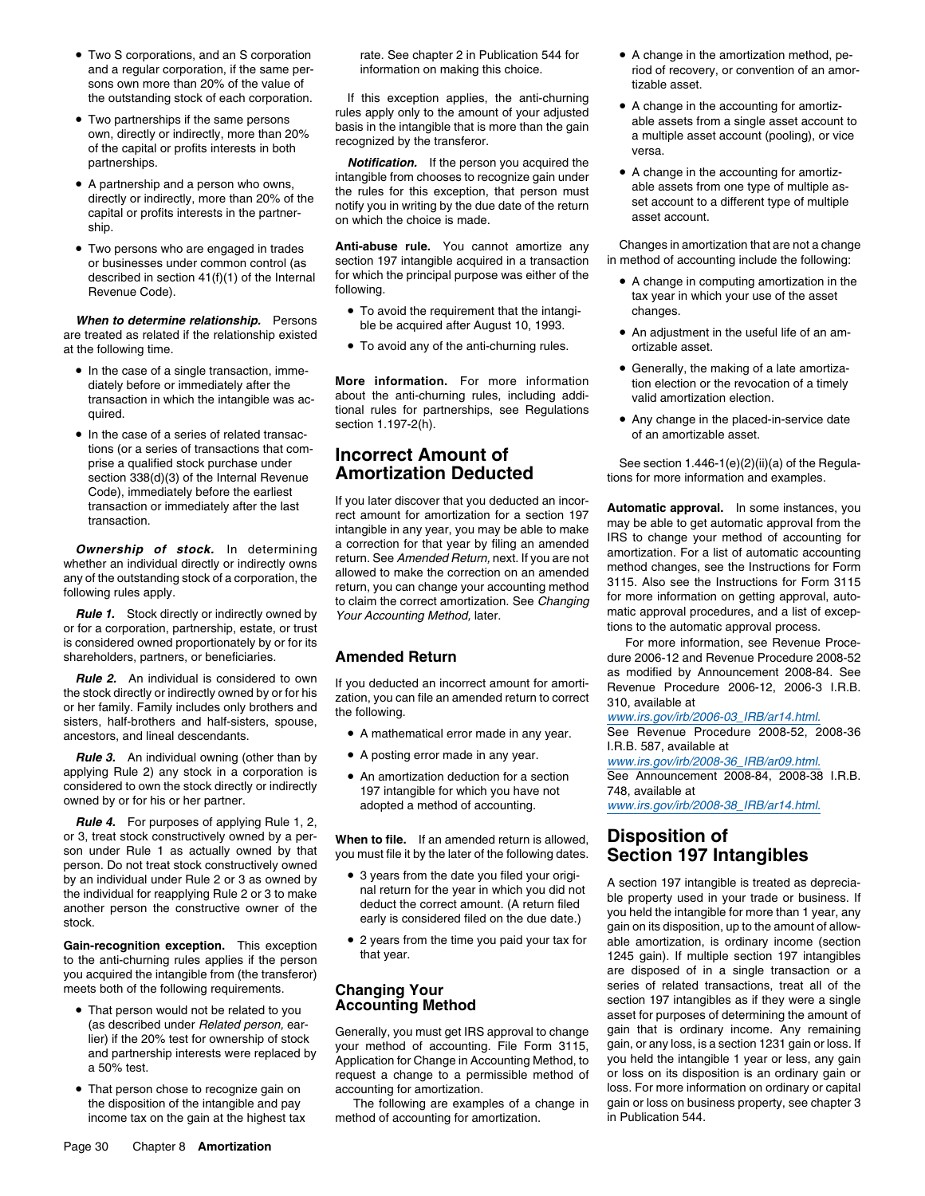- Two S corporations, and an S corporation and a regular corporation, if the same persons own more than 20% of the value of the outstanding stock of each corporation.
- Two partnerships if the same persons own, directly or indirectly, more than 20% of the capital or profits interests in both partnerships.
- A partnership and a person who owns, directly or indirectly, more than 20% of the capital or profits interests in the partnership.
- Two persons who are engaged in trades or businesses under common control (as described in section 41(f)(1) of the Internal Revenue Code).

***When to determine relationship.*** Persons are treated as related if the relationship existed at the following time.

- In the case of a single transaction, immediately before or immediately after the transaction in which the intangible was acquired.
- In the case of a series of related transactions (or a series of transactions that comprise a qualified stock purchase under section 338(d)(3) of the Internal Revenue Code), immediately before the earliest transaction or immediately after the last transaction.

***Ownership of stock.*** In determining whether an individual directly or indirectly owns any of the outstanding stock of a corporation, the following rules apply.

***Rule 1.*** Stock directly or indirectly owned by or for a corporation, partnership, estate, or trust is considered owned proportionately by or for its shareholders, partners, or beneficiaries.

***Rule 2.*** An individual is considered to own the stock directly or indirectly owned by or for his or her family. Family includes only brothers and sisters, half-brothers and half-sisters, spouse, ancestors, and lineal descendants.

***Rule 3.*** An individual owning (other than by applying Rule 2) any stock in a corporation is considered to own the stock directly or indirectly owned by or for his or her partner.

***Rule 4.*** For purposes of applying Rule 1, 2, or 3, treat stock constructively owned by a person under Rule 1 as actually owned by that person. Do not treat stock constructively owned by an individual under Rule 2 or 3 as owned by the individual for reapplying Rule 2 or 3 to make another person the constructive owner of the stock.

**Gain-recognition exception.** This exception to the anti-churning rules applies if the person you acquired the intangible from (the transferor) meets both of the following requirements.

- That person would not be related to you (as described under *Related person,* earlier) if the 20% test for ownership of stock and partnership interests were replaced by a 50% test.
- That person chose to recognize gain on the disposition of the intangible and pay income tax on the gain at the highest tax rate. See chapter 2 in Publication 544 for information on making this choice.

If this exception applies, the anti-churning rules apply only to the amount of your adjusted basis in the intangible that is more than the gain recognized by the transferor.

***Notification.*** If the person you acquired the intangible from chooses to recognize gain under the rules for this exception, that person must notify you in writing by the due date of the return on which the choice is made.

**Anti-abuse rule.** You cannot amortize any section 197 intangible acquired in a transaction for which the principal purpose was either of the following.

- To avoid the requirement that the intangible be acquired after August 10, 1993.
- To avoid any of the anti-churning rules.

**More information.** For more information about the anti-churning rules, including additional rules for partnerships, see Regulations section 1.197-2(h).

# Incorrect Amount of Amortization Deducted

If you later discover that you deducted an incorrect amount for amortization for a section 197 intangible in any year, you may be able to make a correction for that year by filing an amended return. See *Amended Return,* next. If you are not allowed to make the correction on an amended return, you can change your accounting method to claim the correct amortization. See *Changing Your Accounting Method,* later.

## Amended Return

If you deducted an incorrect amount for amortization, you can file an amended return to correct the following.

- A mathematical error made in any year.
- A posting error made in any year.
- An amortization deduction for a section 197 intangible for which you have not adopted a method of accounting.

**When to file.** If an amended return is allowed, you must file it by the later of the following dates.

- 3 years from the date you filed your original return for the year in which you did not deduct the correct amount. (A return filed early is considered filed on the due date.)
- 2 years from the time you paid your tax for that year.

## Changing Your Accounting Method

Generally, you must get IRS approval to change your method of accounting. File Form 3115, Application for Change in Accounting Method, to request a change to a permissible method of accounting for amortization.

The following are examples of a change in method of accounting for amortization.

- A change in the amortization method, period of recovery, or convention of an amortizable asset.
- A change in the accounting for amortizable assets from a single asset account to a multiple asset account (pooling), or vice versa.
- A change in the accounting for amortizable assets from one type of multiple asset account to a different type of multiple asset account.

Changes in amortization that are not a change in method of accounting include the following:

- A change in computing amortization in the tax year in which your use of the asset changes.
- An adjustment in the useful life of an amortizable asset.
- Generally, the making of a late amortization election or the revocation of a timely valid amortization election.
- Any change in the placed-in-service date of an amortizable asset.

See section 1.446-1(e)(2)(ii)(a) of the Regulations for more information and examples.

**Automatic approval.** In some instances, you may be able to get automatic approval from the IRS to change your method of accounting for amortization. For a list of automatic accounting method changes, see the Instructions for Form 3115. Also see the Instructions for Form 3115 for more information on getting approval, automatic approval procedures, and a list of exceptions to the automatic approval process.

For more information, see Revenue Procedure 2006-12 and Revenue Procedure 2008-52 as modified by Announcement 2008-84. See Revenue Procedure 2006-12, 2006-3 I.R.B. 310, available at *www.irs.gov/irb/2006-03_IRB/ar14.html.* See Revenue Procedure 2008-52, 2008-36 I.R.B. 587, available at *www.irs.gov/irb/2008-36_IRB/ar09.html.* See Announcement 2008-84, 2008-38 I.R.B. 748, available at *www.irs.gov/irb/2008-38_IRB/ar14.html.*

# Disposition of Section 197 Intangibles

A section 197 intangible is treated as depreciable property used in your trade or business. If you held the intangible for more than 1 year, any gain on its disposition, up to the amount of allowable amortization, is ordinary income (section 1245 gain). If multiple section 197 intangibles are disposed of in a single transaction or a series of related transactions, treat all of the section 197 intangibles as if they were a single asset for purposes of determining the amount of gain that is ordinary income. Any remaining gain, or any loss, is a section 1231 gain or loss. If you held the intangible 1 year or less, any gain or loss on its disposition is an ordinary gain or loss. For more information on ordinary or capital gain or loss on business property, see chapter 3 in Publication 544.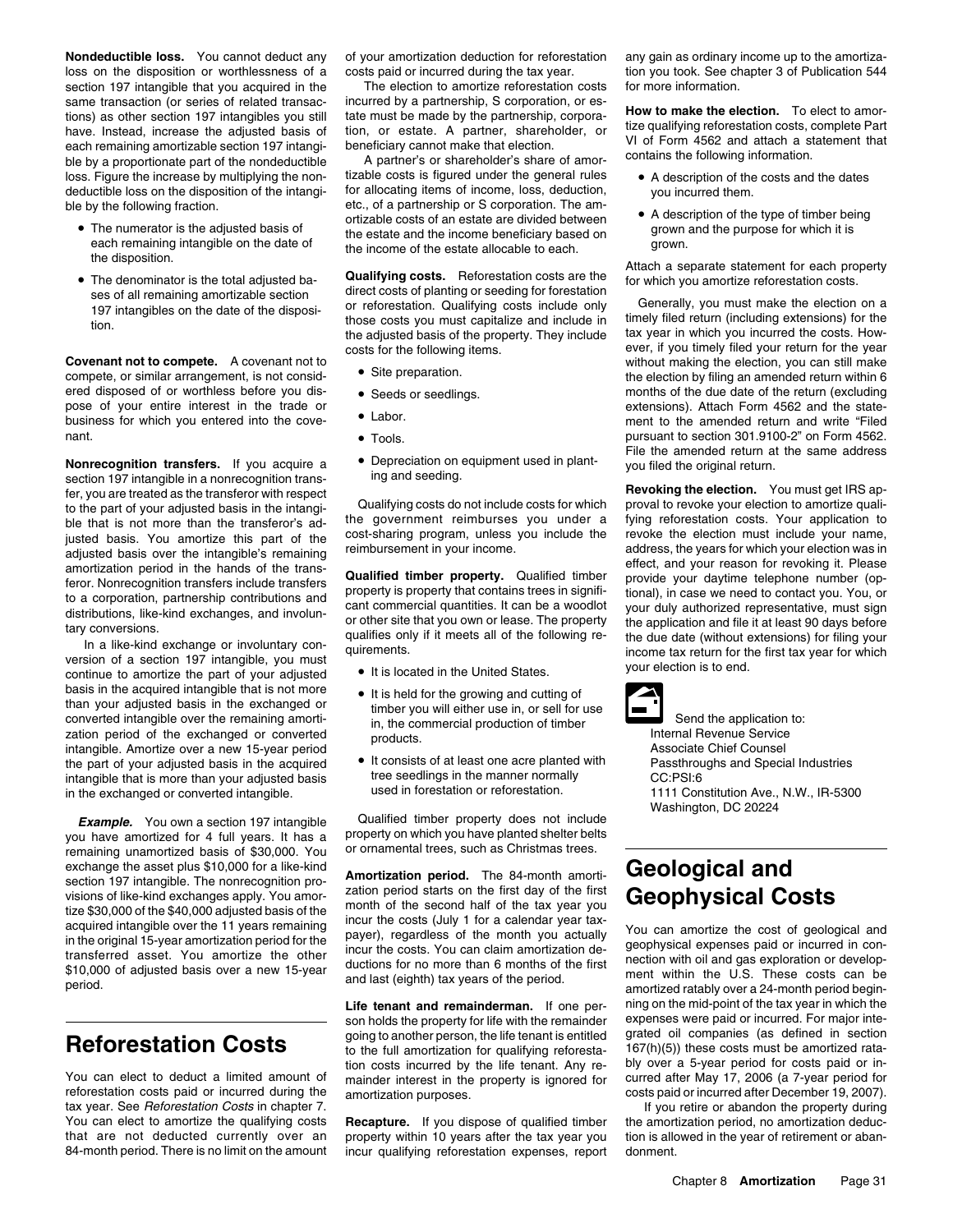**Nondeductible loss.** You cannot deduct any loss on the disposition or worthlessness of a section 197 intangible that you acquired in the same transaction (or series of related transactions) as other section 197 intangibles you still have. Instead, increase the adjusted basis of each remaining amortizable section 197 intangible by a proportionate part of the nondeductible loss. Figure the increase by multiplying the nondeductible loss on the disposition of the intangible by the following fraction.

- The numerator is the adjusted basis of each remaining intangible on the date of the disposition.
- The denominator is the total adjusted bases of all remaining amortizable section 197 intangibles on the date of the disposition.

**Covenant not to compete.** A covenant not to compete, or similar arrangement, is not considered disposed of or worthless before you dispose of your entire interest in the trade or business for which you entered into the covenant.

**Nonrecognition transfers.** If you acquire a section 197 intangible in a nonrecognition transfer, you are treated as the transferor with respect to the part of your adjusted basis in the intangible that is not more than the transferor's adjusted basis. You amortize this part of the adjusted basis over the intangible's remaining amortization period in the hands of the transferor. Nonrecognition transfers include transfers to a corporation, partnership contributions and distributions, like-kind exchanges, and involuntary conversions.

In a like-kind exchange or involuntary conversion of a section 197 intangible, you must continue to amortize the part of your adjusted basis in the acquired intangible that is not more than your adjusted basis in the exchanged or converted intangible over the remaining amortization period of the exchanged or converted intangible. Amortize over a new 15-year period the part of your adjusted basis in the acquired intangible that is more than your adjusted basis in the exchanged or converted intangible.

***Example.*** You own a section 197 intangible you have amortized for 4 full years. It has a remaining unamortized basis of $30,000. You exchange the asset plus $10,000 for a like-kind section 197 intangible. The nonrecognition provisions of like-kind exchanges apply. You amortize $30,000 of the $40,000 adjusted basis of the acquired intangible over the 11 years remaining in the original 15-year amortization period for the transferred asset. You amortize the other $10,000 of adjusted basis over a new 15-year period.

# Reforestation Costs

You can elect to deduct a limited amount of reforestation costs paid or incurred during the tax year. See *Reforestation Costs* in chapter 7. You can elect to amortize the qualifying costs that are not deducted currently over an 84-month period. There is no limit on the amount of your amortization deduction for reforestation costs paid or incurred during the tax year.

The election to amortize reforestation costs incurred by a partnership, S corporation, or estate must be made by the partnership, corporation, or estate. A partner, shareholder, or beneficiary cannot make that election.

A partner's or shareholder's share of amortizable costs is figured under the general rules for allocating items of income, loss, deduction, etc., of a partnership or S corporation. The amortizable costs of an estate are divided between the estate and the income beneficiary based on the income of the estate allocable to each.

**Qualifying costs.** Reforestation costs are the direct costs of planting or seeding for forestation or reforestation. Qualifying costs include only those costs you must capitalize and include in the adjusted basis of the property. They include costs for the following items.

- Site preparation.
- Seeds or seedlings.
- Labor.
- Tools.
- Depreciation on equipment used in planting and seeding.

Qualifying costs do not include costs for which the government reimburses you under a cost-sharing program, unless you include the reimbursement in your income.

**Qualified timber property.** Qualified timber property is property that contains trees in significant commercial quantities. It can be a woodlot or other site that you own or lease. The property qualifies only if it meets all of the following requirements.

- It is located in the United States.
- It is held for the growing and cutting of timber you will either use in, or sell for use in, the commercial production of timber products.
- It consists of at least one acre planted with tree seedlings in the manner normally used in forestation or reforestation.

Qualified timber property does not include property on which you have planted shelter belts or ornamental trees, such as Christmas trees.

**Amortization period.** The 84-month amortization period starts on the first day of the first month of the second half of the tax year you incur the costs (July 1 for a calendar year taxpayer), regardless of the month you actually incur the costs. You can claim amortization deductions for no more than 6 months of the first and last (eighth) tax years of the period.

**Life tenant and remainderman.** If one person holds the property for life with the remainder going to another person, the life tenant is entitled to the full amortization for qualifying reforestation costs incurred by the life tenant. Any remainder interest in the property is ignored for amortization purposes.

**Recapture.** If you dispose of qualified timber property within 10 years after the tax year you incur qualifying reforestation expenses, report any gain as ordinary income up to the amortization you took. See chapter 3 of Publication 544 for more information.

**How to make the election.** To elect to amortize qualifying reforestation costs, complete Part VI of Form 4562 and attach a statement that contains the following information.

- A description of the costs and the dates you incurred them.
- A description of the type of timber being grown and the purpose for which it is grown.

Attach a separate statement for each property for which you amortize reforestation costs.

Generally, you must make the election on a timely filed return (including extensions) for the tax year in which you incurred the costs. However, if you timely filed your return for the year without making the election, you can still make the election by filing an amended return within 6 months of the due date of the return (excluding extensions). Attach Form 4562 and the statement to the amended return and write "Filed pursuant to section 301.9100-2" on Form 4562. File the amended return at the same address you filed the original return.

**Revoking the election.** You must get IRS approval to revoke your election to amortize qualifying reforestation costs. Your application to revoke the election must include your name, address, the years for which your election was in effect, and your reason for revoking it. Please provide your daytime telephone number (optional), in case we need to contact you. You, or your duly authorized representative, must sign the application and file it at least 90 days before the due date (without extensions) for filing your income tax return for the first tax year for which your election is to end.

Send the application to:
Internal Revenue Service
Associate Chief Counsel
Passthroughs and Special Industries
CC:PSI:6
1111 Constitution Ave., N.W., IR-5300
Washington, DC 20224

# Geological and Geophysical Costs

You can amortize the cost of geological and geophysical expenses paid or incurred in connection with oil and gas exploration or development within the U.S. These costs can be amortized ratably over a 24-month period beginning on the mid-point of the tax year in which the expenses were paid or incurred. For major integrated oil companies (as defined in section 167(h)(5)) these costs must be amortized ratably over a 5-year period for costs paid or incurred after May 17, 2006 (a 7-year period for costs paid or incurred after December 19, 2007).

If you retire or abandon the property during the amortization period, no amortization deduction is allowed in the year of retirement or abandonment.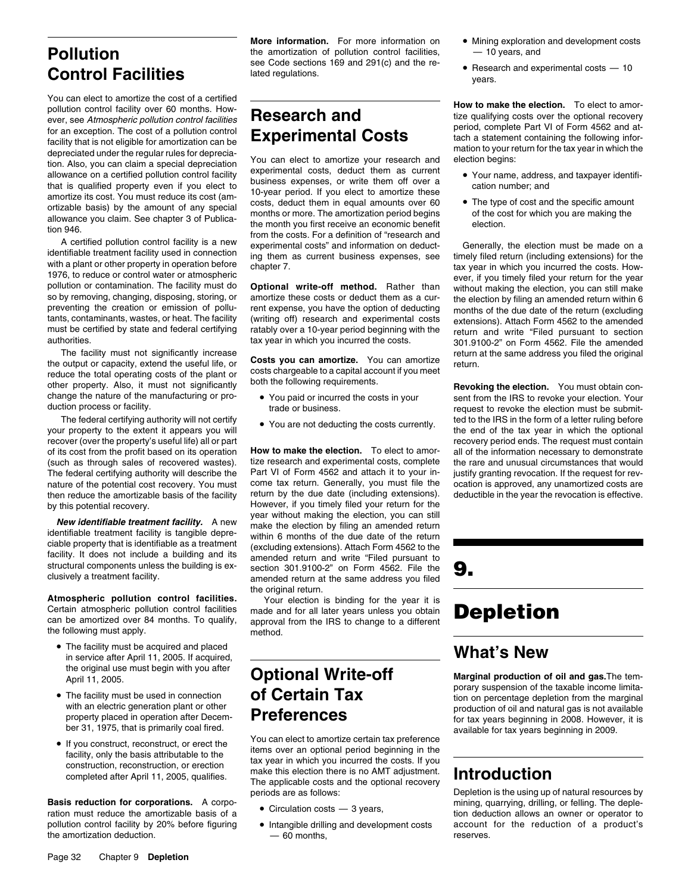# Pollution Control Facilities

You can elect to amortize the cost of a certified pollution control facility over 60 months. However, see *Atmospheric pollution control facilities* for an exception. The cost of a pollution control facility that is not eligible for amortization can be depreciated under the regular rules for depreciation. Also, you can claim a special depreciation allowance on a certified pollution control facility that is qualified property even if you elect to amortize its cost. You must reduce its cost (amortizable basis) by the amount of any special allowance you claim. See chapter 3 of Publication 946.

A certified pollution control facility is a new identifiable treatment facility used in connection with a plant or other property in operation before 1976, to reduce or control water or atmospheric pollution or contamination. The facility must do so by removing, changing, disposing, storing, or preventing the creation or emission of pollutants, contaminants, wastes, or heat. The facility must be certified by state and federal certifying authorities.

The facility must not significantly increase the output or capacity, extend the useful life, or reduce the total operating costs of the plant or other property. Also, it must not significantly change the nature of the manufacturing or production process or facility.

The federal certifying authority will not certify your property to the extent it appears you will recover (over the property's useful life) all or part of its cost from the profit based on its operation (such as through sales of recovered wastes). The federal certifying authority will describe the nature of the potential cost recovery. You must then reduce the amortizable basis of the facility by this potential recovery.

***New identifiable treatment facility.*** A new identifiable treatment facility is tangible depreciable property that is identifiable as a treatment facility. It does not include a building and its structural components unless the building is exclusively a treatment facility.

**Atmospheric pollution control facilities.** Certain atmospheric pollution control facilities can be amortized over 84 months. To qualify, the following must apply.

- The facility must be acquired and placed in service after April 11, 2005. If acquired, the original use must begin with you after April 11, 2005.
- The facility must be used in connection with an electric generation plant or other property placed in operation after December 31, 1975, that is primarily coal fired.
- If you construct, reconstruct, or erect the facility, only the basis attributable to the construction, reconstruction, or erection completed after April 11, 2005, qualifies.

**Basis reduction for corporations.** A corporation must reduce the amortizable basis of a pollution control facility by 20% before figuring the amortization deduction.

**More information.** For more information on the amortization of pollution control facilities, see Code sections 169 and 291(c) and the related regulations.

# Research and Experimental Costs

You can elect to amortize your research and experimental costs, deduct them as current business expenses, or write them off over a 10-year period. If you elect to amortize these costs, deduct them in equal amounts over 60 months or more. The amortization period begins the month you first receive an economic benefit from the costs. For a definition of "research and experimental costs" and information on deducting them as current business expenses, see chapter 7.

**Optional write-off method.** Rather than amortize these costs or deduct them as a current expense, you have the option of deducting (writing off) research and experimental costs ratably over a 10-year period beginning with the tax year in which you incurred the costs.

**Costs you can amortize.** You can amortize costs chargeable to a capital account if you meet both the following requirements.

- You paid or incurred the costs in your trade or business.
- You are not deducting the costs currently.

**How to make the election.** To elect to amortize research and experimental costs, complete Part VI of Form 4562 and attach it to your income tax return. Generally, you must file the return by the due date (including extensions). However, if you timely filed your return for the year without making the election, you can still make the election by filing an amended return within 6 months of the due date of the return (excluding extensions). Attach Form 4562 to the amended return and write "Filed pursuant to section 301.9100-2" on Form 4562. File the amended return at the same address you filed the original return.

Your election is binding for the year it is made and for all later years unless you obtain approval from the IRS to change to a different method.

# Optional Write-off of Certain Tax Preferences

You can elect to amortize certain tax preference items over an optional period beginning in the tax year in which you incurred the costs. If you make this election there is no AMT adjustment. The applicable costs and the optional recovery periods are as follows:

- Circulation costs — 3 years,
- Intangible drilling and development costs — 60 months,
- Mining exploration and development costs — 10 years, and
- Research and experimental costs — 10 years.

**How to make the election.** To elect to amortize qualifying costs over the optional recovery period, complete Part VI of Form 4562 and attach a statement containing the following information to your return for the tax year in which the election begins:

- Your name, address, and taxpayer identification number; and
- The type of cost and the specific amount of the cost for which you are making the election.

Generally, the election must be made on a timely filed return (including extensions) for the tax year in which you incurred the costs. However, if you timely filed your return for the year without making the election, you can still make the election by filing an amended return within 6 months of the due date of the return (excluding extensions). Attach Form 4562 to the amended return and write "Filed pursuant to section 301.9100-2" on Form 4562. File the amended return at the same address you filed the original return.

**Revoking the election.** You must obtain consent from the IRS to revoke your election. Your request to revoke the election must be submitted to the IRS in the form of a letter ruling before the end of the tax year in which the optional recovery period ends. The request must contain all of the information necessary to demonstrate the rare and unusual circumstances that would justify granting revocation. If the request for revocation is approved, any unamortized costs are deductible in the year the revocation is effective.

# 9. Depletion

## What's New

**Marginal production of oil and gas.** The temporary suspension of the taxable income limitation on percentage depletion from the marginal production of oil and natural gas is not available for tax years beginning in 2008. However, it is available for tax years beginning in 2009.

## Introduction

Depletion is the using up of natural resources by mining, quarrying, drilling, or felling. The depletion deduction allows an owner or operator to account for the reduction of a product's reserves.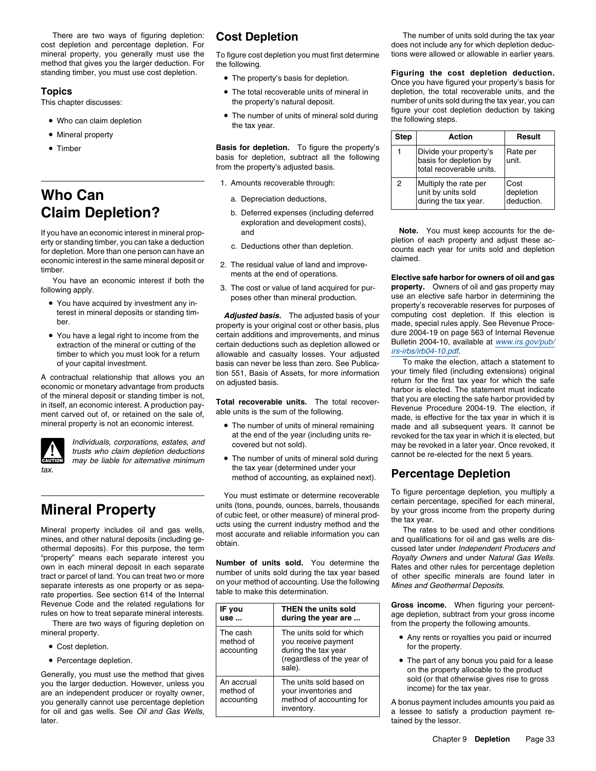There are two ways of figuring depletion: cost depletion and percentage depletion. For mineral property, you generally must use the method that gives you the larger deduction. For standing timber, you must use cost depletion.

### Topics

This chapter discusses:

- Who can claim depletion
- Mineral property
- Timber

## Who Can Claim Depletion?

If you have an economic interest in mineral property or standing timber, you can take a deduction for depletion. More than one person can have an economic interest in the same mineral deposit or timber.

You have an economic interest if both the following apply.

- You have acquired by investment any interest in mineral deposits or standing timber.
- You have a legal right to income from the extraction of the mineral or cutting of the timber to which you must look for a return of your capital investment.

A contractual relationship that allows you an economic or monetary advantage from products of the mineral deposit or standing timber is not, in itself, an economic interest. A production payment carved out of, or retained on the sale of, mineral property is not an economic interest.

*Individuals, corporations, estates, and trusts who claim depletion deductions may be liable for alternative minimum tax.*

## Mineral Property

Mineral property includes oil and gas wells, mines, and other natural deposits (including geothermal deposits). For this purpose, the term "property" means each separate interest you own in each mineral deposit in each separate tract or parcel of land. You can treat two or more separate interests as one property or as separate properties. See section 614 of the Internal Revenue Code and the related regulations for rules on how to treat separate mineral interests.

There are two ways of figuring depletion on mineral property.

- Cost depletion.
- Percentage depletion.

Generally, you must use the method that gives you the larger deduction. However, unless you are an independent producer or royalty owner, you generally cannot use percentage depletion for oil and gas wells. See *Oil and Gas Wells,* later.

## Cost Depletion

To figure cost depletion you must first determine the following.

- The property's basis for depletion.
- The total recoverable units of mineral in the property's natural deposit.
- The number of units of mineral sold during the tax year.

**Basis for depletion.** To figure the property's basis for depletion, subtract all the following from the property's adjusted basis.

1. Amounts recoverable through:
   a. Depreciation deductions,
   b. Deferred expenses (including deferred exploration and development costs), and
   c. Deductions other than depletion.
2. The residual value of land and improvements at the end of operations.
3. The cost or value of land acquired for purposes other than mineral production.

***Adjusted basis.*** The adjusted basis of your property is your original cost or other basis, plus certain additions and improvements, and minus certain deductions such as depletion allowed or allowable and casualty losses. Your adjusted basis can never be less than zero. See Publication 551, Basis of Assets, for more information on adjusted basis.

**Total recoverable units.** The total recoverable units is the sum of the following.

- The number of units of mineral remaining at the end of the year (including units recovered but not sold).
- The number of units of mineral sold during the tax year (determined under your method of accounting, as explained next).

You must estimate or determine recoverable units (tons, pounds, ounces, barrels, thousands of cubic feet, or other measure) of mineral products using the current industry method and the most accurate and reliable information you can obtain.

**Number of units sold.** You determine the number of units sold during the tax year based on your method of accounting. Use the following table to make this determination.

| IF you use ... | THEN the units sold during the year are ... |
|---|---|
| The cash method of accounting | The units sold for which you receive payment during the tax year (regardless of the year of sale). |
| An accrual method of accounting | The units sold based on your inventories and method of accounting for inventory. |

The number of units sold during the tax year does not include any for which depletion deductions were allowed or allowable in earlier years.

**Figuring the cost depletion deduction.** Once you have figured your property's basis for depletion, the total recoverable units, and the number of units sold during the tax year, you can figure your cost depletion deduction by taking the following steps.

| Step | Action | Result |
|---|---|---|
| 1 | Divide your property's basis for depletion by total recoverable units. | Rate per unit. |
| 2 | Multiply the rate per unit by units sold during the tax year. | Cost depletion deduction. |

**Note.** You must keep accounts for the depletion of each property and adjust these accounts each year for units sold and depletion claimed.

**Elective safe harbor for owners of oil and gas property.** Owners of oil and gas property may use an elective safe harbor in determining the property's recoverable reserves for purposes of computing cost depletion. If this election is made, special rules apply. See Revenue Procedure 2004-19 on page 563 of Internal Revenue Bulletin 2004-10, available at *www.irs.gov/pub/irs-irbs/irb04-10.pdf*.

To make the election, attach a statement to your timely filed (including extensions) original return for the first tax year for which the safe harbor is elected. The statement must indicate that you are electing the safe harbor provided by Revenue Procedure 2004-19. The election, if made, is effective for the tax year in which it is made and all subsequent years. It cannot be revoked for the tax year in which it is elected, but may be revoked in a later year. Once revoked, it cannot be re-elected for the next 5 years.

## Percentage Depletion

To figure percentage depletion, you multiply a certain percentage, specified for each mineral, by your gross income from the property during the tax year.

The rates to be used and other conditions and qualifications for oil and gas wells are discussed later under *Independent Producers and Royalty Owners* and under *Natural Gas Wells.* Rates and other rules for percentage depletion of other specific minerals are found later in *Mines and Geothermal Deposits.*

**Gross income.** When figuring your percentage depletion, subtract from your gross income from the property the following amounts.

- Any rents or royalties you paid or incurred for the property.
- The part of any bonus you paid for a lease on the property allocable to the product sold (or that otherwise gives rise to gross income) for the tax year.

A bonus payment includes amounts you paid as a lessee to satisfy a production payment retained by the lessor.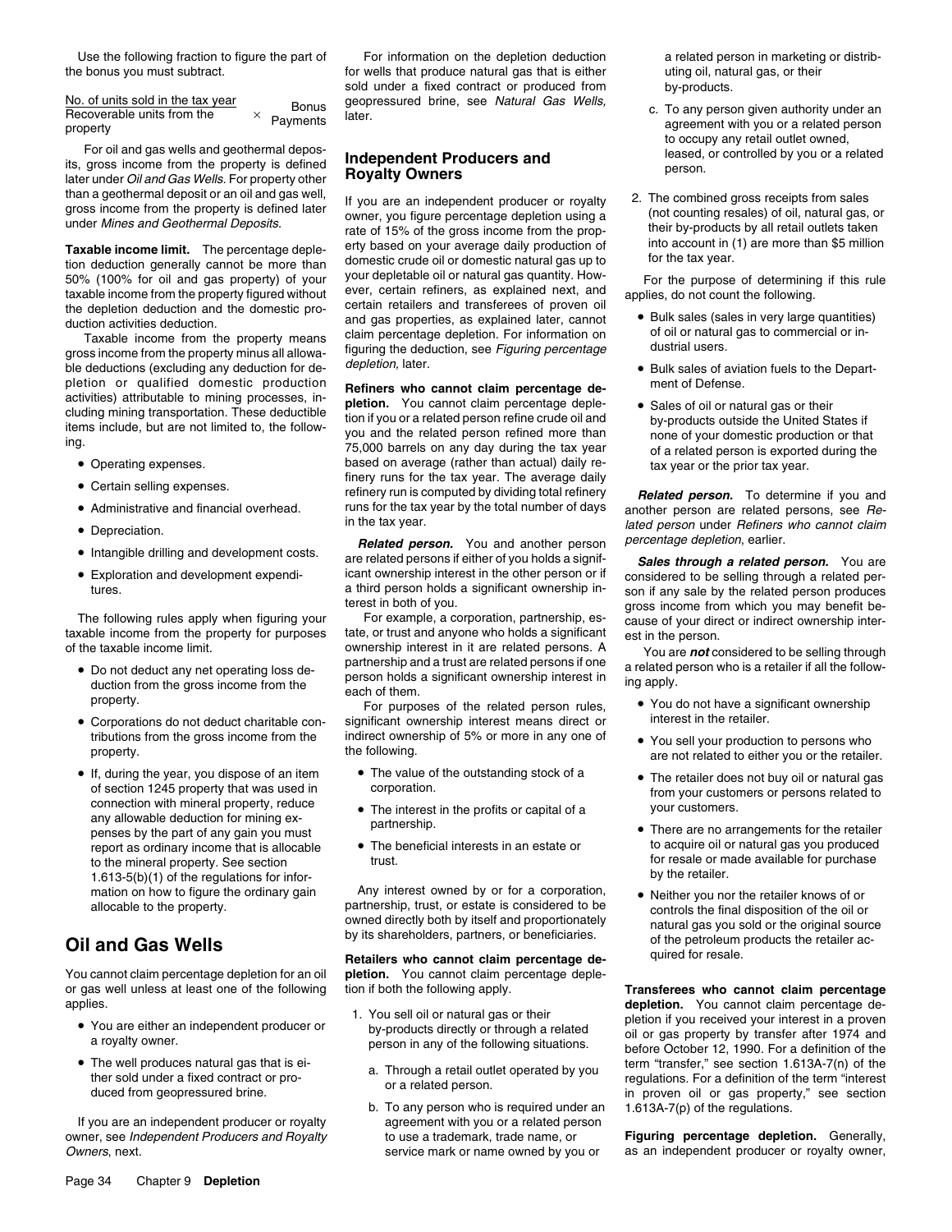Use the following fraction to figure the part of the bonus you must subtract.

$$\frac{\text{No. of units sold in the tax year}}{\text{Recoverable units from the property}} \times \text{Bonus Payments}$$

For oil and gas wells and geothermal deposits, gross income from the property is defined later under *Oil and Gas Wells*. For property other than a geothermal deposit or an oil and gas well, gross income from the property is defined later under *Mines and Geothermal Deposits*.

**Taxable income limit.** The percentage depletion deduction generally cannot be more than 50% (100% for oil and gas property) of your taxable income from the property figured without the depletion deduction and the domestic production activities deduction.

Taxable income from the property means gross income from the property minus all allowable deductions (excluding any deduction for depletion or qualified domestic production activities) attributable to mining processes, including mining transportation. These deductible items include, but are not limited to, the following.

- Operating expenses.
- Certain selling expenses.
- Administrative and financial overhead.
- Depreciation.
- Intangible drilling and development costs.
- Exploration and development expenditures.

The following rules apply when figuring your taxable income from the property for purposes of the taxable income limit.

- Do not deduct any net operating loss deduction from the gross income from the property.
- Corporations do not deduct charitable contributions from the gross income from the property.
- If, during the year, you dispose of an item of section 1245 property that was used in connection with mineral property, reduce any allowable deduction for mining expenses by the part of any gain you must report as ordinary income that is allocable to the mineral property. See section 1.613-5(b)(1) of the regulations for information on how to figure the ordinary gain allocable to the property.

## Oil and Gas Wells

You cannot claim percentage depletion for an oil or gas well unless at least one of the following applies.

- You are either an independent producer or a royalty owner.
- The well produces natural gas that is either sold under a fixed contract or produced from geopressured brine.

If you are an independent producer or royalty owner, see *Independent Producers and Royalty Owners*, next.

For information on the depletion deduction for wells that produce natural gas that is either sold under a fixed contract or produced from geopressured brine, see *Natural Gas Wells*, later.

### Independent Producers and Royalty Owners

If you are an independent producer or royalty owner, you figure percentage depletion using a rate of 15% of the gross income from the property based on your average daily production of domestic crude oil or domestic natural gas up to your depletable oil or natural gas quantity. However, certain refiners, as explained next, and certain retailers and transferees of proven oil and gas properties, as explained later, cannot claim percentage depletion. For information on figuring the deduction, see *Figuring percentage depletion*, later.

**Refiners who cannot claim percentage depletion.** You cannot claim percentage depletion if you or a related person refine crude oil and you and the related person refined more than 75,000 barrels on any day during the tax year based on average (rather than actual) daily refinery runs for the tax year. The average daily refinery run is computed by dividing total refinery runs for the tax year by the total number of days in the tax year.

***Related person.*** You and another person are related persons if either of you holds a significant ownership interest in the other person or if a third person holds a significant ownership interest in both of you.

For example, a corporation, partnership, estate, or trust and anyone who holds a significant ownership interest in it are related persons. A partnership and a trust are related persons if one person holds a significant ownership interest in each of them.

For purposes of the related person rules, significant ownership interest means direct or indirect ownership of 5% or more in any one of the following.

- The value of the outstanding stock of a corporation.
- The interest in the profits or capital of a partnership.
- The beneficial interests in an estate or trust.

Any interest owned by or for a corporation, partnership, trust, or estate is considered to be owned directly both by itself and proportionately by its shareholders, partners, or beneficiaries.

**Retailers who cannot claim percentage depletion.** You cannot claim percentage depletion if both the following apply.

1. You sell oil or natural gas or their by-products directly or through a related person in any of the following situations.
   a. Through a retail outlet operated by you or a related person.
   b. To any person who is required under an agreement with you or a related person to use a trademark, trade name, or service mark or name owned by you or a related person in marketing or distributing oil, natural gas, or their by-products.
   c. To any person given authority under an agreement with you or a related person to occupy any retail outlet owned, leased, or controlled by you or a related person.
2. The combined gross receipts from sales (not counting resales) of oil, natural gas, or their by-products by all retail outlets taken into account in (1) are more than $5 million for the tax year.

For the purpose of determining if this rule applies, do not count the following.

- Bulk sales (sales in very large quantities) of oil or natural gas to commercial or industrial users.
- Bulk sales of aviation fuels to the Department of Defense.
- Sales of oil or natural gas or their by-products outside the United States if none of your domestic production or that of a related person is exported during the tax year or the prior tax year.

***Related person.*** To determine if you and another person are related persons, see *Related person* under *Refiners who cannot claim percentage depletion*, earlier.

***Sales through a related person.*** You are considered to be selling through a related person if any sale by the related person produces gross income from which you may benefit because of your direct or indirect ownership interest in the person.

You are ***not*** considered to be selling through a related person who is a retailer if all the following apply.

- You do not have a significant ownership interest in the retailer.
- You sell your production to persons who are not related to either you or the retailer.
- The retailer does not buy oil or natural gas from your customers or persons related to your customers.
- There are no arrangements for the retailer to acquire oil or natural gas you produced for resale or made available for purchase by the retailer.
- Neither you nor the retailer knows of or controls the final disposition of the oil or natural gas you sold or the original source of the petroleum products the retailer acquired for resale.

**Transferees who cannot claim percentage depletion.** You cannot claim percentage depletion if you received your interest in a proven oil or gas property by transfer after 1974 and before October 12, 1990. For a definition of the term "transfer," see section 1.613A-7(n) of the regulations. For a definition of the term "interest in proven oil or gas property," see section 1.613A-7(p) of the regulations.

**Figuring percentage depletion.** Generally, as an independent producer or royalty owner,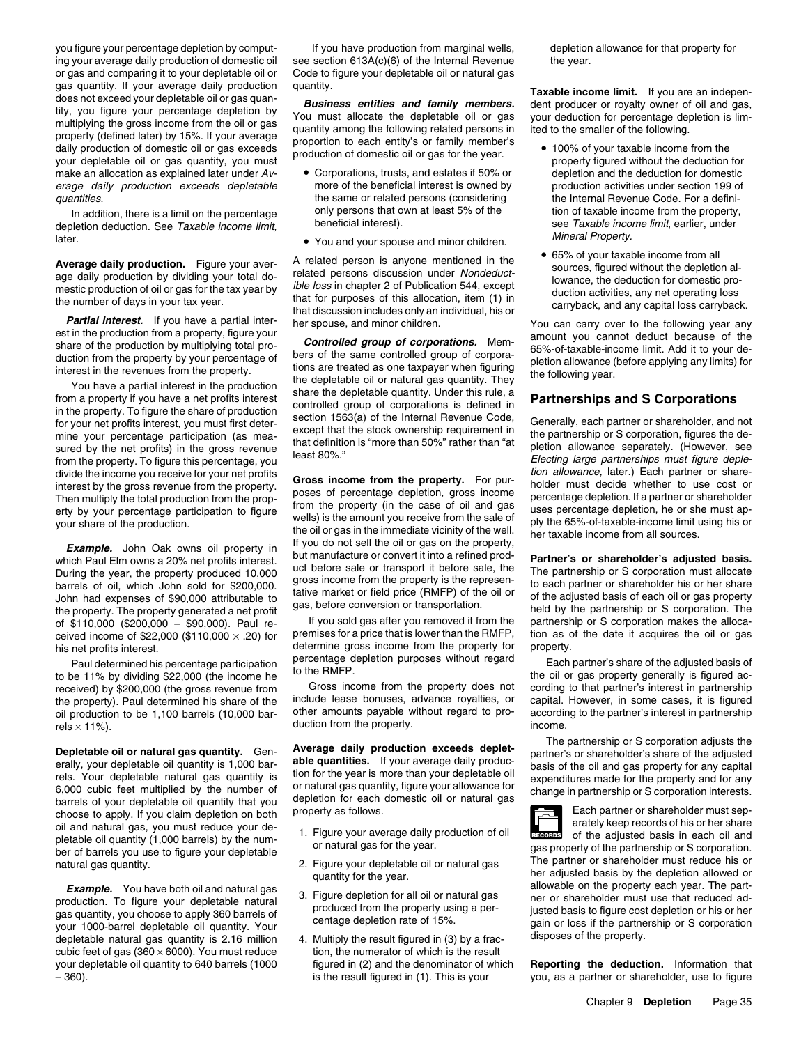you figure your percentage depletion by computing your average daily production of domestic oil or gas and comparing it to your depletable oil or gas quantity. If your average daily production does not exceed your depletable oil or gas quantity, you figure your percentage depletion by multiplying the gross income from the oil or gas property (defined later) by 15%. If your average daily production of domestic oil or gas exceeds your depletable oil or gas quantity, you must make an allocation as explained later under *Average daily production exceeds depletable quantities.*

In addition, there is a limit on the percentage depletion deduction. See *Taxable income limit,* later.

**Average daily production.** Figure your average daily production by dividing your total domestic production of oil or gas for the tax year by the number of days in your tax year.

***Partial interest.*** If you have a partial interest in the production from a property, figure your share of the production by multiplying total production from the property by your percentage of interest in the revenues from the property.

You have a partial interest in the production from a property if you have a net profits interest in the property. To figure the share of production for your net profits interest, you must first determine your percentage participation (as measured by the net profits) in the gross revenue from the property. To figure this percentage, you divide the income you receive for your net profits interest by the gross revenue from the property. Then multiply the total production from the property by your percentage participation to figure your share of the production.

***Example.*** John Oak owns oil property in which Paul Elm owns a 20% net profits interest. During the year, the property produced 10,000 barrels of oil, which John sold for $200,000. John had expenses of $90,000 attributable to the property. The property generated a net profit of $110,000 ($200,000 − $90,000). Paul received income of $22,000 ($110,000 × .20) for his net profits interest.

Paul determined his percentage participation to be 11% by dividing $22,000 (the income he received) by $200,000 (the gross revenue from the property). Paul determined his share of the oil production to be 1,100 barrels (10,000 barrels × 11%).

**Depletable oil or natural gas quantity.** Generally, your depletable oil quantity is 1,000 barrels. Your depletable natural gas quantity is 6,000 cubic feet multiplied by the number of barrels of your depletable oil quantity that you choose to apply. If you claim depletion on both oil and natural gas, you must reduce your depletable oil quantity (1,000 barrels) by the number of barrels you use to figure your depletable natural gas quantity.

***Example.*** You have both oil and natural gas production. To figure your depletable natural gas quantity, you choose to apply 360 barrels of your 1000-barrel depletable oil quantity. Your depletable natural gas quantity is 2.16 million cubic feet of gas (360 × 6000). You must reduce your depletable oil quantity to 640 barrels (1000 − 360).

If you have production from marginal wells, see section 613A(c)(6) of the Internal Revenue Code to figure your depletable oil or natural gas quantity.

***Business entities and family members.*** You must allocate the depletable oil or gas quantity among the following related persons in proportion to each entity's or family member's production of domestic oil or gas for the year.

- Corporations, trusts, and estates if 50% or more of the beneficial interest is owned by the same or related persons (considering only persons that own at least 5% of the beneficial interest).
- You and your spouse and minor children.

A related person is anyone mentioned in the related persons discussion under *Nondeductible loss* in chapter 2 of Publication 544, except that for purposes of this allocation, item (1) in that discussion includes only an individual, his or her spouse, and minor children.

***Controlled group of corporations.*** Members of the same controlled group of corporations are treated as one taxpayer when figuring the depletable oil or natural gas quantity. They share the depletable quantity. Under this rule, a controlled group of corporations is defined in section 1563(a) of the Internal Revenue Code, except that the stock ownership requirement in that definition is "more than 50%" rather than "at least 80%."

**Gross income from the property.** For purposes of percentage depletion, gross income from the property (in the case of oil and gas wells) is the amount you receive from the sale of the oil or gas in the immediate vicinity of the well. If you do not sell the oil or gas on the property, but manufacture or convert it into a refined product before sale or transport it before sale, the gross income from the property is the representative market or field price (RMFP) of the oil or gas, before conversion or transportation.

If you sold gas after you removed it from the premises for a price that is lower than the RMFP, determine gross income from the property for percentage depletion purposes without regard to the RMFP.

Gross income from the property does not include lease bonuses, advance royalties, or other amounts payable without regard to production from the property.

**Average daily production exceeds depletable quantities.** If your average daily production for the year is more than your depletable oil or natural gas quantity, figure your allowance for depletion for each domestic oil or natural gas property as follows.

1. Figure your average daily production of oil or natural gas for the year.
2. Figure your depletable oil or natural gas quantity for the year.
3. Figure depletion for all oil or natural gas produced from the property using a percentage depletion rate of 15%.
4. Multiply the result figured in (3) by a fraction, the numerator of which is the result figured in (2) and the denominator of which is the result figured in (1). This is your depletion allowance for that property for the year.

**Taxable income limit.** If you are an independent producer or royalty owner of oil and gas, your deduction for percentage depletion is limited to the smaller of the following.

- 100% of your taxable income from the property figured without the deduction for depletion and the deduction for domestic production activities under section 199 of the Internal Revenue Code. For a definition of taxable income from the property, see *Taxable income limit*, earlier, under *Mineral Property*.
- 65% of your taxable income from all sources, figured without the depletion allowance, the deduction for domestic production activities, any net operating loss carryback, and any capital loss carryback.

You can carry over to the following year any amount you cannot deduct because of the 65%-of-taxable-income limit. Add it to your depletion allowance (before applying any limits) for the following year.

## Partnerships and S Corporations

Generally, each partner or shareholder, and not the partnership or S corporation, figures the depletion allowance separately. (However, see *Electing large partnerships must figure depletion allowance,* later.) Each partner or shareholder must decide whether to use cost or percentage depletion. If a partner or shareholder uses percentage depletion, he or she must apply the 65%-of-taxable-income limit using his or her taxable income from all sources.

**Partner's or shareholder's adjusted basis.** The partnership or S corporation must allocate to each partner or shareholder his or her share of the adjusted basis of each oil or gas property held by the partnership or S corporation. The partnership or S corporation makes the allocation as of the date it acquires the oil or gas property.

Each partner's share of the adjusted basis of the oil or gas property generally is figured according to that partner's interest in partnership capital. However, in some cases, it is figured according to the partner's interest in partnership income.

The partnership or S corporation adjusts the partner's or shareholder's share of the adjusted basis of the oil and gas property for any capital expenditures made for the property and for any change in partnership or S corporation interests.

RECORDS Each partner or shareholder must separately keep records of his or her share of the adjusted basis in each oil and gas property of the partnership or S corporation. The partner or shareholder must reduce his or her adjusted basis by the depletion allowed or allowable on the property each year. The partner or shareholder must use that reduced adjusted basis to figure cost depletion or his or her gain or loss if the partnership or S corporation disposes of the property.

**Reporting the deduction.** Information that you, as a partner or shareholder, use to figure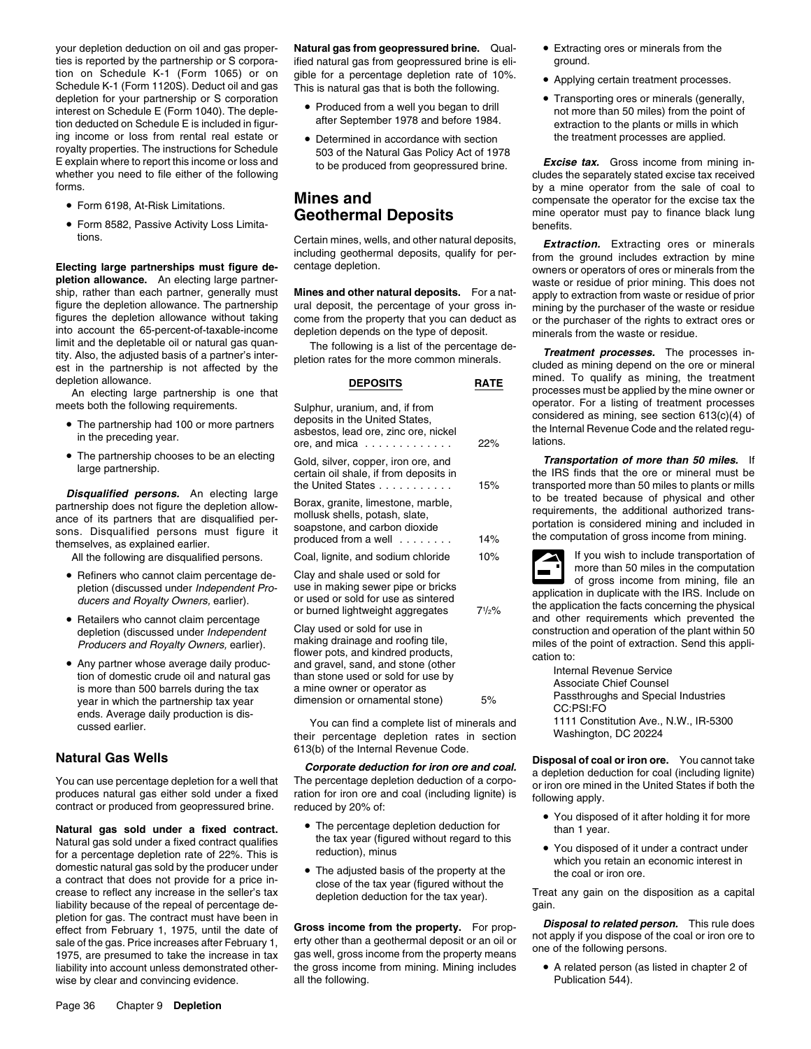your depletion deduction on oil and gas properties is reported by the partnership or S corporation on Schedule K-1 (Form 1065) or on Schedule K-1 (Form 1120S). Deduct oil and gas depletion for your partnership or S corporation interest on Schedule E (Form 1040). The depletion deducted on Schedule E is included in figuring income or loss from rental real estate or royalty properties. The instructions for Schedule E explain where to report this income or loss and whether you need to file either of the following forms.

- Form 6198, At-Risk Limitations.
- Form 8582, Passive Activity Loss Limitations.

**Electing large partnerships must figure depletion allowance.** An electing large partnership, rather than each partner, generally must figure the depletion allowance. The partnership figures the depletion allowance without taking into account the 65-percent-of-taxable-income limit and the depletable oil or natural gas quantity. Also, the adjusted basis of a partner's interest in the partnership is not affected by the depletion allowance.

An electing large partnership is one that meets both the following requirements.

- The partnership had 100 or more partners in the preceding year.
- The partnership chooses to be an electing large partnership.

***Disqualified persons.*** An electing large partnership does not figure the depletion allowance of its partners that are disqualified persons. Disqualified persons must figure it themselves, as explained earlier.

All the following are disqualified persons.

- Refiners who cannot claim percentage depletion (discussed under *Independent Producers and Royalty Owners,* earlier).
- Retailers who cannot claim percentage depletion (discussed under *Independent Producers and Royalty Owners,* earlier).
- Any partner whose average daily production of domestic crude oil and natural gas is more than 500 barrels during the tax year in which the partnership tax year ends. Average daily production is discussed earlier.

## Natural Gas Wells

You can use percentage depletion for a well that produces natural gas either sold under a fixed contract or produced from geopressured brine.

**Natural gas sold under a fixed contract.** Natural gas sold under a fixed contract qualifies for a percentage depletion rate of 22%. This is domestic natural gas sold by the producer under a contract that does not provide for a price increase to reflect any increase in the seller's tax liability because of the repeal of percentage depletion for gas. The contract must have been in effect from February 1, 1975, until the date of sale of the gas. Price increases after February 1, 1975, are presumed to take the increase in tax liability into account unless demonstrated otherwise by clear and convincing evidence.

**Natural gas from geopressured brine.** Qualified natural gas from geopressured brine is eligible for a percentage depletion rate of 10%. This is natural gas that is both the following.

- Produced from a well you began to drill after September 1978 and before 1984.
- Determined in accordance with section 503 of the Natural Gas Policy Act of 1978 to be produced from geopressured brine.

# Mines and Geothermal Deposits

Certain mines, wells, and other natural deposits, including geothermal deposits, qualify for percentage depletion.

**Mines and other natural deposits.** For a natural deposit, the percentage of your gross income from the property that you can deduct as depletion depends on the type of deposit.

The following is a list of the percentage depletion rates for the more common minerals.

| DEPOSITS | RATE |
| --- | --- |
| Sulphur, uranium, and, if from deposits in the United States, asbestos, lead ore, zinc ore, nickel ore, and mica | 22% |
| Gold, silver, copper, iron ore, and certain oil shale, if from deposits in the United States | 15% |
| Borax, granite, limestone, marble, mollusk shells, potash, slate, soapstone, and carbon dioxide produced from a well | 14% |
| Coal, lignite, and sodium chloride | 10% |
| Clay and shale used or sold for use in making sewer pipe or bricks or used or sold for use as sintered or burned lightweight aggregates | 7½% |
| Clay used or sold for use in making drainage and roofing tile, flower pots, and kindred products, and gravel, sand, and stone (other than stone used or sold for use by a mine owner or operator as dimension or ornamental stone) | 5% |

You can find a complete list of minerals and their percentage depletion rates in section 613(b) of the Internal Revenue Code.

***Corporate deduction for iron ore and coal.*** The percentage depletion deduction of a corporation for iron ore and coal (including lignite) is reduced by 20% of:

- The percentage depletion deduction for the tax year (figured without regard to this reduction), minus
- The adjusted basis of the property at the close of the tax year (figured without the depletion deduction for the tax year).

**Gross income from the property.** For property other than a geothermal deposit or an oil or gas well, gross income from the property means the gross income from mining. Mining includes all the following.

- Extracting ores or minerals from the ground.
- Applying certain treatment processes.
- Transporting ores or minerals (generally, not more than 50 miles) from the point of extraction to the plants or mills in which the treatment processes are applied.

***Excise tax.*** Gross income from mining includes the separately stated excise tax received by a mine operator from the sale of coal to compensate the operator for the excise tax the mine operator must pay to finance black lung benefits.

***Extraction.*** Extracting ores or minerals from the ground includes extraction by mine owners or operators of ores or minerals from the waste or residue of prior mining. This does not apply to extraction from waste or residue of prior mining by the purchaser of the waste or residue or the purchaser of the rights to extract ores or minerals from the waste or residue.

***Treatment processes.*** The processes included as mining depend on the ore or mineral mined. To qualify as mining, the treatment processes must be applied by the mine owner or operator. For a listing of treatment processes considered as mining, see section 613(c)(4) of the Internal Revenue Code and the related regulations.

***Transportation of more than 50 miles.*** If the IRS finds that the ore or mineral must be transported more than 50 miles to plants or mills to be treated because of physical and other requirements, the additional authorized transportation is considered mining and included in the computation of gross income from mining.

If you wish to include transportation of more than 50 miles in the computation of gross income from mining, file an application in duplicate with the IRS. Include on the application the facts concerning the physical and other requirements which prevented the construction and operation of the plant within 50 miles of the point of extraction. Send this application to:

Internal Revenue Service
Associate Chief Counsel
Passthroughs and Special Industries
CC:PSI:FO
1111 Constitution Ave., N.W., IR-5300
Washington, DC 20224

**Disposal of coal or iron ore.** You cannot take a depletion deduction for coal (including lignite) or iron ore mined in the United States if both the following apply.

- You disposed of it after holding it for more than 1 year.
- You disposed of it under a contract under which you retain an economic interest in the coal or iron ore.

Treat any gain on the disposition as a capital gain.

***Disposal to related person.*** This rule does not apply if you dispose of the coal or iron ore to one of the following persons.

- A related person (as listed in chapter 2 of Publication 544).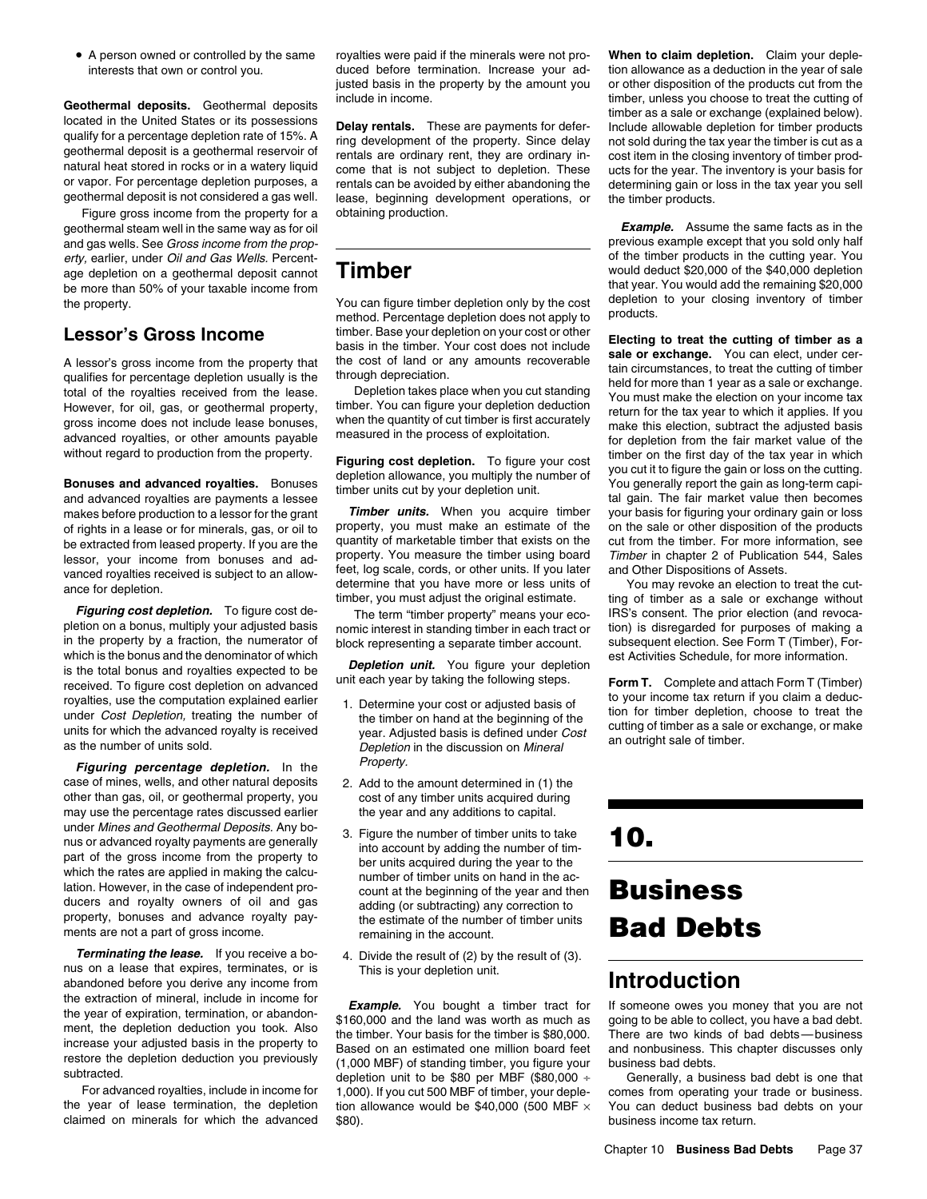- A person owned or controlled by the same interests that own or control you.

**Geothermal deposits.** Geothermal deposits located in the United States or its possessions qualify for a percentage depletion rate of 15%. A geothermal deposit is a geothermal reservoir of natural heat stored in rocks or in a watery liquid or vapor. For percentage depletion purposes, a geothermal deposit is not considered a gas well.

Figure gross income from the property for a geothermal steam well in the same way as for oil and gas wells. See *Gross income from the property,* earlier, under *Oil and Gas Wells.* Percentage depletion on a geothermal deposit cannot be more than 50% of your taxable income from the property.

## Lessor's Gross Income

A lessor's gross income from the property that qualifies for percentage depletion usually is the total of the royalties received from the lease. However, for oil, gas, or geothermal property, gross income does not include lease bonuses, advanced royalties, or other amounts payable without regard to production from the property.

**Bonuses and advanced royalties.** Bonuses and advanced royalties are payments a lessee makes before production to a lessor for the grant of rights in a lease or for minerals, gas, or oil to be extracted from leased property. If you are the lessor, your income from bonuses and advanced royalties received is subject to an allowance for depletion.

***Figuring cost depletion.*** To figure cost depletion on a bonus, multiply your adjusted basis in the property by a fraction, the numerator of which is the bonus and the denominator of which is the total bonus and royalties expected to be received. To figure cost depletion on advanced royalties, use the computation explained earlier under *Cost Depletion,* treating the number of units for which the advanced royalty is received as the number of units sold.

***Figuring percentage depletion.*** In the case of mines, wells, and other natural deposits other than gas, oil, or geothermal property, you may use the percentage rates discussed earlier under *Mines and Geothermal Deposits.* Any bonus or advanced royalty payments are generally part of the gross income from the property to which the rates are applied in making the calculation. However, in the case of independent producers and royalty owners of oil and gas property, bonuses and advance royalty payments are not a part of gross income.

***Terminating the lease.*** If you receive a bonus on a lease that expires, terminates, or is abandoned before you derive any income from the extraction of mineral, include in income for the year of expiration, termination, or abandonment, the depletion deduction you took. Also increase your adjusted basis in the property to restore the depletion deduction you previously subtracted.

For advanced royalties, include in income for the year of lease termination, the depletion claimed on minerals for which the advanced royalties were paid if the minerals were not produced before termination. Increase your adjusted basis in the property by the amount you include in income.

**Delay rentals.** These are payments for deferring development of the property. Since delay rentals are ordinary rent, they are ordinary income that is not subject to depletion. These rentals can be avoided by either abandoning the lease, beginning development operations, or obtaining production.

# Timber

You can figure timber depletion only by the cost method. Percentage depletion does not apply to timber. Base your depletion on your cost or other basis in the timber. Your cost does not include the cost of land or any amounts recoverable through depreciation.

Depletion takes place when you cut standing timber. You can figure your depletion deduction when the quantity of cut timber is first accurately measured in the process of exploitation.

**Figuring cost depletion.** To figure your cost depletion allowance, you multiply the number of timber units cut by your depletion unit.

***Timber units.*** When you acquire timber property, you must make an estimate of the quantity of marketable timber that exists on the property. You measure the timber using board feet, log scale, cords, or other units. If you later determine that you have more or less units of timber, you must adjust the original estimate.

The term "timber property" means your economic interest in standing timber in each tract or block representing a separate timber account.

***Depletion unit.*** You figure your depletion unit each year by taking the following steps.

1. Determine your cost or adjusted basis of the timber on hand at the beginning of the year. Adjusted basis is defined under *Cost Depletion* in the discussion on *Mineral Property.*
2. Add to the amount determined in (1) the cost of any timber units acquired during the year and any additions to capital.
3. Figure the number of timber units to take into account by adding the number of timber units acquired during the year to the number of timber units on hand in the account at the beginning of the year and then adding (or subtracting) any correction to the estimate of the number of timber units remaining in the account.
4. Divide the result of (2) by the result of (3). This is your depletion unit.

***Example.*** You bought a timber tract for $160,000 and the land was worth as much as the timber. Your basis for the timber is $80,000. Based on an estimated one million board feet (1,000 MBF) of standing timber, you figure your depletion unit to be $80 per MBF ($80,000 ÷ 1,000). If you cut 500 MBF of timber, your depletion allowance would be $40,000 (500 MBF × $80).

**When to claim depletion.** Claim your depletion allowance as a deduction in the year of sale or other disposition of the products cut from the timber, unless you choose to treat the cutting of timber as a sale or exchange (explained below). Include allowable depletion for timber products not sold during the tax year the timber is cut as a cost item in the closing inventory of timber products for the year. The inventory is your basis for determining gain or loss in the tax year you sell the timber products.

***Example.*** Assume the same facts as in the previous example except that you sold only half of the timber products in the cutting year. You would deduct $20,000 of the $40,000 depletion that year. You would add the remaining $20,000 depletion to your closing inventory of timber products.

**Electing to treat the cutting of timber as a sale or exchange.** You can elect, under certain circumstances, to treat the cutting of timber held for more than 1 year as a sale or exchange. You must make the election on your income tax return for the tax year to which it applies. If you make this election, subtract the adjusted basis for depletion from the fair market value of the timber on the first day of the tax year in which you cut it to figure the gain or loss on the cutting. You generally report the gain as long-term capital gain. The fair market value then becomes your basis for figuring your ordinary gain or loss on the sale or other disposition of the products cut from the timber. For more information, see *Timber* in chapter 2 of Publication 544, Sales and Other Dispositions of Assets.

You may revoke an election to treat the cutting of timber as a sale or exchange without IRS's consent. The prior election (and revocation) is disregarded for purposes of making a subsequent election. See Form T (Timber), Forest Activities Schedule, for more information.

**Form T.** Complete and attach Form T (Timber) to your income tax return if you claim a deduction for timber depletion, choose to treat the cutting of timber as a sale or exchange, or make an outright sale of timber.

# 10. Business Bad Debts

## Introduction

If someone owes you money that you are not going to be able to collect, you have a bad debt. There are two kinds of bad debts—business and nonbusiness. This chapter discusses only business bad debts.

Generally, a business bad debt is one that comes from operating your trade or business. You can deduct business bad debts on your business income tax return.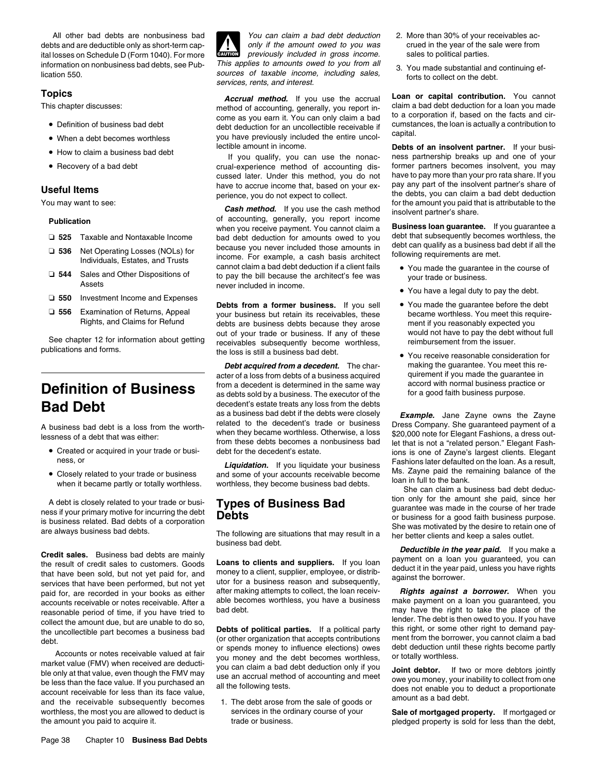All other bad debts are nonbusiness bad debts and are deductible only as short-term capital losses on Schedule D (Form 1040). For more information on nonbusiness bad debts, see Publication 550.

## Topics

This chapter discusses:

- Definition of business bad debt
- When a debt becomes worthless
- How to claim a business bad debt
- Recovery of a bad debt

## Useful Items

You may want to see:

**Publication**

- ❑ **525** Taxable and Nontaxable Income
- ❑ **536** Net Operating Losses (NOLs) for Individuals, Estates, and Trusts
- ❑ **544** Sales and Other Dispositions of Assets
- ❑ **550** Investment Income and Expenses
- ❑ **556** Examination of Returns, Appeal Rights, and Claims for Refund

See chapter 12 for information about getting publications and forms.

# Definition of Business Bad Debt

A business bad debt is a loss from the worthlessness of a debt that was either:

- Created or acquired in your trade or business, or
- Closely related to your trade or business when it became partly or totally worthless.

A debt is closely related to your trade or business if your primary motive for incurring the debt is business related. Bad debts of a corporation are always business bad debts.

**Credit sales.** Business bad debts are mainly the result of credit sales to customers. Goods that have been sold, but not yet paid for, and services that have been performed, but not yet paid for, are recorded in your books as either accounts receivable or notes receivable. After a reasonable period of time, if you have tried to collect the amount due, but are unable to do so, the uncollectible part becomes a business bad debt.

Accounts or notes receivable valued at fair market value (FMV) when received are deductible only at that value, even though the FMV may be less than the face value. If you purchased an account receivable for less than its face value, and the receivable subsequently becomes worthless, the most you are allowed to deduct is the amount you paid to acquire it.

**CAUTION:** *You can claim a bad debt deduction only if the amount owed to you was previously included in gross income. This applies to amounts owed to you from all sources of taxable income, including sales, services, rents, and interest.*

***Accrual method.*** If you use the accrual method of accounting, generally, you report income as you earn it. You can only claim a bad debt deduction for an uncollectible receivable if you have previously included the entire uncollectible amount in income.

If you qualify, you can use the nonaccrual-experience method of accounting discussed later. Under this method, you do not have to accrue income that, based on your experience, you do not expect to collect.

***Cash method.*** If you use the cash method of accounting, generally, you report income when you receive payment. You cannot claim a bad debt deduction for amounts owed to you because you never included those amounts in income. For example, a cash basis architect cannot claim a bad debt deduction if a client fails to pay the bill because the architect's fee was never included in income.

**Debts from a former business.** If you sell your business but retain its receivables, these debts are business debts because they arose out of your trade or business. If any of these receivables subsequently become worthless, the loss is still a business bad debt.

***Debt acquired from a decedent.*** The character of a loss from debts of a business acquired from a decedent is determined in the same way as debts sold by a business. The executor of the decedent's estate treats any loss from the debts as a business bad debt if the debts were closely related to the decedent's trade or business when they became worthless. Otherwise, a loss from these debts becomes a nonbusiness bad debt for the decedent's estate.

***Liquidation.*** If you liquidate your business and some of your accounts receivable become worthless, they become business bad debts.

# Types of Business Bad Debts

The following are situations that may result in a business bad debt.

**Loans to clients and suppliers.** If you loan money to a client, supplier, employee, or distributor for a business reason and subsequently, after making attempts to collect, the loan receivable becomes worthless, you have a business bad debt.

**Debts of political parties.** If a political party (or other organization that accepts contributions or spends money to influence elections) owes you money and the debt becomes worthless, you can claim a bad debt deduction only if you use an accrual method of accounting and meet all the following tests.

1. The debt arose from the sale of goods or services in the ordinary course of your trade or business.
2. More than 30% of your receivables accrued in the year of the sale were from sales to political parties.
3. You made substantial and continuing efforts to collect on the debt.

**Loan or capital contribution.** You cannot claim a bad debt deduction for a loan you made to a corporation if, based on the facts and circumstances, the loan is actually a contribution to capital.

**Debts of an insolvent partner.** If your business partnership breaks up and one of your former partners becomes insolvent, you may have to pay more than your pro rata share. If you pay any part of the insolvent partner's share of the debts, you can claim a bad debt deduction for the amount you paid that is attributable to the insolvent partner's share.

**Business loan guarantee.** If you guarantee a debt that subsequently becomes worthless, the debt can qualify as a business bad debt if all the following requirements are met.

- You made the guarantee in the course of your trade or business.
- You have a legal duty to pay the debt.
- You made the guarantee before the debt became worthless. You meet this requirement if you reasonably expected you would not have to pay the debt without full reimbursement from the issuer.
- You receive reasonable consideration for making the guarantee. You meet this requirement if you made the guarantee in accord with normal business practice or for a good faith business purpose.

***Example.*** Jane Zayne owns the Zayne Dress Company. She guaranteed payment of a $20,000 note for Elegant Fashions, a dress outlet that is not a "related person." Elegant Fashions is one of Zayne's largest clients. Elegant Fashions later defaulted on the loan. As a result, Ms. Zayne paid the remaining balance of the loan in full to the bank.

She can claim a business bad debt deduction only for the amount she paid, since her guarantee was made in the course of her trade or business for a good faith business purpose. She was motivated by the desire to retain one of her better clients and keep a sales outlet.

***Deductible in the year paid.*** If you make a payment on a loan you guaranteed, you can deduct it in the year paid, unless you have rights against the borrower.

***Rights against a borrower.*** When you make payment on a loan you guaranteed, you may have the right to take the place of the lender. The debt is then owed to you. If you have this right, or some other right to demand payment from the borrower, you cannot claim a bad debt deduction until these rights become partly or totally worthless.

**Joint debtor.** If two or more debtors jointly owe you money, your inability to collect from one does not enable you to deduct a proportionate amount as a bad debt.

**Sale of mortgaged property.** If mortgaged or pledged property is sold for less than the debt,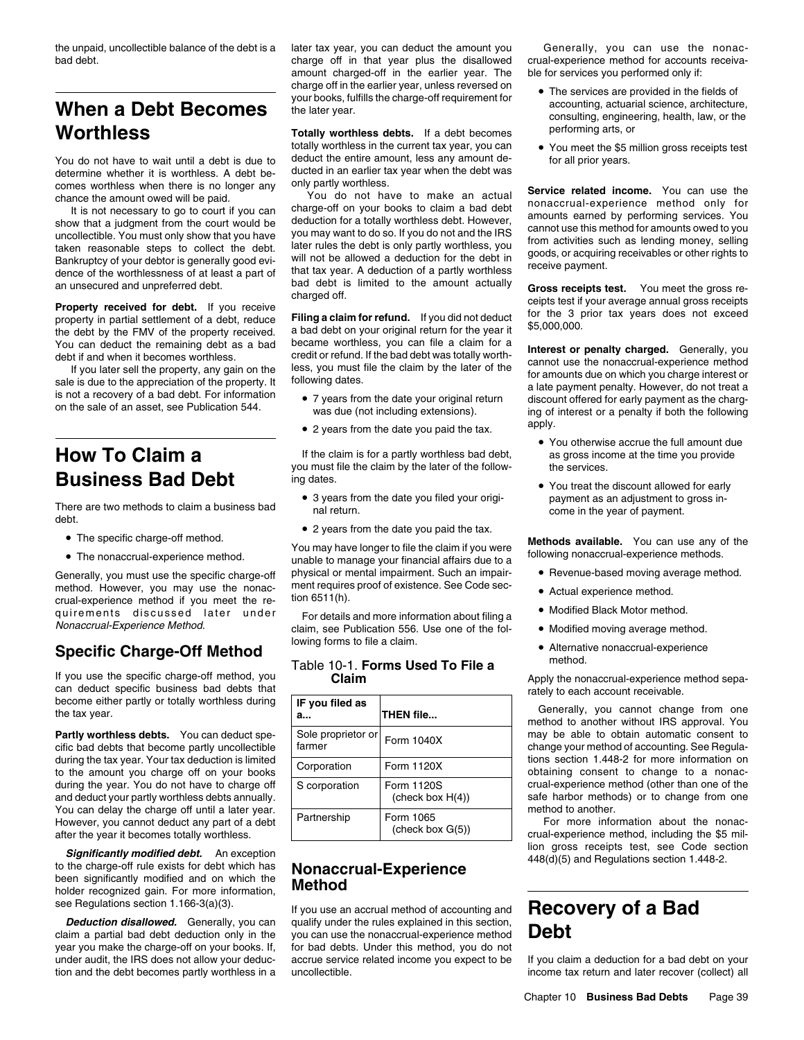the unpaid, uncollectible balance of the debt is a bad debt.

# When a Debt Becomes Worthless

You do not have to wait until a debt is due to determine whether it is worthless. A debt becomes worthless when there is no longer any chance the amount owed will be paid.

It is not necessary to go to court if you can show that a judgment from the court would be uncollectible. You must only show that you have taken reasonable steps to collect the debt. Bankruptcy of your debtor is generally good evidence of the worthlessness of at least a part of an unsecured and unpreferred debt.

**Property received for debt.** If you receive property in partial settlement of a debt, reduce the debt by the FMV of the property received. You can deduct the remaining debt as a bad debt if and when it becomes worthless.

If you later sell the property, any gain on the sale is due to the appreciation of the property. It is not a recovery of a bad debt. For information on the sale of an asset, see Publication 544.

# How To Claim a Business Bad Debt

There are two methods to claim a business bad debt.

- The specific charge-off method.
- The nonaccrual-experience method.

Generally, you must use the specific charge-off method. However, you may use the nonaccrual-experience method if you meet the requirements discussed later under *Nonaccrual-Experience Method*.

## Specific Charge-Off Method

If you use the specific charge-off method, you can deduct specific business bad debts that become either partly or totally worthless during the tax year.

**Partly worthless debts.** You can deduct specific bad debts that become partly uncollectible during the tax year. Your tax deduction is limited to the amount you charge off on your books during the year. You do not have to charge off and deduct your partly worthless debts annually. You can delay the charge off until a later year. However, you cannot deduct any part of a debt after the year it becomes totally worthless.

***Significantly modified debt.*** An exception to the charge-off rule exists for debt which has been significantly modified and on which the holder recognized gain. For more information, see Regulations section 1.166-3(a)(3).

***Deduction disallowed.*** Generally, you can claim a partial bad debt deduction only in the year you make the charge-off on your books. If, under audit, the IRS does not allow your deduction and the debt becomes partly worthless in a later tax year, you can deduct the amount you charge off in that year plus the disallowed amount charged-off in the earlier year. The charge off in the earlier year, unless reversed on your books, fulfills the charge-off requirement for the later year.

**Totally worthless debts.** If a debt becomes totally worthless in the current tax year, you can deduct the entire amount, less any amount deducted in an earlier tax year when the debt was only partly worthless.

You do not have to make an actual charge-off on your books to claim a bad debt deduction for a totally worthless debt. However, you may want to do so. If you do not and the IRS later rules the debt is only partly worthless, you will not be allowed a deduction for the debt in that tax year. A deduction of a partly worthless bad debt is limited to the amount actually charged off.

**Filing a claim for refund.** If you did not deduct a bad debt on your original return for the year it became worthless, you can file a claim for a credit or refund. If the bad debt was totally worthless, you must file the claim by the later of the following dates.

- 7 years from the date your original return was due (not including extensions).
- 2 years from the date you paid the tax.

If the claim is for a partly worthless bad debt, you must file the claim by the later of the following dates.

- 3 years from the date you filed your original return.
- 2 years from the date you paid the tax.

You may have longer to file the claim if you were unable to manage your financial affairs due to a physical or mental impairment. Such an impairment requires proof of existence. See Code section 6511(h).

For details and more information about filing a claim, see Publication 556. Use one of the following forms to file a claim.

Table 10-1. **Forms Used To File a Claim**

| IF you filed as a... | THEN file... |
|---|---|
| Sole proprietor or farmer | Form 1040X |
| Corporation | Form 1120X |
| S corporation | Form 1120S (check box H(4)) |
| Partnership | Form 1065 (check box G(5)) |

## Nonaccrual-Experience Method

If you use an accrual method of accounting and qualify under the rules explained in this section, you can use the nonaccrual-experience method for bad debts. Under this method, you do not accrue service related income you expect to be uncollectible.

Generally, you can use the nonaccrual-experience method for accounts receivable for services you performed only if:

- The services are provided in the fields of accounting, actuarial science, architecture, consulting, engineering, health, law, or the performing arts, or
- You meet the $5 million gross receipts test for all prior years.

**Service related income.** You can use the nonaccrual-experience method only for amounts earned by performing services. You cannot use this method for amounts owed to you from activities such as lending money, selling goods, or acquiring receivables or other rights to receive payment.

**Gross receipts test.** You meet the gross receipts test if your average annual gross receipts for the 3 prior tax years does not exceed $5,000,000.

**Interest or penalty charged.** Generally, you cannot use the nonaccrual-experience method for amounts due on which you charge interest or a late payment penalty. However, do not treat a discount offered for early payment as the charging of interest or a penalty if both the following apply.

- You otherwise accrue the full amount due as gross income at the time you provide the services.
- You treat the discount allowed for early payment as an adjustment to gross income in the year of payment.

**Methods available.** You can use any of the following nonaccrual-experience methods.

- Revenue-based moving average method.
- Actual experience method.
- Modified Black Motor method.
- Modified moving average method.
- Alternative nonaccrual-experience method.

Apply the nonaccrual-experience method separately to each account receivable.

Generally, you cannot change from one method to another without IRS approval. You may be able to obtain automatic consent to change your method of accounting. See Regulations section 1.448-2 for more information on obtaining consent to change to a nonaccrual-experience method (other than one of the safe harbor methods) or to change from one method to another.

For more information about the nonaccrual-experience method, including the $5 million gross receipts test, see Code section 448(d)(5) and Regulations section 1.448-2.

# Recovery of a Bad Debt

If you claim a deduction for a bad debt on your income tax return and later recover (collect) all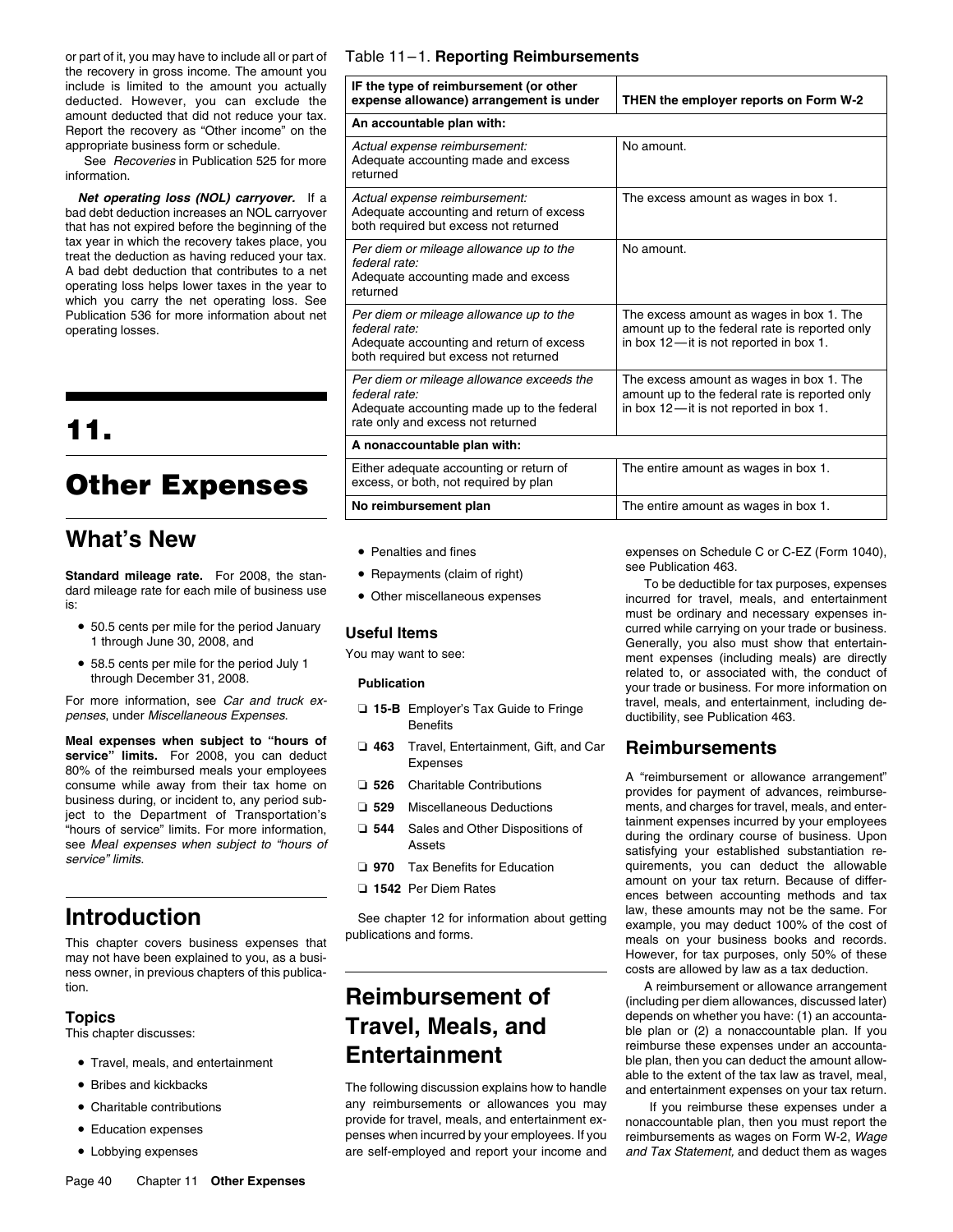or part of it, you may have to include all or part of the recovery in gross income. The amount you include is limited to the amount you actually deducted. However, you can exclude the amount deducted that did not reduce your tax. Report the recovery as "Other income" on the appropriate business form or schedule.

See *Recoveries* in Publication 525 for more information.

***Net operating loss (NOL) carryover.*** If a bad debt deduction increases an NOL carryover that has not expired before the beginning of the tax year in which the recovery takes place, you treat the deduction as having reduced your tax. A bad debt deduction that contributes to a net operating loss helps lower taxes in the year to which you carry the net operating loss. See Publication 536 for more information about net operating losses.

Table 11–1. **Reporting Reimbursements**

| IF the type of reimbursement (or other expense allowance) arrangement is under | THEN the employer reports on Form W-2 |
|---|---|
| **An accountable plan with:** | |
| *Actual expense reimbursement:* Adequate accounting made and excess returned | No amount. |
| *Actual expense reimbursement:* Adequate accounting and return of excess both required but excess not returned | The excess amount as wages in box 1. |
| *Per diem or mileage allowance up to the federal rate:* Adequate accounting made and excess returned | No amount. |
| *Per diem or mileage allowance up to the federal rate:* Adequate accounting and return of excess both required but excess not returned | The excess amount as wages in box 1. The amount up to the federal rate is reported only in box 12—it is not reported in box 1. |
| *Per diem or mileage allowance exceeds the federal rate:* Adequate accounting made up to the federal rate only and excess not returned | The excess amount as wages in box 1. The amount up to the federal rate is reported only in box 12—it is not reported in box 1. |
| **A nonaccountable plan with:** | |
| Either adequate accounting or return of excess, or both, not required by plan | The entire amount as wages in box 1. |
| **No reimbursement plan** | The entire amount as wages in box 1. |

# 11. Other Expenses

## What's New

**Standard mileage rate.** For 2008, the standard mileage rate for each mile of business use is:

- 50.5 cents per mile for the period January 1 through June 30, 2008, and
- 58.5 cents per mile for the period July 1 through December 31, 2008.

For more information, see *Car and truck expenses*, under *Miscellaneous Expenses*.

**Meal expenses when subject to "hours of service" limits.** For 2008, you can deduct 80% of the reimbursed meals your employees consume while away from their tax home on business during, or incident to, any period subject to the Department of Transportation's "hours of service" limits. For more information, see *Meal expenses when subject to "hours of service" limits*.

## Introduction

This chapter covers business expenses that may not have been explained to you, as a business owner, in previous chapters of this publication.

### Topics

This chapter discusses:

- Travel, meals, and entertainment
- Bribes and kickbacks
- Charitable contributions
- Education expenses
- Lobbying expenses
- Penalties and fines
- Repayments (claim of right)
- Other miscellaneous expenses

### Useful Items

You may want to see:

**Publication**

- ❑ **15-B** Employer's Tax Guide to Fringe Benefits
- ❑ **463** Travel, Entertainment, Gift, and Car Expenses
- ❑ **526** Charitable Contributions
- ❑ **529** Miscellaneous Deductions
- ❑ **544** Sales and Other Dispositions of Assets
- ❑ **970** Tax Benefits for Education
- ❑ **1542** Per Diem Rates

See chapter 12 for information about getting publications and forms.

# Reimbursement of Travel, Meals, and Entertainment

The following discussion explains how to handle any reimbursements or allowances you may provide for travel, meals, and entertainment expenses when incurred by your employees. If you are self-employed and report your income and expenses on Schedule C or C-EZ (Form 1040), see Publication 463.

To be deductible for tax purposes, expenses incurred for travel, meals, and entertainment must be ordinary and necessary expenses incurred while carrying on your trade or business. Generally, you also must show that entertainment expenses (including meals) are directly related to, or associated with, the conduct of your trade or business. For more information on travel, meals, and entertainment, including deductibility, see Publication 463.

## Reimbursements

A "reimbursement or allowance arrangement" provides for payment of advances, reimbursements, and charges for travel, meals, and entertainment expenses incurred by your employees during the ordinary course of business. Upon satisfying your established substantiation requirements, you can deduct the allowable amount on your tax return. Because of differences between accounting methods and tax law, these amounts may not be the same. For example, you may deduct 100% of the cost of meals on your business books and records. However, for tax purposes, only 50% of these costs are allowed by law as a tax deduction.

A reimbursement or allowance arrangement (including per diem allowances, discussed later) depends on whether you have: (1) an accountable plan or (2) a nonaccountable plan. If you reimburse these expenses under an accountable plan, then you can deduct the amount allowable to the extent of the tax law as travel, meal, and entertainment expenses on your tax return.

If you reimburse these expenses under a nonaccountable plan, then you must report the reimbursements as wages on Form W-2, *Wage and Tax Statement,* and deduct them as wages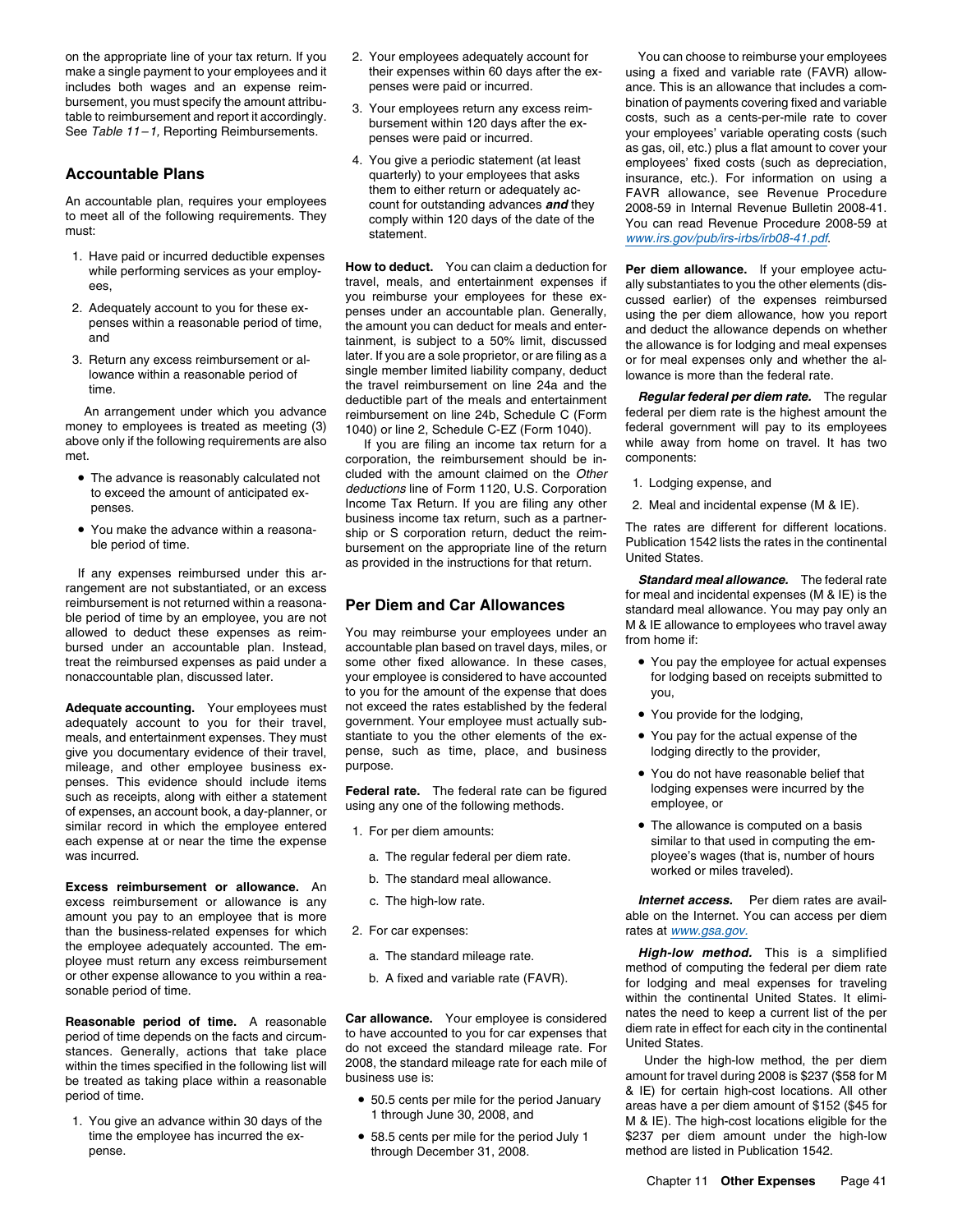on the appropriate line of your tax return. If you make a single payment to your employees and it includes both wages and an expense reimbursement, you must specify the amount attributable to reimbursement and report it accordingly. See *Table 11–1,* Reporting Reimbursements.

## Accountable Plans

An accountable plan, requires your employees to meet all of the following requirements. They must:

1. Have paid or incurred deductible expenses while performing services as your employees,
2. Adequately account to you for these expenses within a reasonable period of time, and
3. Return any excess reimbursement or allowance within a reasonable period of time.

An arrangement under which you advance money to employees is treated as meeting (3) above only if the following requirements are also met.

- The advance is reasonably calculated not to exceed the amount of anticipated expenses.
- You make the advance within a reasonable period of time.

If any expenses reimbursed under this arrangement are not substantiated, or an excess reimbursement is not returned within a reasonable period of time by an employee, you are not allowed to deduct these expenses as reimbursed under an accountable plan. Instead, treat the reimbursed expenses as paid under a nonaccountable plan, discussed later.

**Adequate accounting.** Your employees must adequately account to you for their travel, meals, and entertainment expenses. They must give you documentary evidence of their travel, mileage, and other employee business expenses. This evidence should include items such as receipts, along with either a statement of expenses, an account book, a day-planner, or similar record in which the employee entered each expense at or near the time the expense was incurred.

**Excess reimbursement or allowance.** An excess reimbursement or allowance is any amount you pay to an employee that is more than the business-related expenses for which the employee adequately accounted. The employee must return any excess reimbursement or other expense allowance to you within a reasonable period of time.

**Reasonable period of time.** A reasonable period of time depends on the facts and circumstances. Generally, actions that take place within the times specified in the following list will be treated as taking place within a reasonable period of time.

1. You give an advance within 30 days of the time the employee has incurred the expense.
2. Your employees adequately account for their expenses within 60 days after the expenses were paid or incurred.
3. Your employees return any excess reimbursement within 120 days after the expenses were paid or incurred.
4. You give a periodic statement (at least quarterly) to your employees that asks them to either return or adequately account for outstanding advances ***and*** they comply within 120 days of the date of the statement.

**How to deduct.** You can claim a deduction for travel, meals, and entertainment expenses if you reimburse your employees for these expenses under an accountable plan. Generally, the amount you can deduct for meals and entertainment, is subject to a 50% limit, discussed later. If you are a sole proprietor, or are filing as a single member limited liability company, deduct the travel reimbursement on line 24a and the deductible part of the meals and entertainment reimbursement on line 24b, Schedule C (Form 1040) or line 2, Schedule C-EZ (Form 1040).

If you are filing an income tax return for a corporation, the reimbursement should be included with the amount claimed on the *Other deductions* line of Form 1120, U.S. Corporation Income Tax Return. If you are filing any other business income tax return, such as a partnership or S corporation return, deduct the reimbursement on the appropriate line of the return as provided in the instructions for that return.

## Per Diem and Car Allowances

You may reimburse your employees under an accountable plan based on travel days, miles, or some other fixed allowance. In these cases, your employee is considered to have accounted to you for the amount of the expense that does not exceed the rates established by the federal government. Your employee must actually substantiate to you the other elements of the expense, such as time, place, and business purpose.

**Federal rate.** The federal rate can be figured using any one of the following methods.

1. For per diem amounts:
   a. The regular federal per diem rate.
   b. The standard meal allowance.
   c. The high-low rate.
2. For car expenses:
   a. The standard mileage rate.
   b. A fixed and variable rate (FAVR).

**Car allowance.** Your employee is considered to have accounted to you for car expenses that do not exceed the standard mileage rate. For 2008, the standard mileage rate for each mile of business use is:

- 50.5 cents per mile for the period January 1 through June 30, 2008, and
- 58.5 cents per mile for the period July 1 through December 31, 2008.

You can choose to reimburse your employees using a fixed and variable rate (FAVR) allowance. This is an allowance that includes a combination of payments covering fixed and variable costs, such as a cents-per-mile rate to cover your employees' variable operating costs (such as gas, oil, etc.) plus a flat amount to cover your employees' fixed costs (such as depreciation, insurance, etc.). For information on using a FAVR allowance, see Revenue Procedure 2008-59 in Internal Revenue Bulletin 2008-41. You can read Revenue Procedure 2008-59 at www.irs.gov/pub/irs-irbs/irb08-41.pdf.

**Per diem allowance.** If your employee actually substantiates to you the other elements (discussed earlier) of the expenses reimbursed using the per diem allowance, how you report and deduct the allowance depends on whether the allowance is for lodging and meal expenses or for meal expenses only and whether the allowance is more than the federal rate.

***Regular federal per diem rate.*** The regular federal per diem rate is the highest amount the federal government will pay to its employees while away from home on travel. It has two components:

1. Lodging expense, and
2. Meal and incidental expense (M & IE).

The rates are different for different locations. Publication 1542 lists the rates in the continental United States.

***Standard meal allowance.*** The federal rate for meal and incidental expenses (M & IE) is the standard meal allowance. You may pay only an M & IE allowance to employees who travel away from home if:

- You pay the employee for actual expenses for lodging based on receipts submitted to you,
- You provide for the lodging,
- You pay for the actual expense of the lodging directly to the provider,
- You do not have reasonable belief that lodging expenses were incurred by the employee, or
- The allowance is computed on a basis similar to that used in computing the employee's wages (that is, number of hours worked or miles traveled).

***Internet access.*** Per diem rates are available on the Internet. You can access per diem rates at www.gsa.gov.

***High-low method.*** This is a simplified method of computing the federal per diem rate for lodging and meal expenses for traveling within the continental United States. It eliminates the need to keep a current list of the per diem rate in effect for each city in the continental United States.

Under the high-low method, the per diem amount for travel during 2008 is $237 ($58 for M & IE) for certain high-cost locations. All other areas have a per diem amount of $152 ($45 for M & IE). The high-cost locations eligible for the $237 per diem amount under the high-low method are listed in Publication 1542.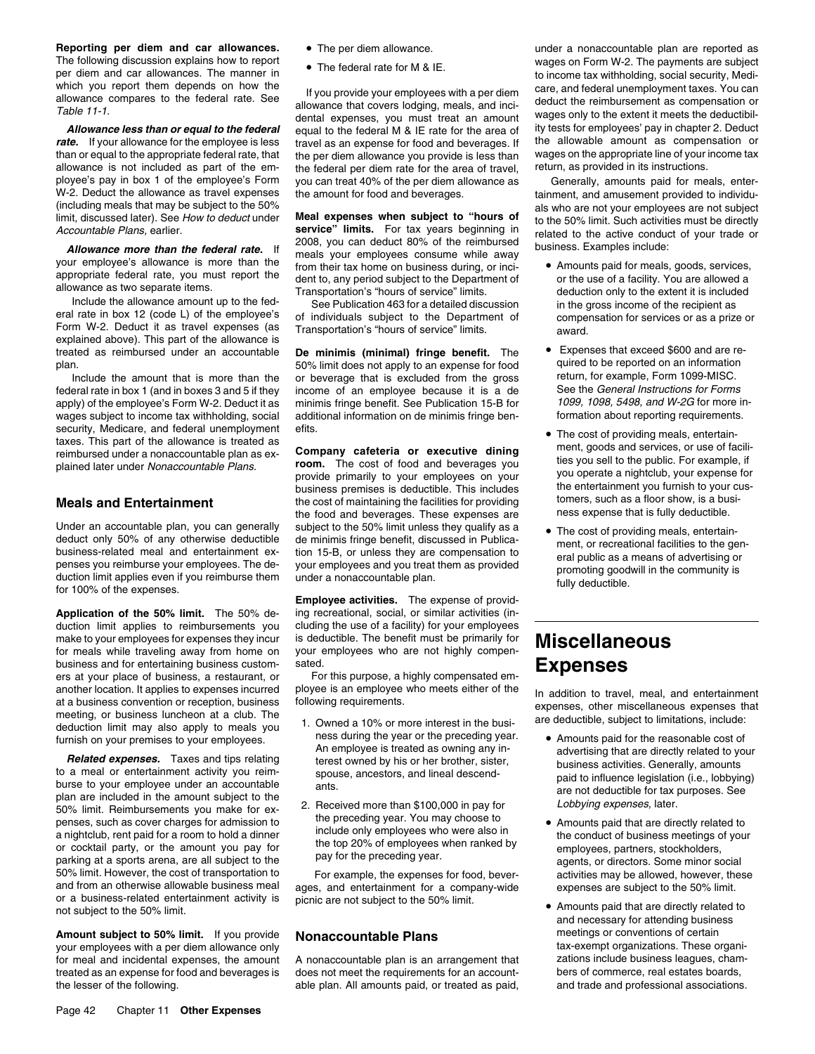**Reporting per diem and car allowances.** The following discussion explains how to report per diem and car allowances. The manner in which you report them depends on how the allowance compares to the federal rate. See *Table 11-1.*

***Allowance less than or equal to the federal rate.*** If your allowance for the employee is less than or equal to the appropriate federal rate, that allowance is not included as part of the employee's pay in box 1 of the employee's Form W-2. Deduct the allowance as travel expenses (including meals that may be subject to the 50% limit, discussed later). See *How to deduct* under *Accountable Plans,* earlier.

***Allowance more than the federal rate.*** If your employee's allowance is more than the appropriate federal rate, you must report the allowance as two separate items.

Include the allowance amount up to the federal rate in box 12 (code L) of the employee's Form W-2. Deduct it as travel expenses (as explained above). This part of the allowance is treated as reimbursed under an accountable plan.

Include the amount that is more than the federal rate in box 1 (and in boxes 3 and 5 if they apply) of the employee's Form W-2. Deduct it as wages subject to income tax withholding, social security, Medicare, and federal unemployment taxes. This part of the allowance is treated as reimbursed under a nonaccountable plan as explained later under *Nonaccountable Plans.*

## Meals and Entertainment

Under an accountable plan, you can generally deduct only 50% of any otherwise deductible business-related meal and entertainment expenses you reimburse your employees. The deduction limit applies even if you reimburse them for 100% of the expenses.

**Application of the 50% limit.** The 50% deduction limit applies to reimbursements you make to your employees for expenses they incur for meals while traveling away from home on business and for entertaining business customers at your place of business, a restaurant, or another location. It applies to expenses incurred at a business convention or reception, business meeting, or business luncheon at a club. The deduction limit may also apply to meals you furnish on your premises to your employees.

***Related expenses.*** Taxes and tips relating to a meal or entertainment activity you reimburse to your employee under an accountable plan are included in the amount subject to the 50% limit. Reimbursements you make for expenses, such as cover charges for admission to a nightclub, rent paid for a room to hold a dinner or cocktail party, or the amount you pay for parking at a sports arena, are all subject to the 50% limit. However, the cost of transportation to and from an otherwise allowable business meal or a business-related entertainment activity is not subject to the 50% limit.

**Amount subject to 50% limit.** If you provide your employees with a per diem allowance only for meal and incidental expenses, the amount treated as an expense for food and beverages is the lesser of the following.

- The per diem allowance.
- The federal rate for M & IE.

If you provide your employees with a per diem allowance that covers lodging, meals, and incidental expenses, you must treat an amount equal to the federal M & IE rate for the area of travel as an expense for food and beverages. If the per diem allowance you provide is less than the federal per diem rate for the area of travel, you can treat 40% of the per diem allowance as the amount for food and beverages.

**Meal expenses when subject to "hours of service" limits.** For tax years beginning in 2008, you can deduct 80% of the reimbursed meals your employees consume while away from their tax home on business during, or incident to, any period subject to the Department of Transportation's "hours of service" limits.

See Publication 463 for a detailed discussion of individuals subject to the Department of Transportation's "hours of service" limits.

**De minimis (minimal) fringe benefit.** The 50% limit does not apply to an expense for food or beverage that is excluded from the gross income of an employee because it is a de minimis fringe benefit. See Publication 15-B for additional information on de minimis fringe benefits.

**Company cafeteria or executive dining room.** The cost of food and beverages you provide primarily to your employees on your business premises is deductible. This includes the cost of maintaining the facilities for providing the food and beverages. These expenses are subject to the 50% limit unless they qualify as a de minimis fringe benefit, discussed in Publication 15-B, or unless they are compensation to your employees and you treat them as provided under a nonaccountable plan.

**Employee activities.** The expense of providing recreational, social, or similar activities (including the use of a facility) for your employees is deductible. The benefit must be primarily for your employees who are not highly compensated.

For this purpose, a highly compensated employee is an employee who meets either of the following requirements.

1. Owned a 10% or more interest in the business during the year or the preceding year. An employee is treated as owning any interest owned by his or her brother, sister, spouse, ancestors, and lineal descendants.
2. Received more than $100,000 in pay for the preceding year. You may choose to include only employees who were also in the top 20% of employees when ranked by pay for the preceding year.

For example, the expenses for food, beverages, and entertainment for a company-wide picnic are not subject to the 50% limit.

## Nonaccountable Plans

A nonaccountable plan is an arrangement that does not meet the requirements for an accountable plan. All amounts paid, or treated as paid, under a nonaccountable plan are reported as wages on Form W-2. The payments are subject to income tax withholding, social security, Medicare, and federal unemployment taxes. You can deduct the reimbursement as compensation or wages only to the extent it meets the deductibility tests for employees' pay in chapter 2. Deduct the allowable amount as compensation or wages on the appropriate line of your income tax return, as provided in its instructions.

Generally, amounts paid for meals, entertainment, and amusement provided to individuals who are not your employees are not subject to the 50% limit. Such activities must be directly related to the active conduct of your trade or business. Examples include:

- Amounts paid for meals, goods, services, or the use of a facility. You are allowed a deduction only to the extent it is included in the gross income of the recipient as compensation for services or as a prize or award.
- Expenses that exceed $600 and are required to be reported on an information return, for example, Form 1099-MISC. See the *General Instructions for Forms 1099, 1098, 5498, and W-2G* for more information about reporting requirements.
- The cost of providing meals, entertainment, goods and services, or use of facilities you sell to the public. For example, if you operate a nightclub, your expense for the entertainment you furnish to your customers, such as a floor show, is a business expense that is fully deductible.
- The cost of providing meals, entertainment, or recreational facilities to the general public as a means of advertising or promoting goodwill in the community is fully deductible.

# Miscellaneous Expenses

In addition to travel, meal, and entertainment expenses, other miscellaneous expenses that are deductible, subject to limitations, include:

- Amounts paid for the reasonable cost of advertising that are directly related to your business activities. Generally, amounts paid to influence legislation (i.e., lobbying) are not deductible for tax purposes. See *Lobbying expenses,* later.
- Amounts paid that are directly related to the conduct of business meetings of your employees, partners, stockholders, agents, or directors. Some minor social activities may be allowed, however, these expenses are subject to the 50% limit.
- Amounts paid that are directly related to and necessary for attending business meetings or conventions of certain tax-exempt organizations. These organizations include business leagues, chambers of commerce, real estates boards, and trade and professional associations.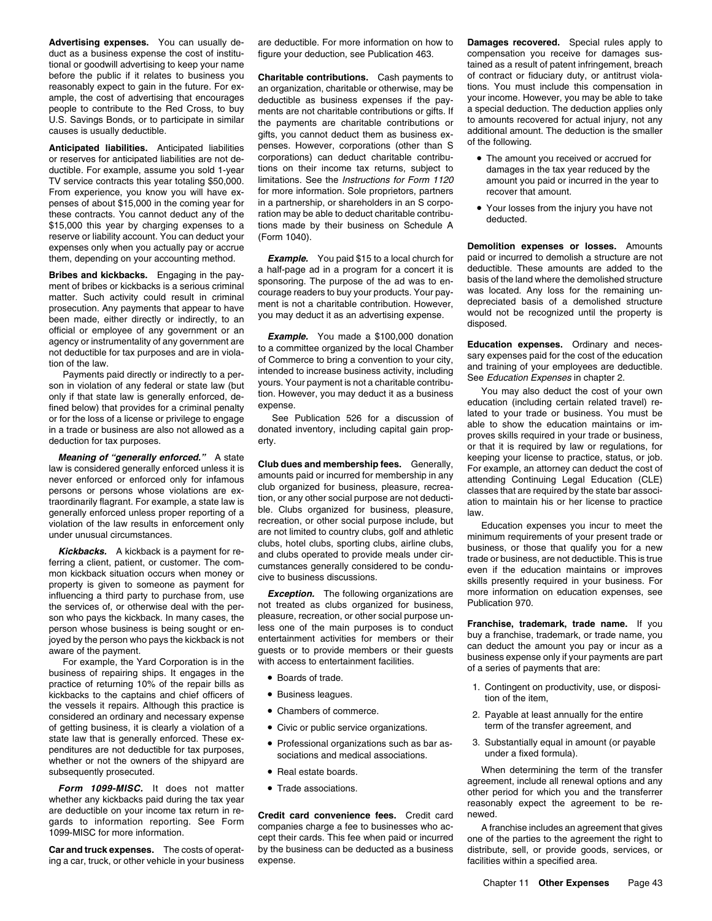**Advertising expenses.** You can usually deduct as a business expense the cost of institutional or goodwill advertising to keep your name before the public if it relates to business you reasonably expect to gain in the future. For example, the cost of advertising that encourages people to contribute to the Red Cross, to buy U.S. Savings Bonds, or to participate in similar causes is usually deductible.

**Anticipated liabilities.** Anticipated liabilities or reserves for anticipated liabilities are not deductible. For example, assume you sold 1-year TV service contracts this year totaling $50,000. From experience, you know you will have expenses of about $15,000 in the coming year for these contracts. You cannot deduct any of the $15,000 this year by charging expenses to a reserve or liability account. You can deduct your expenses only when you actually pay or accrue them, depending on your accounting method.

**Bribes and kickbacks.** Engaging in the payment of bribes or kickbacks is a serious criminal matter. Such activity could result in criminal prosecution. Any payments that appear to have been made, either directly or indirectly, to an official or employee of any government or an agency or instrumentality of any government are not deductible for tax purposes and are in violation of the law.

Payments paid directly or indirectly to a person in violation of any federal or state law (but only if that state law is generally enforced, defined below) that provides for a criminal penalty or for the loss of a license or privilege to engage in a trade or business are also not allowed as a deduction for tax purposes.

***Meaning of "generally enforced."*** A state law is considered generally enforced unless it is never enforced or enforced only for infamous persons or persons whose violations are extraordinarily flagrant. For example, a state law is generally enforced unless proper reporting of a violation of the law results in enforcement only under unusual circumstances.

***Kickbacks.*** A kickback is a payment for referring a client, patient, or customer. The common kickback situation occurs when money or property is given to someone as payment for influencing a third party to purchase from, use the services of, or otherwise deal with the person who pays the kickback. In many cases, the person whose business is being sought or enjoyed by the person who pays the kickback is not aware of the payment.

For example, the Yard Corporation is in the business of repairing ships. It engages in the practice of returning 10% of the repair bills as kickbacks to the captains and chief officers of the vessels it repairs. Although this practice is considered an ordinary and necessary expense of getting business, it is clearly a violation of a state law that is generally enforced. These expenditures are not deductible for tax purposes, whether or not the owners of the shipyard are subsequently prosecuted.

***Form 1099-MISC.*** It does not matter whether any kickbacks paid during the tax year are deductible on your income tax return in regards to information reporting. See Form 1099-MISC for more information.

**Car and truck expenses.** The costs of operating a car, truck, or other vehicle in your business are deductible. For more information on how to figure your deduction, see Publication 463.

**Charitable contributions.** Cash payments to an organization, charitable or otherwise, may be deductible as business expenses if the payments are not charitable contributions or gifts. If the payments are charitable contributions or gifts, you cannot deduct them as business expenses. However, corporations (other than S corporations) can deduct charitable contributions on their income tax returns, subject to limitations. See the *Instructions for Form 1120* for more information. Sole proprietors, partners in a partnership, or shareholders in an S corporation may be able to deduct charitable contributions made by their business on Schedule A (Form 1040).

***Example.*** You paid $15 to a local church for a half-page ad in a program for a concert it is sponsoring. The purpose of the ad was to encourage readers to buy your products. Your payment is not a charitable contribution. However, you may deduct it as an advertising expense.

***Example.*** You made a $100,000 donation to a committee organized by the local Chamber of Commerce to bring a convention to your city, intended to increase business activity, including yours. Your payment is not a charitable contribution. However, you may deduct it as a business expense.

See Publication 526 for a discussion of donated inventory, including capital gain property.

**Club dues and membership fees.** Generally, amounts paid or incurred for membership in any club organized for business, pleasure, recreation, or any other social purpose are not deductible. Clubs organized for business, pleasure, recreation, or other social purpose include, but are not limited to country clubs, golf and athletic clubs, hotel clubs, sporting clubs, airline clubs, and clubs operated to provide meals under circumstances generally considered to be conducive to business discussions.

***Exception.*** The following organizations are not treated as clubs organized for business, pleasure, recreation, or other social purpose unless one of the main purposes is to conduct entertainment activities for members or their guests or to provide members or their guests with access to entertainment facilities.

- Boards of trade.
- Business leagues.
- Chambers of commerce.
- Civic or public service organizations.
- Professional organizations such as bar associations and medical associations.
- Real estate boards.
- Trade associations.

**Credit card convenience fees.** Credit card companies charge a fee to businesses who accept their cards. This fee when paid or incurred by the business can be deducted as a business expense.

**Damages recovered.** Special rules apply to compensation you receive for damages sustained as a result of patent infringement, breach of contract or fiduciary duty, or antitrust violations. You must include this compensation in your income. However, you may be able to take a special deduction. The deduction applies only to amounts recovered for actual injury, not any additional amount. The deduction is the smaller of the following.

- The amount you received or accrued for damages in the tax year reduced by the amount you paid or incurred in the year to recover that amount.
- Your losses from the injury you have not deducted.

**Demolition expenses or losses.** Amounts paid or incurred to demolish a structure are not deductible. These amounts are added to the basis of the land where the demolished structure was located. Any loss for the remaining undepreciated basis of a demolished structure would not be recognized until the property is disposed.

**Education expenses.** Ordinary and necessary expenses paid for the cost of the education and training of your employees are deductible. See *Education Expenses* in chapter 2.

You may also deduct the cost of your own education (including certain related travel) related to your trade or business. You must be able to show the education maintains or improves skills required in your trade or business, or that it is required by law or regulations, for keeping your license to practice, status, or job. For example, an attorney can deduct the cost of attending Continuing Legal Education (CLE) classes that are required by the state bar association to maintain his or her license to practice law.

Education expenses you incur to meet the minimum requirements of your present trade or business, or those that qualify you for a new trade or business, are not deductible. This is true even if the education maintains or improves skills presently required in your business. For more information on education expenses, see Publication 970.

**Franchise, trademark, trade name.** If you buy a franchise, trademark, or trade name, you can deduct the amount you pay or incur as a business expense only if your payments are part of a series of payments that are:

1. Contingent on productivity, use, or disposition of the item,
2. Payable at least annually for the entire term of the transfer agreement, and
3. Substantially equal in amount (or payable under a fixed formula).

When determining the term of the transfer agreement, include all renewal options and any other period for which you and the transferrer reasonably expect the agreement to be renewed.

A franchise includes an agreement that gives one of the parties to the agreement the right to distribute, sell, or provide goods, services, or facilities within a specified area.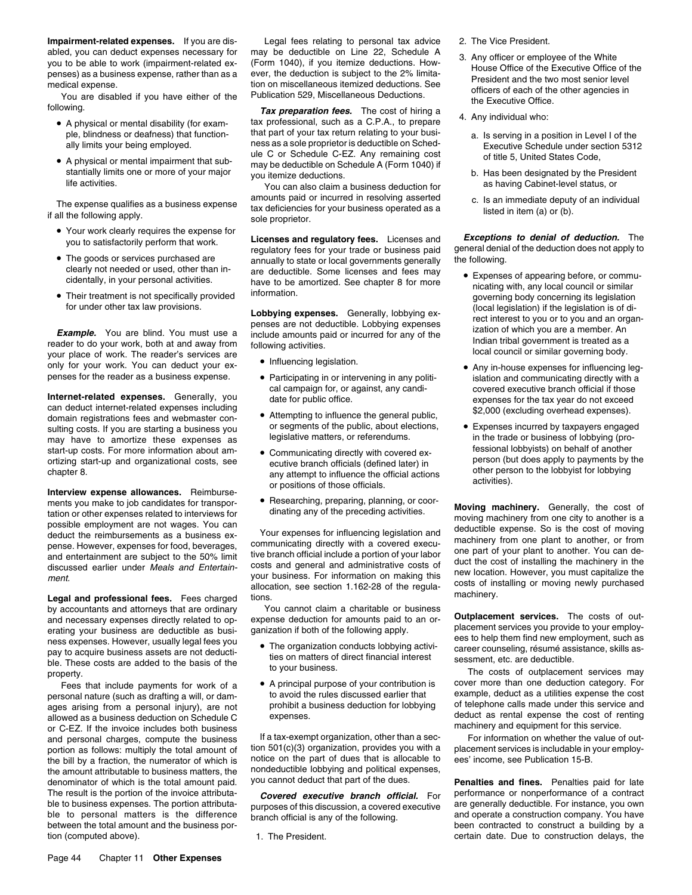**Impairment-related expenses.** If you are disabled, you can deduct expenses necessary for you to be able to work (impairment-related expenses) as a business expense, rather than as a medical expense.

You are disabled if you have either of the following.

- A physical or mental disability (for example, blindness or deafness) that functionally limits your being employed.
- A physical or mental impairment that substantially limits one or more of your major life activities.

The expense qualifies as a business expense if all the following apply.

- Your work clearly requires the expense for you to satisfactorily perform that work.
- The goods or services purchased are clearly not needed or used, other than incidentally, in your personal activities.
- Their treatment is not specifically provided for under other tax law provisions.

***Example.*** You are blind. You must use a reader to do your work, both at and away from your place of work. The reader's services are only for your work. You can deduct your expenses for the reader as a business expense.

**Internet-related expenses.** Generally, you can deduct internet-related expenses including domain registrations fees and webmaster consulting costs. If you are starting a business you may have to amortize these expenses as start-up costs. For more information about amortizing start-up and organizational costs, see chapter 8.

**Interview expense allowances.** Reimbursements you make to job candidates for transportation or other expenses related to interviews for possible employment are not wages. You can deduct the reimbursements as a business expense. However, expenses for food, beverages, and entertainment are subject to the 50% limit discussed earlier under *Meals and Entertainment.*

**Legal and professional fees.** Fees charged by accountants and attorneys that are ordinary and necessary expenses directly related to operating your business are deductible as business expenses. However, usually legal fees you pay to acquire business assets are not deductible. These costs are added to the basis of the property.

Fees that include payments for work of a personal nature (such as drafting a will, or damages arising from a personal injury), are not allowed as a business deduction on Schedule C or C-EZ. If the invoice includes both business and personal charges, compute the business portion as follows: multiply the total amount of the bill by a fraction, the numerator of which is the amount attributable to business matters, the denominator of which is the total amount paid. The result is the portion of the invoice attributable to business expenses. The portion attributable to personal matters is the difference between the total amount and the business portion (computed above).

Legal fees relating to personal tax advice may be deductible on Line 22, Schedule A (Form 1040), if you itemize deductions. However, the deduction is subject to the 2% limitation on miscellaneous itemized deductions. See Publication 529, Miscellaneous Deductions.

***Tax preparation fees.*** The cost of hiring a tax professional, such as a C.P.A., to prepare that part of your tax return relating to your business as a sole proprietor is deductible on Schedule C or Schedule C-EZ. Any remaining cost may be deductible on Schedule A (Form 1040) if you itemize deductions.

You can also claim a business deduction for amounts paid or incurred in resolving asserted tax deficiencies for your business operated as a sole proprietor.

**Licenses and regulatory fees.** Licenses and regulatory fees for your trade or business paid annually to state or local governments generally are deductible. Some licenses and fees may have to be amortized. See chapter 8 for more information.

**Lobbying expenses.** Generally, lobbying expenses are not deductible. Lobbying expenses include amounts paid or incurred for any of the following activities.

- Influencing legislation.
- Participating in or intervening in any political campaign for, or against, any candidate for public office.
- Attempting to influence the general public, or segments of the public, about elections, legislative matters, or referendums.
- Communicating directly with covered executive branch officials (defined later) in any attempt to influence the official actions or positions of those officials.
- Researching, preparing, planning, or coordinating any of the preceding activities.

Your expenses for influencing legislation and communicating directly with a covered executive branch official include a portion of your labor costs and general and administrative costs of your business. For information on making this allocation, see section 1.162-28 of the regulations.

You cannot claim a charitable or business expense deduction for amounts paid to an organization if both of the following apply.

- The organization conducts lobbying activities on matters of direct financial interest to your business.
- A principal purpose of your contribution is to avoid the rules discussed earlier that prohibit a business deduction for lobbying expenses.

If a tax-exempt organization, other than a section 501(c)(3) organization, provides you with a notice on the part of dues that is allocable to nondeductible lobbying and political expenses, you cannot deduct that part of the dues.

***Covered executive branch official.*** For purposes of this discussion, a covered executive branch official is any of the following.

1. The President.
2. The Vice President.
3. Any officer or employee of the White House Office of the Executive Office of the President and the two most senior level officers of each of the other agencies in the Executive Office.
4. Any individual who:
   a. Is serving in a position in Level I of the Executive Schedule under section 5312 of title 5, United States Code,
   b. Has been designated by the President as having Cabinet-level status, or
   c. Is an immediate deputy of an individual listed in item (a) or (b).

***Exceptions to denial of deduction.*** The general denial of the deduction does not apply to the following.

- Expenses of appearing before, or communicating with, any local council or similar governing body concerning its legislation (local legislation) if the legislation is of direct interest to you or to you and an organization of which you are a member. An Indian tribal government is treated as a local council or similar governing body.
- Any in-house expenses for influencing legislation and communicating directly with a covered executive branch official if those expenses for the tax year do not exceed $2,000 (excluding overhead expenses).
- Expenses incurred by taxpayers engaged in the trade or business of lobbying (professional lobbyists) on behalf of another person (but does apply to payments by the other person to the lobbyist for lobbying activities).

**Moving machinery.** Generally, the cost of moving machinery from one city to another is a deductible expense. So is the cost of moving machinery from one plant to another, or from one part of your plant to another. You can deduct the cost of installing the machinery in the new location. However, you must capitalize the costs of installing or moving newly purchased machinery.

**Outplacement services.** The costs of outplacement services you provide to your employees to help them find new employment, such as career counseling, résumé assistance, skills assessment, etc. are deductible.

The costs of outplacement services may cover more than one deduction category. For example, deduct as a utilities expense the cost of telephone calls made under this service and deduct as rental expense the cost of renting machinery and equipment for this service.

For information on whether the value of outplacement services is includable in your employees' income, see Publication 15-B.

**Penalties and fines.** Penalties paid for late performance or nonperformance of a contract are generally deductible. For instance, you own and operate a construction company. You have been contracted to construct a building by a certain date. Due to construction delays, the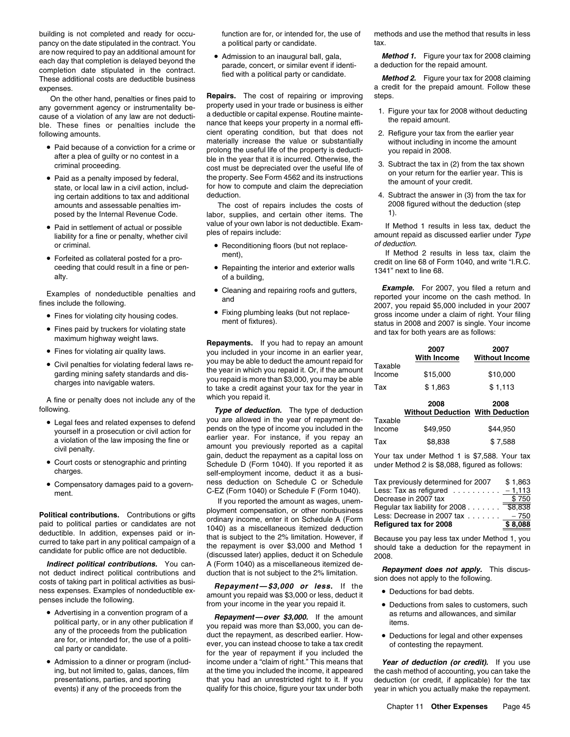building is not completed and ready for occupancy on the date stipulated in the contract. You are now required to pay an additional amount for each day that completion is delayed beyond the completion date stipulated in the contract. These additional costs are deductible business expenses.

On the other hand, penalties or fines paid to any government agency or instrumentality because of a violation of any law are not deductible. These fines or penalties include the following amounts.

- Paid because of a conviction for a crime or after a plea of guilty or no contest in a criminal proceeding.
- Paid as a penalty imposed by federal, state, or local law in a civil action, including certain additions to tax and additional amounts and assessable penalties imposed by the Internal Revenue Code.
- Paid in settlement of actual or possible liability for a fine or penalty, whether civil or criminal.
- Forfeited as collateral posted for a proceeding that could result in a fine or penalty.

Examples of nondeductible penalties and fines include the following.

- Fines for violating city housing codes.
- Fines paid by truckers for violating state maximum highway weight laws.
- Fines for violating air quality laws.
- Civil penalties for violating federal laws regarding mining safety standards and discharges into navigable waters.

A fine or penalty does not include any of the following.

- Legal fees and related expenses to defend yourself in a prosecution or civil action for a violation of the law imposing the fine or civil penalty.
- Court costs or stenographic and printing charges.
- Compensatory damages paid to a government.

**Political contributions.** Contributions or gifts paid to political parties or candidates are not deductible. In addition, expenses paid or incurred to take part in any political campaign of a candidate for public office are not deductible.

***Indirect political contributions.*** You cannot deduct indirect political contributions and costs of taking part in political activities as business expenses. Examples of nondeductible expenses include the following.

- Advertising in a convention program of a political party, or in any other publication if any of the proceeds from the publication are for, or intended for, the use of a political party or candidate.
- Admission to a dinner or program (including, but not limited to, galas, dances, film presentations, parties, and sporting events) if any of the proceeds from the function are for, or intended for, the use of a political party or candidate.
- Admission to an inaugural ball, gala, parade, concert, or similar event if identified with a political party or candidate.

**Repairs.** The cost of repairing or improving property used in your trade or business is either a deductible or capital expense. Routine maintenance that keeps your property in a normal efficient operating condition, but that does not materially increase the value or substantially prolong the useful life of the property is deductible in the year that it is incurred. Otherwise, the cost must be depreciated over the useful life of the property. See Form 4562 and its instructions for how to compute and claim the depreciation deduction.

The cost of repairs includes the costs of labor, supplies, and certain other items. The value of your own labor is not deductible. Examples of repairs include:

- Reconditioning floors (but not replacement),
- Repainting the interior and exterior walls of a building,
- Cleaning and repairing roofs and gutters, and
- Fixing plumbing leaks (but not replacement of fixtures).

**Repayments.** If you had to repay an amount you included in your income in an earlier year, you may be able to deduct the amount repaid for the year in which you repaid it. Or, if the amount you repaid is more than $3,000, you may be able to take a credit against your tax for the year in which you repaid it.

***Type of deduction.*** The type of deduction you are allowed in the year of repayment depends on the type of income you included in the earlier year. For instance, if you repay an amount you previously reported as a capital gain, deduct the repayment as a capital loss on Schedule D (Form 1040). If you reported it as self-employment income, deduct it as a business deduction on Schedule C or Schedule C-EZ (Form 1040) or Schedule F (Form 1040).

If you reported the amount as wages, unemployment compensation, or other nonbusiness ordinary income, enter it on Schedule A (Form 1040) as a miscellaneous itemized deduction that is subject to the 2% limitation. However, if the repayment is over $3,000 and Method 1 (discussed later) applies, deduct it on Schedule A (Form 1040) as a miscellaneous itemized deduction that is not subject to the 2% limitation.

***Repayment—$3,000 or less.*** If the amount you repaid was $3,000 or less, deduct it from your income in the year you repaid it.

***Repayment—over $3,000.*** If the amount you repaid was more than $3,000, you can deduct the repayment, as described earlier. However, you can instead choose to take a tax credit for the year of repayment if you included the income under a "claim of right." This means that at the time you included the income, it appeared that you had an unrestricted right to it. If you qualify for this choice, figure your tax under both methods and use the method that results in less tax.

***Method 1.*** Figure your tax for 2008 claiming a deduction for the repaid amount.

***Method 2.*** Figure your tax for 2008 claiming a credit for the prepaid amount. Follow these steps.

1. Figure your tax for 2008 without deducting the repaid amount.
2. Refigure your tax from the earlier year without including in income the amount you repaid in 2008.
3. Subtract the tax in (2) from the tax shown on your return for the earlier year. This is the amount of your credit.
4. Subtract the answer in (3) from the tax for 2008 figured without the deduction (step 1).

If Method 1 results in less tax, deduct the amount repaid as discussed earlier under *Type of deduction.*

If Method 2 results in less tax, claim the credit on line 68 of Form 1040, and write "I.R.C. 1341" next to line 68.

***Example.*** For 2007, you filed a return and reported your income on the cash method. In 2007, you repaid $5,000 included in your 2007 gross income under a claim of right. Your filing status in 2008 and 2007 is single. Your income and tax for both years are as follows:

| | 2007 With Income | 2007 Without Income |
|---|---|---|
| Taxable Income | $15,000 | $10,000 |
| Tax | $ 1,863 | $ 1,113 |

| | 2008 Without Deduction | 2008 With Deduction |
|---|---|---|
| Taxable Income | $49,950 | $44,950 |
| Tax | $8,838 | $ 7,588 |

Your tax under Method 1 is $7,588. Your tax under Method 2 is $8,088, figured as follows:

| | |
|---|---|
| Tax previously determined for 2007 | $ 1,863 |
| Less: Tax as refigured | – 1,113 |
| Decrease in 2007 tax | $ 750 |
| Regular tax liability for 2008 | $8,838 |
| Less: Decrease in 2007 tax | – 750 |
| **Refigured tax for 2008** | **$ 8,088** |

Because you pay less tax under Method 1, you should take a deduction for the repayment in 2008.

***Repayment does not apply.*** This discussion does not apply to the following.

- Deductions for bad debts.
- Deductions from sales to customers, such as returns and allowances, and similar items.
- Deductions for legal and other expenses of contesting the repayment.

***Year of deduction (or credit).*** If you use the cash method of accounting, you can take the deduction (or credit, if applicable) for the tax year in which you actually make the repayment.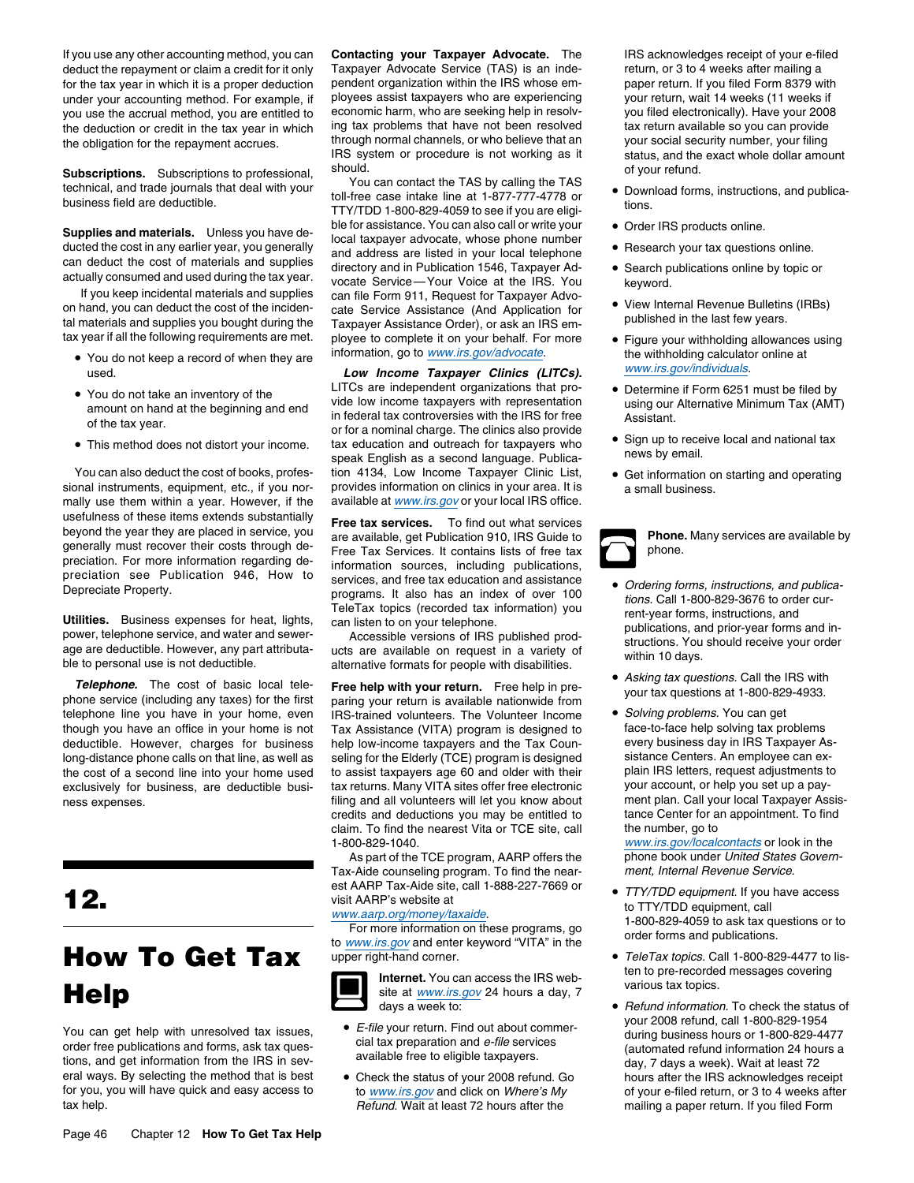If you use any other accounting method, you can deduct the repayment or claim a credit for it only for the tax year in which it is a proper deduction under your accounting method. For example, if you use the accrual method, you are entitled to the deduction or credit in the tax year in which the obligation for the repayment accrues.

**Subscriptions.** Subscriptions to professional, technical, and trade journals that deal with your business field are deductible.

**Supplies and materials.** Unless you have deducted the cost in any earlier year, you generally can deduct the cost of materials and supplies actually consumed and used during the tax year.

If you keep incidental materials and supplies on hand, you can deduct the cost of the incidental materials and supplies you bought during the tax year if all the following requirements are met.

- You do not keep a record of when they are used.
- You do not take an inventory of the amount on hand at the beginning and end of the tax year.
- This method does not distort your income.

You can also deduct the cost of books, professional instruments, equipment, etc., if you normally use them within a year. However, if the usefulness of these items extends substantially beyond the year they are placed in service, you generally must recover their costs through depreciation. For more information regarding depreciation see Publication 946, How to Depreciate Property.

**Utilities.** Business expenses for heat, lights, power, telephone service, and water and sewerage are deductible. However, any part attributable to personal use is not deductible.

***Telephone.*** The cost of basic local telephone service (including any taxes) for the first telephone line you have in your home, even though you have an office in your home is not deductible. However, charges for business long-distance phone calls on that line, as well as the cost of a second line into your home used exclusively for business, are deductible business expenses.

# 12. How To Get Tax Help

You can get help with unresolved tax issues, order free publications and forms, ask tax questions, and get information from the IRS in several ways. By selecting the method that is best for you, you will have quick and easy access to tax help.

**Contacting your Taxpayer Advocate.** The Taxpayer Advocate Service (TAS) is an independent organization within the IRS whose employees assist taxpayers who are experiencing economic harm, who are seeking help in resolving tax problems that have not been resolved through normal channels, or who believe that an IRS system or procedure is not working as it should.

You can contact the TAS by calling the TAS toll-free case intake line at 1-877-777-4778 or TTY/TDD 1-800-829-4059 to see if you are eligible for assistance. You can also call or write your local taxpayer advocate, whose phone number and address are listed in your local telephone directory and in Publication 1546, Taxpayer Advocate Service—Your Voice at the IRS. You can file Form 911, Request for Taxpayer Advocate Service Assistance (And Application for Taxpayer Assistance Order), or ask an IRS employee to complete it on your behalf. For more information, go to *www.irs.gov/advocate*.

***Low Income Taxpayer Clinics (LITCs).*** LITCs are independent organizations that provide low income taxpayers with representation in federal tax controversies with the IRS for free or for a nominal charge. The clinics also provide tax education and outreach for taxpayers who speak English as a second language. Publication 4134, Low Income Taxpayer Clinic List, provides information on clinics in your area. It is available at *www.irs.gov* or your local IRS office.

**Free tax services.** To find out what services are available, get Publication 910, IRS Guide to Free Tax Services. It contains lists of free tax information sources, including publications, services, and free tax education and assistance programs. It also has an index of over 100 TeleTax topics (recorded tax information) you can listen to on your telephone.

Accessible versions of IRS published products are available on request in a variety of alternative formats for people with disabilities.

**Free help with your return.** Free help in preparing your return is available nationwide from IRS-trained volunteers. The Volunteer Income Tax Assistance (VITA) program is designed to help low-income taxpayers and the Tax Counseling for the Elderly (TCE) program is designed to assist taxpayers age 60 and older with their tax returns. Many VITA sites offer free electronic filing and all volunteers will let you know about credits and deductions you may be entitled to claim. To find the nearest Vita or TCE site, call 1-800-829-1040.

As part of the TCE program, AARP offers the Tax-Aide counseling program. To find the nearest AARP Tax-Aide site, call 1-888-227-7669 or visit AARP's website at *www.aarp.org/money/taxaide*.

For more information on these programs, go to *www.irs.gov* and enter keyword "VITA" in the upper right-hand corner.

**Internet.** You can access the IRS website at *www.irs.gov* 24 hours a day, 7 days a week to:

- *E-file* your return. Find out about commercial tax preparation and *e-file* services available free to eligible taxpayers.
- Check the status of your 2008 refund. Go to *www.irs.gov* and click on *Where's My Refund*. Wait at least 72 hours after the IRS acknowledges receipt of your e-filed return, or 3 to 4 weeks after mailing a paper return. If you filed Form 8379 with your return, wait 14 weeks (11 weeks if you filed electronically). Have your 2008 tax return available so you can provide your social security number, your filing status, and the exact whole dollar amount of your refund.
- Download forms, instructions, and publications.
- Order IRS products online.
- Research your tax questions online.
- Search publications online by topic or keyword.
- View Internal Revenue Bulletins (IRBs) published in the last few years.
- Figure your withholding allowances using the withholding calculator online at *www.irs.gov/individuals*.
- Determine if Form 6251 must be filed by using our Alternative Minimum Tax (AMT) Assistant.
- Sign up to receive local and national tax news by email.
- Get information on starting and operating a small business.

**Phone.** Many services are available by phone.

- *Ordering forms, instructions, and publications.* Call 1-800-829-3676 to order current-year forms, instructions, and publications, and prior-year forms and instructions. You should receive your order within 10 days.
- *Asking tax questions.* Call the IRS with your tax questions at 1-800-829-4933.
- *Solving problems.* You can get face-to-face help solving tax problems every business day in IRS Taxpayer Assistance Centers. An employee can explain IRS letters, request adjustments to your account, or help you set up a payment plan. Call your local Taxpayer Assistance Center for an appointment. To find the number, go to *www.irs.gov/localcontacts* or look in the phone book under *United States Government, Internal Revenue Service*.
- *TTY/TDD equipment.* If you have access to TTY/TDD equipment, call 1-800-829-4059 to ask tax questions or to order forms and publications.
- *TeleTax topics.* Call 1-800-829-4477 to listen to pre-recorded messages covering various tax topics.
- *Refund information.* To check the status of your 2008 refund, call 1-800-829-1954 during business hours or 1-800-829-4477 (automated refund information 24 hours a day, 7 days a week). Wait at least 72 hours after the IRS acknowledges receipt of your e-filed return, or 3 to 4 weeks after mailing a paper return. If you filed Form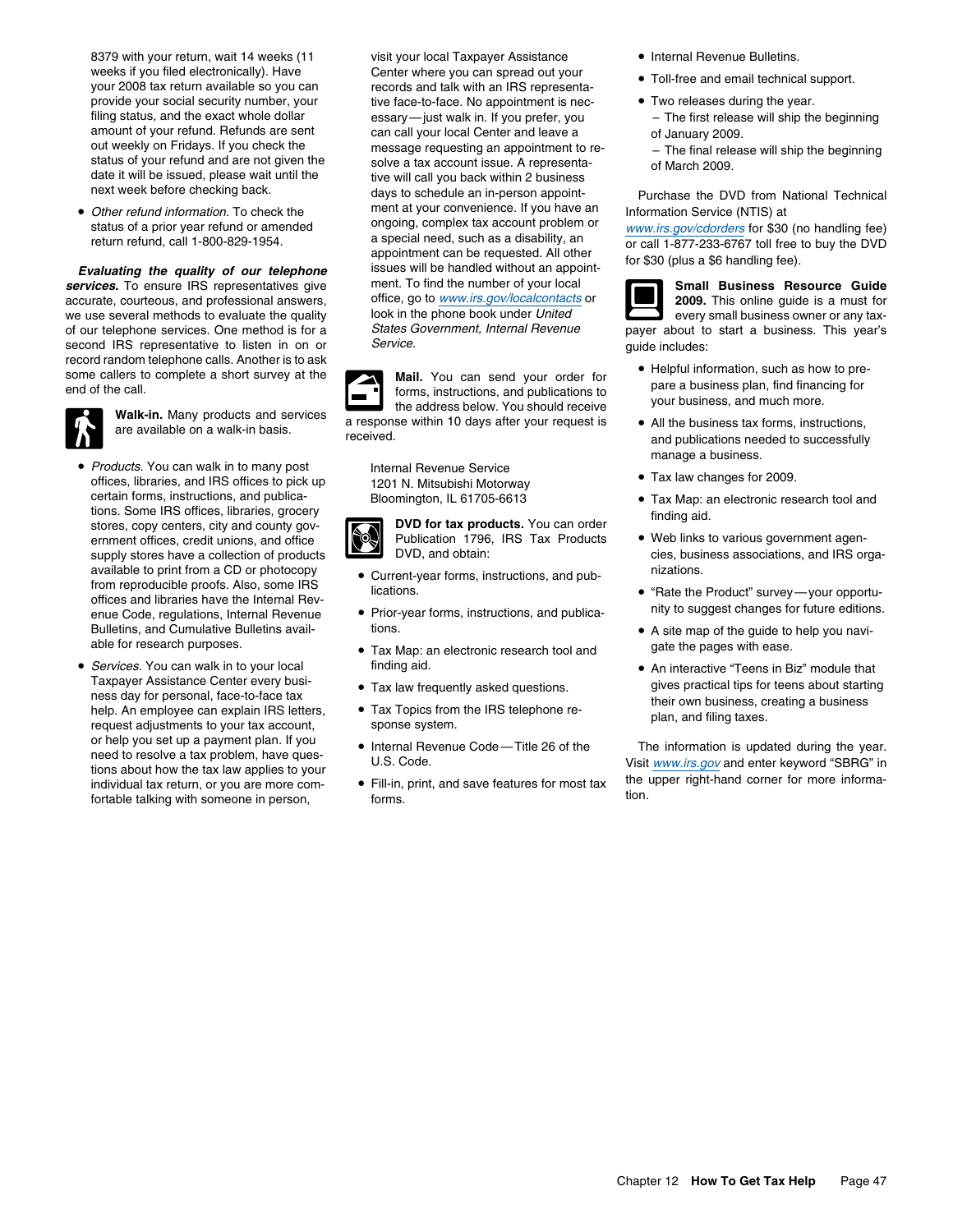8379 with your return, wait 14 weeks (11 weeks if you filed electronically). Have your 2008 tax return available so you can provide your social security number, your filing status, and the exact whole dollar amount of your refund. Refunds are sent out weekly on Fridays. If you check the status of your refund and are not given the date it will be issued, please wait until the next week before checking back.

- *Other refund information.* To check the status of a prior year refund or amended return refund, call 1-800-829-1954.

***Evaluating the quality of our telephone services.*** To ensure IRS representatives give accurate, courteous, and professional answers, we use several methods to evaluate the quality of our telephone services. One method is for a second IRS representative to listen in on or record random telephone calls. Another is to ask some callers to complete a short survey at the end of the call.

**Walk-in.** Many products and services are available on a walk-in basis.

- *Products.* You can walk in to many post offices, libraries, and IRS offices to pick up certain forms, instructions, and publications. Some IRS offices, libraries, grocery stores, copy centers, city and county government offices, credit unions, and office supply stores have a collection of products available to print from a CD or photocopy from reproducible proofs. Also, some IRS offices and libraries have the Internal Revenue Code, regulations, Internal Revenue Bulletins, and Cumulative Bulletins available for research purposes.
- *Services.* You can walk in to your local Taxpayer Assistance Center every business day for personal, face-to-face tax help. An employee can explain IRS letters, request adjustments to your tax account, or help you set up a payment plan. If you need to resolve a tax problem, have questions about how the tax law applies to your individual tax return, or you are more comfortable talking with someone in person, visit your local Taxpayer Assistance Center where you can spread out your records and talk with an IRS representative face-to-face. No appointment is necessary—just walk in. If you prefer, you can call your local Center and leave a message requesting an appointment to resolve a tax account issue. A representative will call you back within 2 business days to schedule an in-person appointment at your convenience. If you have an ongoing, complex tax account problem or a special need, such as a disability, an appointment can be requested. All other issues will be handled without an appointment. To find the number of your local office, go to *www.irs.gov/localcontacts* or look in the phone book under *United States Government, Internal Revenue Service.*

**Mail.** You can send your order for forms, instructions, and publications to the address below. You should receive a response within 10 days after your request is received.

Internal Revenue Service
1201 N. Mitsubishi Motorway
Bloomington, IL 61705-6613

**DVD for tax products.** You can order Publication 1796, IRS Tax Products DVD, and obtain:

- Current-year forms, instructions, and publications.
- Prior-year forms, instructions, and publications.
- Tax Map: an electronic research tool and finding aid.
- Tax law frequently asked questions.
- Tax Topics from the IRS telephone response system.
- Internal Revenue Code—Title 26 of the U.S. Code.
- Fill-in, print, and save features for most tax forms.
- Internal Revenue Bulletins.
- Toll-free and email technical support.
- Two releases during the year.
  - The first release will ship the beginning of January 2009.
  - The final release will ship the beginning of March 2009.

Purchase the DVD from National Technical Information Service (NTIS) at *www.irs.gov/cdorders* for $30 (no handling fee) or call 1-877-233-6767 toll free to buy the DVD for $30 (plus a $6 handling fee).

**Small Business Resource Guide 2009.** This online guide is a must for every small business owner or any taxpayer about to start a business. This year's guide includes:

- Helpful information, such as how to prepare a business plan, find financing for your business, and much more.
- All the business tax forms, instructions, and publications needed to successfully manage a business.
- Tax law changes for 2009.
- Tax Map: an electronic research tool and finding aid.
- Web links to various government agencies, business associations, and IRS organizations.
- "Rate the Product" survey—your opportunity to suggest changes for future editions.
- A site map of the guide to help you navigate the pages with ease.
- An interactive "Teens in Biz" module that gives practical tips for teens about starting their own business, creating a business plan, and filing taxes.

The information is updated during the year. Visit *www.irs.gov* and enter keyword "SBRG" in the upper right-hand corner for more information.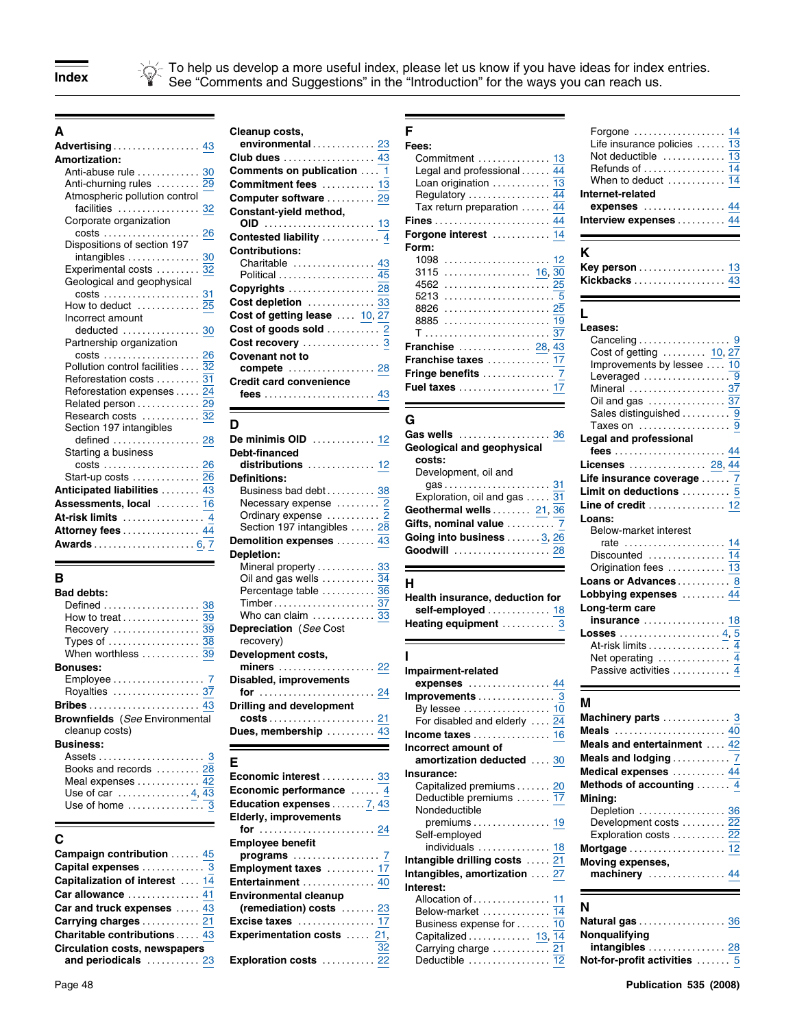# Index

To help us develop a more useful index, please let us know if you have ideas for index entries. See "Comments and Suggestions" in the "Introduction" for the ways you can reach us.

## A

**Advertising** 43
**Amortization:**
- Anti-abuse rule 30
- Anti-churning rules 29
- Atmospheric pollution control facilities 32
- Corporate organization costs 26
- Dispositions of section 197 intangibles 30
- Experimental costs 32
- Geological and geophysical costs 31
- How to deduct 25
- Incorrect amount deducted 30
- Partnership organization costs 26
- Pollution control facilities 32
- Reforestation costs 31
- Reforestation expenses 24
- Related person 29
- Research costs 32
- Section 197 intangibles defined 28
- Starting a business costs 26
- Start-up costs 26

**Anticipated liabilities** 43
**Assessments, local** 16
**At-risk limits** 4
**Attorney fees** 44
**Awards** 6, 7

## B

**Bad debts:**
- Defined 38
- How to treat 39
- Recovery 39
- Types of 38
- When worthless 39

**Bonuses:**
- Employee 7
- Royalties 37

**Bribes** 43
**Brownfields** (*See* Environmental cleanup costs)
**Business:**
- Assets 3
- Books and records 28
- Meal expenses 42
- Use of car 4, 43
- Use of home 3

## C

**Campaign contribution** 45
**Capital expenses** 3
**Capitalization of interest** 14
**Car allowance** 41
**Car and truck expenses** 43
**Carrying charges** 21
**Charitable contributions** 43
**Circulation costs, newspapers and periodicals** 23
**Cleanup costs, environmental** 23
**Club dues** 43
**Comments on publication** 1
**Commitment fees** 13
**Computer software** 29
**Constant-yield method, OID** 13
**Contested liability** 4
**Contributions:**
- Charitable 43
- Political 45

**Copyrights** 28
**Cost depletion** 33
**Cost of getting lease** 10, 27
**Cost of goods sold** 2
**Cost recovery** 3
**Covenant not to compete** 28
**Credit card convenience fees** 43

## D

**De minimis OID** 12
**Debt-financed distributions** 12
**Definitions:**
- Business bad debt 38
- Necessary expense 2
- Ordinary expense 2
- Section 197 intangibles 28

**Demolition expenses** 43
**Depletion:**
- Mineral property 33
- Oil and gas wells 34
- Percentage table 36
- Timber 37
- Who can claim 33

**Depreciation** (*See* Cost recovery)
**Development costs, miners** 22
**Disabled, improvements for** 24
**Drilling and development costs** 21
**Dues, membership** 43

## E

**Economic interest** 33
**Economic performance** 4
**Education expenses** 7, 43
**Elderly, improvements for** 24
**Employee benefit programs** 7
**Employment taxes** 17
**Entertainment** 40
**Environmental cleanup (remediation) costs** 23
**Excise taxes** 17
**Experimentation costs** 21, 32
**Exploration costs** 22

## F

**Fees:**
- Commitment 13
- Legal and professional 44
- Loan origination 13
- Regulatory 44
- Tax return preparation 44

**Fines** 44
**Forgone interest** 14
**Form:**
- 1098 12
- 3115 16, 30
- 4562 25
- 5213 5
- 8826 25
- 8885 19
- T 37

**Franchise** 28, 43
**Franchise taxes** 17
**Fringe benefits** 7
**Fuel taxes** 17

## G

**Gas wells** 36
**Geological and geophysical costs:**
- Development, oil and gas 31
- Exploration, oil and gas 31

**Geothermal wells** 21, 36
**Gifts, nominal value** 7
**Going into business** 3, 26
**Goodwill** 28

## H

**Health insurance, deduction for self-employed** 18
**Heating equipment** 3

## I

**Impairment-related expenses** 44
**Improvements** 3
- By lessee 10
- For disabled and elderly 24

**Income taxes** 16
**Incorrect amount of amortization deducted** 30
**Insurance:**
- Capitalized premiums 20
- Deductible premiums 17
- Nondeductible premiums 19
- Self-employed individuals 18

**Intangible drilling costs** 21
**Intangibles, amortization** 27
**Interest:**
- Allocation of 11
- Below-market 14
- Business expense for 10
- Capitalized 13, 14
- Carrying charge 21
- Deductible 12
- Forgone 14
- Life insurance policies 13
- Not deductible 13
- Refunds of 14
- When to deduct 14

**Internet-related expenses** 44
**Interview expenses** 44

## K

**Key person** 13
**Kickbacks** 43

## L

**Leases:**
- Canceling 9
- Cost of getting 10, 27
- Improvements by lessee 10
- Leveraged 9
- Mineral 37
- Oil and gas 37
- Sales distinguished 9
- Taxes on 9

**Legal and professional fees** 44
**Licenses** 28, 44
**Life insurance coverage** 7
**Limit on deductions** 5
**Line of credit** 12
**Loans:**
- Below-market interest rate 14
- Discounted 14
- Origination fees 13

**Loans or Advances** 8
**Lobbying expenses** 44
**Long-term care insurance** 18
**Losses** 4, 5
- At-risk limits 4
- Net operating 4
- Passive activities 4

## M

**Machinery parts** 3
**Meals** 40
**Meals and entertainment** 42
**Meals and lodging** 7
**Medical expenses** 44
**Methods of accounting** 4
**Mining:**
- Depletion 36
- Development costs 22
- Exploration costs 22

**Mortgage** 12
**Moving expenses, machinery** 44

## N

**Natural gas** 36
**Nonqualifying intangibles** 28
**Not-for-profit activities** 5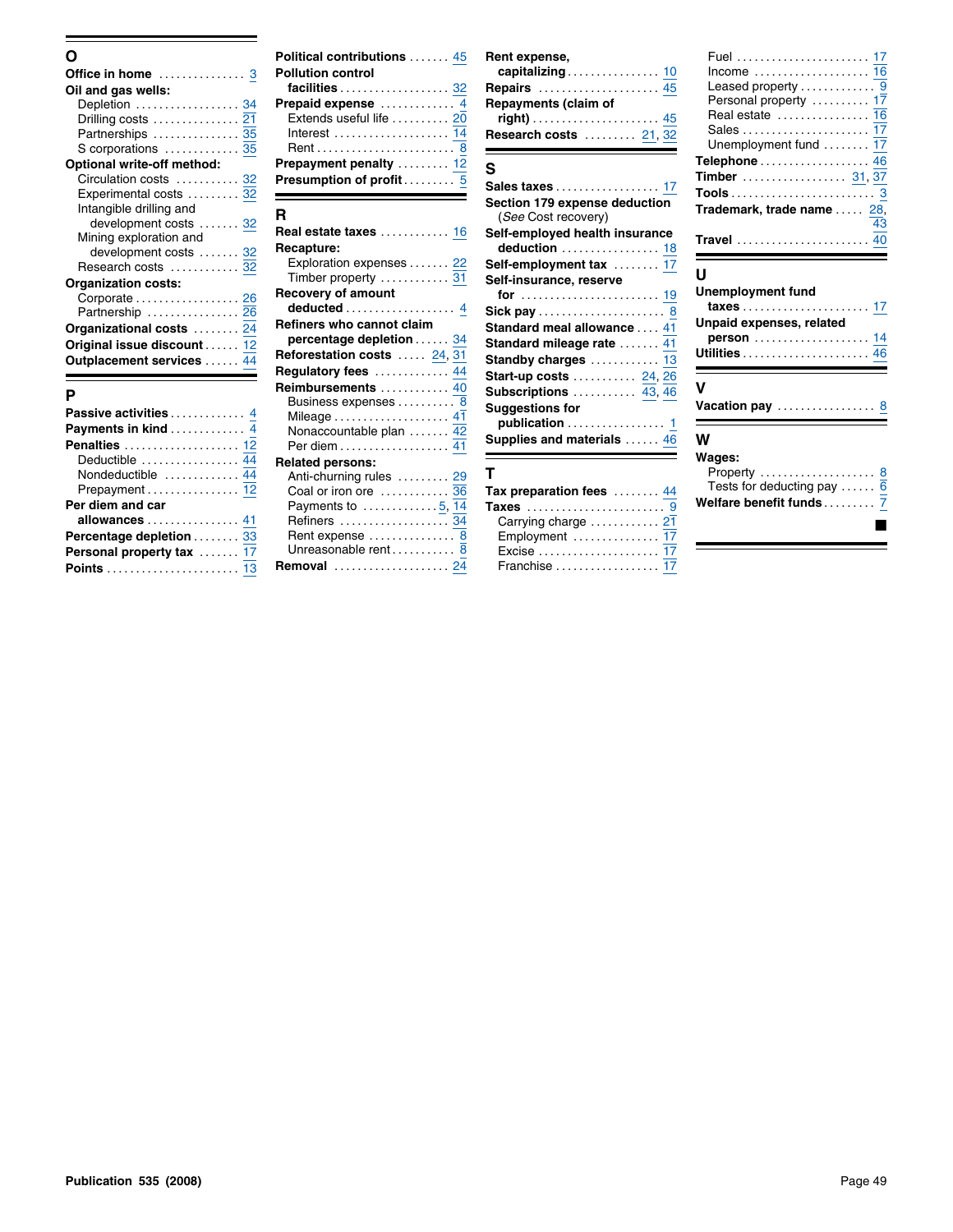## O

**Office in home** ............... 3
**Oil and gas wells:**
- Depletion .................. 34
- Drilling costs ............... 21
- Partnerships ............... 35
- S corporations ............. 35

**Optional write-off method:**
- Circulation costs ........... 32
- Experimental costs ......... 32
- Intangible drilling and development costs ....... 32
- Mining exploration and development costs ....... 32
- Research costs ............ 32

**Organization costs:**
- Corporate .................. 26
- Partnership ................ 26

**Organizational costs** ........ 24
**Original issue discount** ...... 12
**Outplacement services** ...... 44

## P

**Passive activities** ............. 4
**Payments in kind** ............. 4
**Penalties** .................... 12
- Deductible ................. 44
- Nondeductible ............. 44
- Prepayment ................ 12

**Per diem and car allowances** ................ 41
**Percentage depletion** ........ 33
**Personal property tax** ....... 17
**Points** ........................ 13
**Political contributions** ....... 45
**Pollution control facilities** .................. 32
**Prepaid expense** ............. 4
- Extends useful life .......... 20
- Interest ................... 14
- Rent ........................ 8

**Prepayment penalty** ......... 12
**Presumption of profit** ......... 5

## R

**Real estate taxes** ............ 16
**Recapture:**
- Exploration expenses ....... 22
- Timber property ............ 31

**Recovery of amount deducted** .................. 4
**Refiners who cannot claim percentage depletion** ...... 34
**Reforestation costs** ..... 24, 31
**Regulatory fees** ............. 44
**Reimbursements** ............ 40
- Business expenses .......... 8
- Mileage .................... 41
- Nonaccountable plan ....... 42
- Per diem .................. 41

**Related persons:**
- Anti-churning rules ......... 29
- Coal or iron ore ............ 36
- Payments to .............5, 14
- Refiners .................. 34
- Rent expense ............... 8
- Unreasonable rent ........... 8

**Removal** .................... 24
**Rent expense, capitalizing** ................ 10
**Repairs** ..................... 45
**Repayments (claim of right)** ...................... 45
**Research costs** ......... 21, 32

## S

**Sales taxes** ................. 17
**Section 179 expense deduction** (*See* Cost recovery)
**Self-employed health insurance deduction** ................. 18
**Self-employment tax** ........ 17
**Self-insurance, reserve for** ........................ 19
**Sick pay** ...................... 8
**Standard meal allowance** .... 41
**Standard mileage rate** ....... 41
**Standby charges** ............ 13
**Start-up costs** ........... 24, 26
**Subscriptions** ........... 43, 46
**Suggestions for publication** ................. 1
**Supplies and materials** ...... 46

## T

**Tax preparation fees** ........ 44
**Taxes** ........................ 9
- Carrying charge ............ 21
- Employment ............... 17
- Excise ..................... 17
- Franchise .................. 17
- Fuel ....................... 17
- Income .................... 16
- Leased property ............. 9
- Personal property .......... 17
- Real estate ................ 16
- Sales ...................... 17
- Unemployment fund ........ 17

**Telephone** ................... 46
**Timber** .................. 31, 37
**Tools** ......................... 3
**Trademark, trade name** ..... 28, 43
**Travel** ....................... 40

## U

**Unemployment fund taxes** ..................... 17
**Unpaid expenses, related person** .................... 14
**Utilities** ...................... 46

## V

**Vacation pay** ................. 8

## W

**Wages:**
- Property .................... 8
- Tests for deducting pay ...... 6

**Welfare benefit funds** ......... 7

■